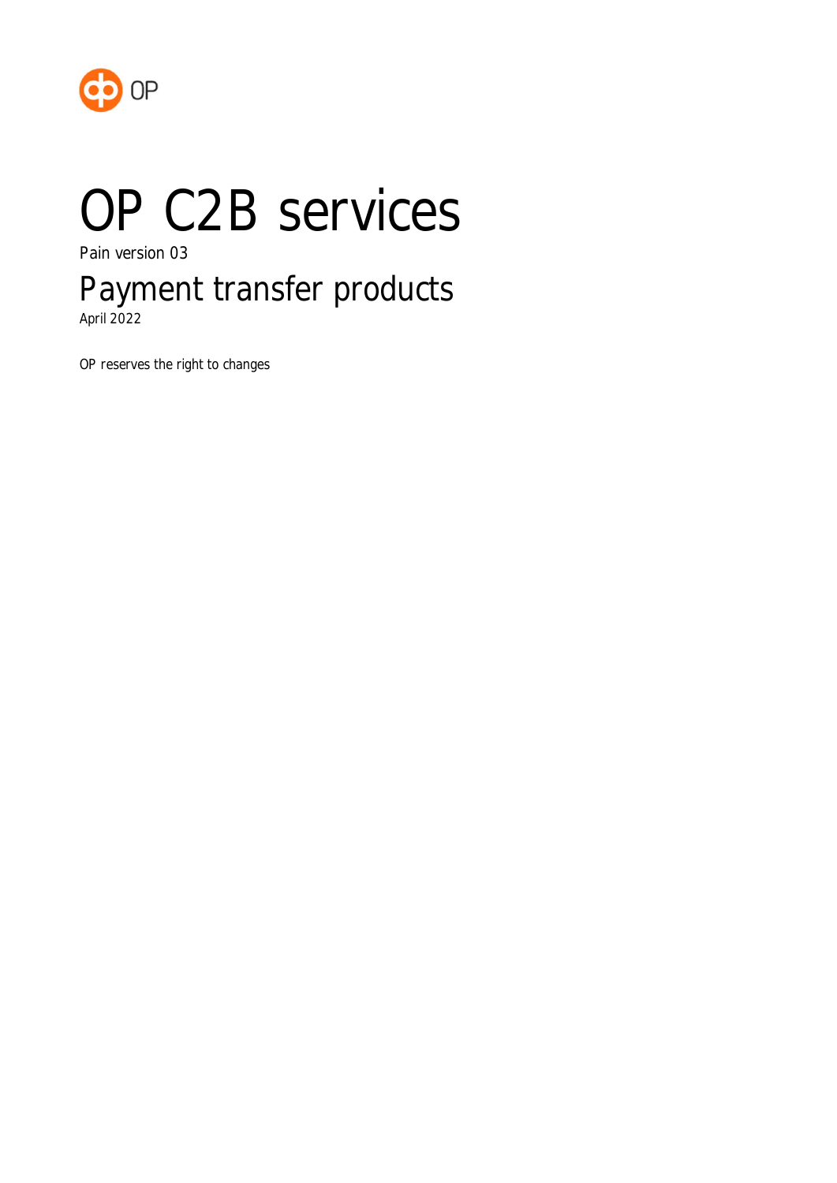OP

# OP C2B services

Pain version 03

## Payment transfer products

April 2022

OP reserves the right to changes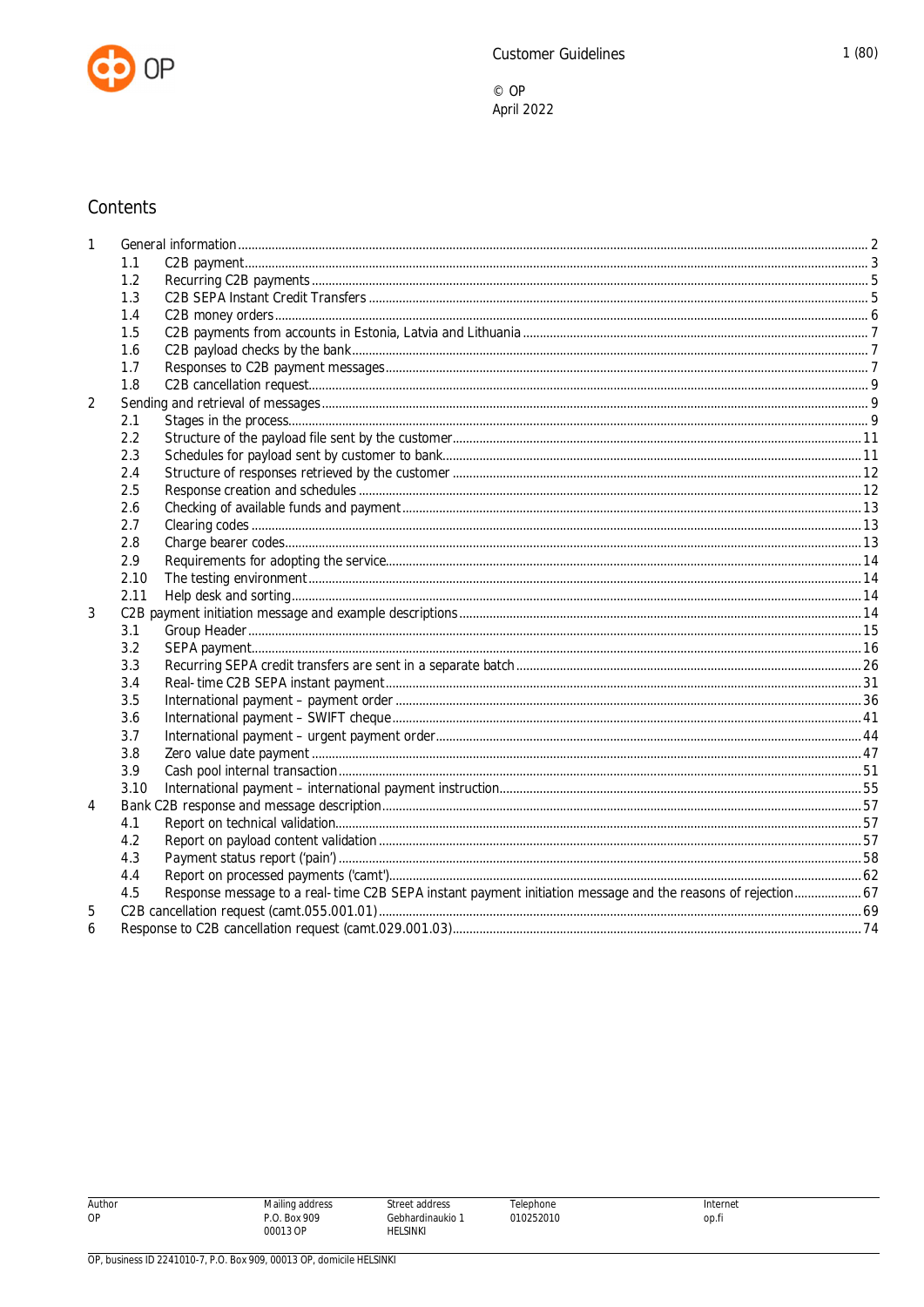# Contents

| | | | |
|---|---|---|---|
| 1 | | General information | 2 |
| | 1.1 | C2B payment | 3 |
| | 1.2 | Recurring C2B payments | 5 |
| | 1.3 | C2B SEPA Instant Credit Transfers | 5 |
| | 1.4 | C2B money orders | 6 |
| | 1.5 | C2B payments from accounts in Estonia, Latvia and Lithuania | 7 |
| | 1.6 | C2B payload checks by the bank | 7 |
| | 1.7 | Responses to C2B payment messages | 7 |
| | 1.8 | C2B cancellation request | 9 |
| 2 | | Sending and retrieval of messages | 9 |
| | 2.1 | Stages in the process | 9 |
| | 2.2 | Structure of the payload file sent by the customer | 11 |
| | 2.3 | Schedules for payload sent by customer to bank | 11 |
| | 2.4 | Structure of responses retrieved by the customer | 12 |
| | 2.5 | Response creation and schedules | 12 |
| | 2.6 | Checking of available funds and payment | 13 |
| | 2.7 | Clearing codes | 13 |
| | 2.8 | Charge bearer codes | 13 |
| | 2.9 | Requirements for adopting the service | 14 |
| | 2.10 | The testing environment | 14 |
| | 2.11 | Help desk and sorting | 14 |
| 3 | | C2B payment initiation message and example descriptions | 14 |
| | 3.1 | Group Header | 15 |
| | 3.2 | SEPA payment | 16 |
| | 3.3 | Recurring SEPA credit transfers are sent in a separate batch | 26 |
| | 3.4 | Real-time C2B SEPA instant payment | 31 |
| | 3.5 | International payment – payment order | 36 |
| | 3.6 | International payment – SWIFT cheque | 41 |
| | 3.7 | International payment – urgent payment order | 44 |
| | 3.8 | Zero value date payment | 47 |
| | 3.9 | Cash pool internal transaction | 51 |
| | 3.10 | International payment – international payment instruction | 55 |
| 4 | | Bank C2B response and message description | 57 |
| | 4.1 | Report on technical validation | 57 |
| | 4.2 | Report on payload content validation | 57 |
| | 4.3 | Payment status report ('pain') | 58 |
| | 4.4 | Report on processed payments ('camt') | 62 |
| | 4.5 | Response message to a real-time C2B SEPA instant payment initiation message and the reasons of rejection | 67 |
| 5 | | C2B cancellation request (camt.055.001.01) | 69 |
| 6 | | Response to C2B cancellation request (camt.029.001.03) | 74 |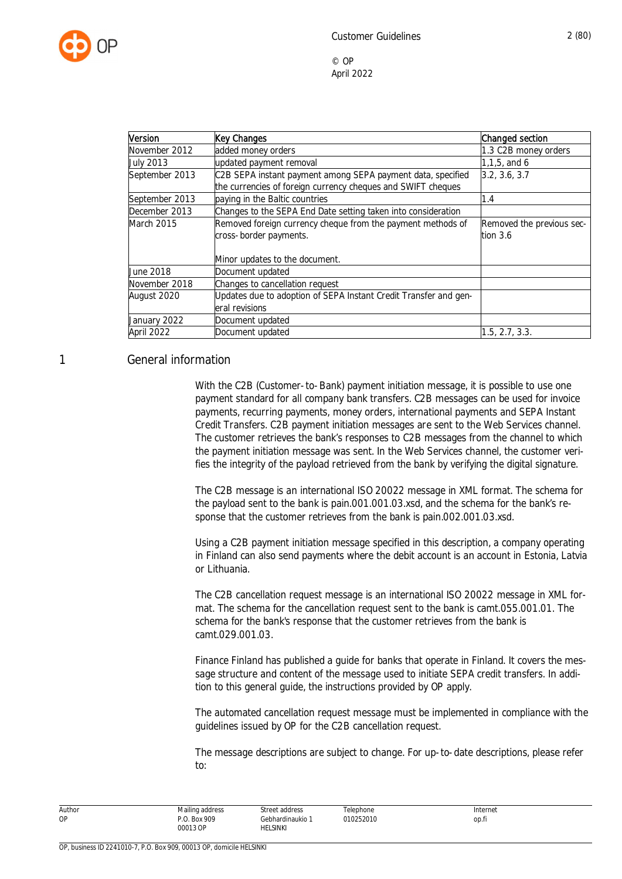| Version | Key Changes | Changed section |
|---|---|---|
| November 2012 | added money orders | 1.3 C2B money orders |
| July 2013 | updated payment removal | 1,1,5, and 6 |
| September 2013 | C2B SEPA instant payment among SEPA payment data, specified the currencies of foreign currency cheques and SWIFT cheques | 3.2, 3.6, 3.7 |
| September 2013 | paying in the Baltic countries | 1.4 |
| December 2013 | Changes to the SEPA End Date setting taken into consideration | |
| March 2015 | Removed foreign currency cheque from the payment methods of cross- border payments.<br><br>Minor updates to the document. | Removed the previous section 3.6 |
| June 2018 | Document updated | |
| November 2018 | Changes to cancellation request | |
| August 2020 | Updates due to adoption of SEPA Instant Credit Transfer and general revisions | |
| January 2022 | Document updated | |
| April 2022 | Document updated | 1.5, 2.7, 3.3. |

# 1 General information

With the C2B (Customer- to- Bank) payment initiation message, it is possible to use one payment standard for all company bank transfers. C2B messages can be used for invoice payments, recurring payments, money orders, international payments and SEPA Instant Credit Transfers. C2B payment initiation messages are sent to the Web Services channel. The customer retrieves the bank's responses to C2B messages from the channel to which the payment initiation message was sent. In the Web Services channel, the customer verifies the integrity of the payload retrieved from the bank by verifying the digital signature.

The C2B message is an international ISO 20022 message in XML format. The schema for the payload sent to the bank is pain.001.001.03.xsd, and the schema for the bank's response that the customer retrieves from the bank is pain.002.001.03.xsd.

Using a C2B payment initiation message specified in this description, a company operating in Finland can also send payments where the debit account is an account in Estonia, Latvia or Lithuania.

The C2B cancellation request message is an international ISO 20022 message in XML format. The schema for the cancellation request sent to the bank is camt.055.001.01. The schema for the bank's response that the customer retrieves from the bank is camt.029.001.03.

Finance Finland has published a guide for banks that operate in Finland. It covers the message structure and content of the message used to initiate SEPA credit transfers. In addition to this general guide, the instructions provided by OP apply.

The automated cancellation request message must be implemented in compliance with the guidelines issued by OP for the C2B cancellation request.

The message descriptions are subject to change. For up- to- date descriptions, please refer to: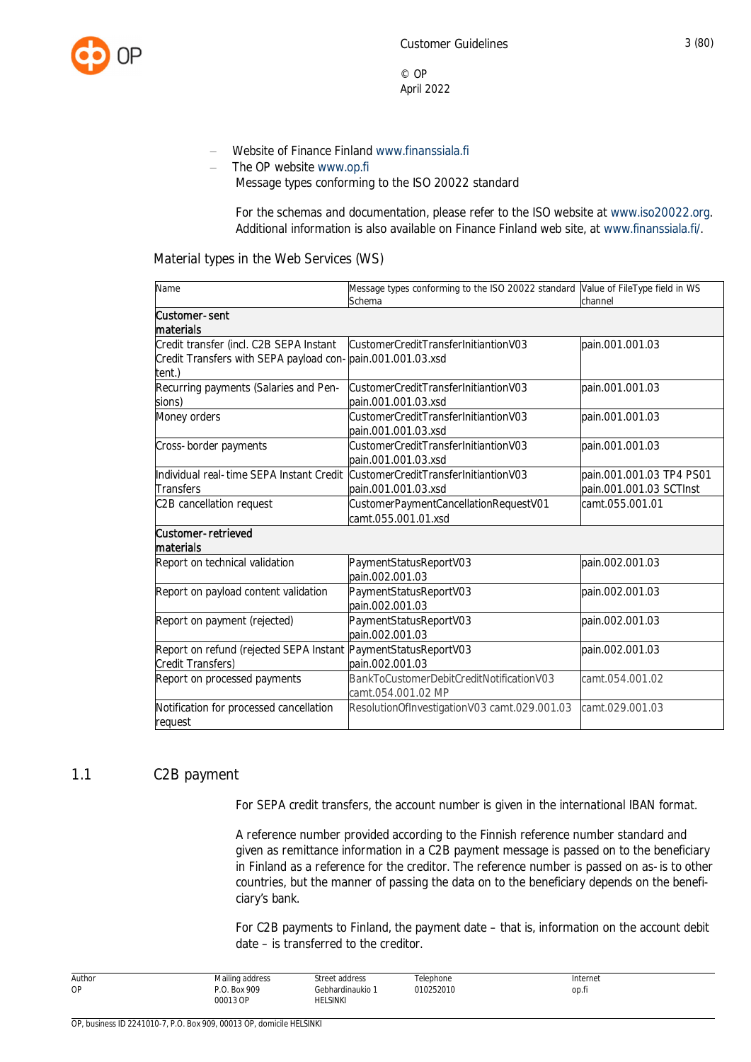- Website of Finance Finland www.finanssiala.fi
- The OP website www.op.fi

Message types conforming to the ISO 20022 standard

For the schemas and documentation, please refer to the ISO website at www.iso20022.org. Additional information is also available on Finance Finland web site, at www.finanssiala.fi/.

Material types in the Web Services (WS)

| Name | Message types conforming to the ISO 20022 standard Schema | Value of FileType field in WS channel |
|---|---|---|
| **Customer-sent materials** | | |
| Credit transfer (incl. C2B SEPA Instant Credit Transfers with SEPA payload content.) | CustomerCreditTransferInitiationV03 pain.001.001.03.xsd | pain.001.001.03 |
| Recurring payments (Salaries and Pensions) | CustomerCreditTransferInitiationV03 pain.001.001.03.xsd | pain.001.001.03 |
| Money orders | CustomerCreditTransferInitiationV03 pain.001.001.03.xsd | pain.001.001.03 |
| Cross-border payments | CustomerCreditTransferInitiationV03 pain.001.001.03.xsd | pain.001.001.03 |
| Individual real-time SEPA Instant Credit Transfers | CustomerCreditTransferInitiationV03 pain.001.001.03.xsd | pain.001.001.03 TP4 PS01 pain.001.001.03 SCTInst |
| C2B cancellation request | CustomerPaymentCancellationRequestV01 camt.055.001.01.xsd | camt.055.001.01 |
| **Customer-retrieved materials** | | |
| Report on technical validation | PaymentStatusReportV03 pain.002.001.03 | pain.002.001.03 |
| Report on payload content validation | PaymentStatusReportV03 pain.002.001.03 | pain.002.001.03 |
| Report on payment (rejected) | PaymentStatusReportV03 pain.002.001.03 | pain.002.001.03 |
| Report on refund (rejected SEPA Instant Credit Transfers) | PaymentStatusReportV03 pain.002.001.03 | pain.002.001.03 |
| Report on processed payments | BankToCustomerDebitCreditNotificationV03 camt.054.001.02 MP | camt.054.001.02 |
| Notification for processed cancellation request | ResolutionOfInvestigationV03 camt.029.001.03 | camt.029.001.03 |

## 1.1 C2B payment

For SEPA credit transfers, the account number is given in the international IBAN format.

A reference number provided according to the Finnish reference number standard and given as remittance information in a C2B payment message is passed on to the beneficiary in Finland as a reference for the creditor. The reference number is passed on as-is to other countries, but the manner of passing the data on to the beneficiary depends on the beneficiary's bank.

For C2B payments to Finland, the payment date – that is, information on the account debit date – is transferred to the creditor.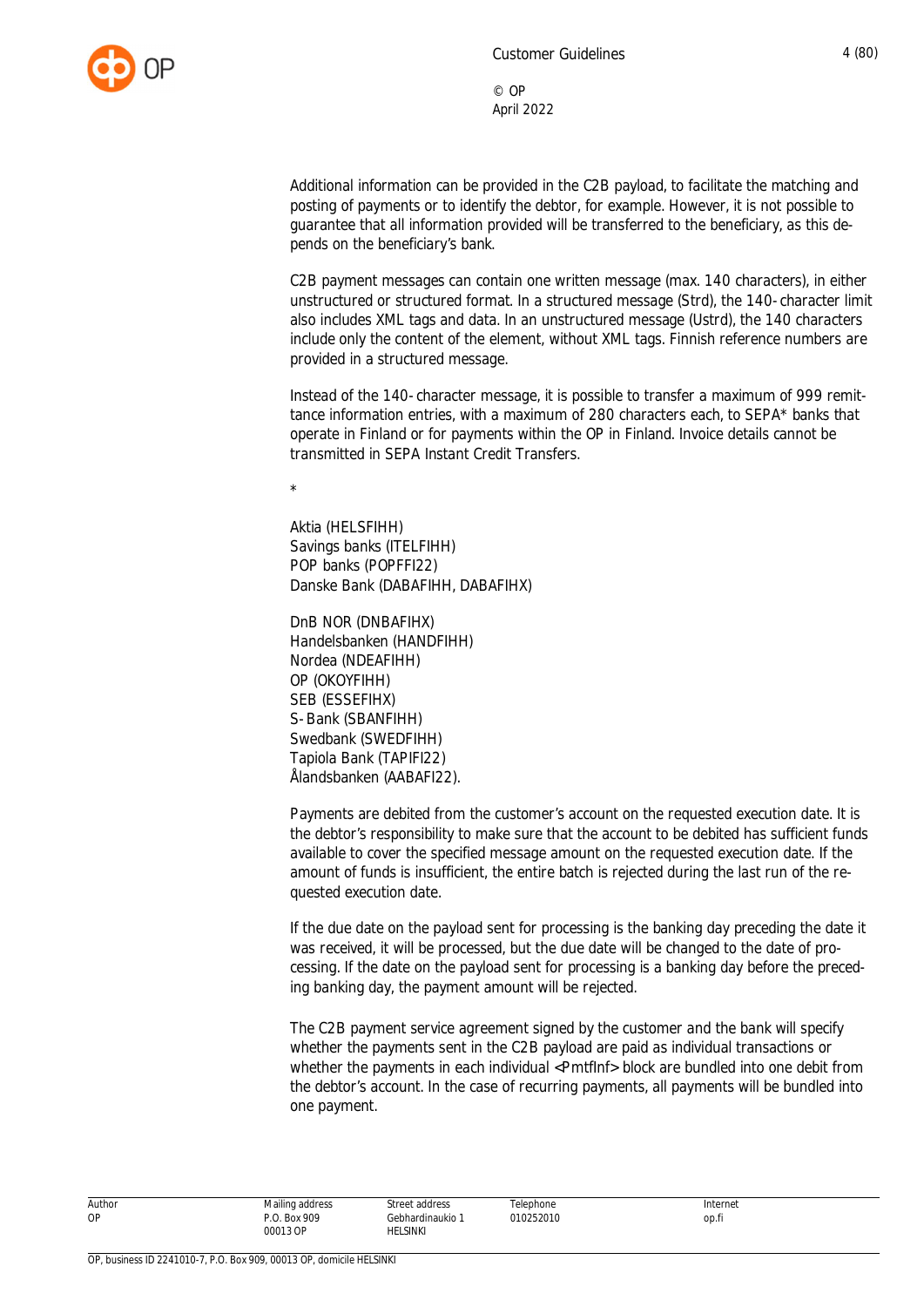Additional information can be provided in the C2B payload, to facilitate the matching and posting of payments or to identify the debtor, for example. However, it is not possible to guarantee that all information provided will be transferred to the beneficiary, as this depends on the beneficiary's bank.

C2B payment messages can contain one written message (max. 140 characters), in either unstructured or structured format. In a structured message (Strd), the 140-character limit also includes XML tags and data. In an unstructured message (Ustrd), the 140 characters include only the content of the element, without XML tags. Finnish reference numbers are provided in a structured message.

Instead of the 140-character message, it is possible to transfer a maximum of 999 remittance information entries, with a maximum of 280 characters each, to SEPA* banks that operate in Finland or for payments within the OP in Finland. Invoice details cannot be transmitted in SEPA Instant Credit Transfers.

*

Aktia (HELSFIHH)
Savings banks (ITELFIHH)
POP banks (POPFFI22)
Danske Bank (DABAFIHH, DABAFIHX)

DnB NOR (DNBAFIHX)
Handelsbanken (HANDFIHH)
Nordea (NDEAFIHH)
OP (OKOYFIHH)
SEB (ESSEFIHX)
S-Bank (SBANFIHH)
Swedbank (SWEDFIHH)
Tapiola Bank (TAPIFI22)
Ålandsbanken (AABAFI22).

Payments are debited from the customer's account on the requested execution date. It is the debtor's responsibility to make sure that the account to be debited has sufficient funds available to cover the specified message amount on the requested execution date. If the amount of funds is insufficient, the entire batch is rejected during the last run of the requested execution date.

If the due date on the payload sent for processing is the banking day preceding the date it was received, it will be processed, but the due date will be changed to the date of processing. If the date on the payload sent for processing is a banking day before the preceding banking day, the payment amount will be rejected.

The C2B payment service agreement signed by the customer and the bank will specify whether the payments sent in the C2B payload are paid as individual transactions or whether the payments in each individual <PmtfInf> block are bundled into one debit from the debtor's account. In the case of recurring payments, all payments will be bundled into one payment.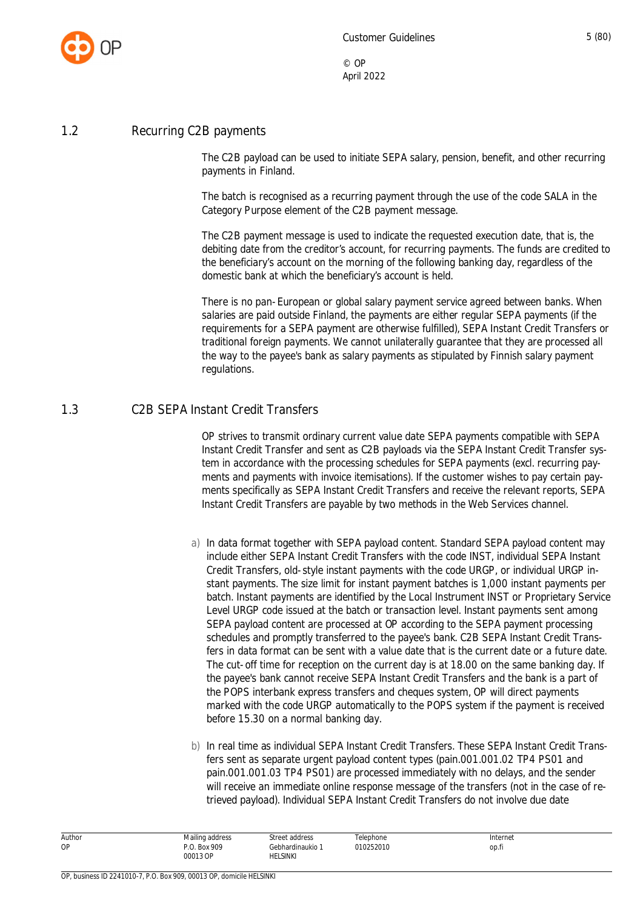## 1.2 Recurring C2B payments

The C2B payload can be used to initiate SEPA salary, pension, benefit, and other recurring payments in Finland.

The batch is recognised as a recurring payment through the use of the code SALA in the Category Purpose element of the C2B payment message.

The C2B payment message is used to indicate the requested execution date, that is, the debiting date from the creditor's account, for recurring payments. The funds are credited to the beneficiary's account on the morning of the following banking day, regardless of the domestic bank at which the beneficiary's account is held.

There is no pan-European or global salary payment service agreed between banks. When salaries are paid outside Finland, the payments are either regular SEPA payments (if the requirements for a SEPA payment are otherwise fulfilled), SEPA Instant Credit Transfers or traditional foreign payments. We cannot unilaterally guarantee that they are processed all the way to the payee's bank as salary payments as stipulated by Finnish salary payment regulations.

## 1.3 C2B SEPA Instant Credit Transfers

OP strives to transmit ordinary current value date SEPA payments compatible with SEPA Instant Credit Transfer and sent as C2B payloads via the SEPA Instant Credit Transfer system in accordance with the processing schedules for SEPA payments (excl. recurring payments and payments with invoice itemisations). If the customer wishes to pay certain payments specifically as SEPA Instant Credit Transfers and receive the relevant reports, SEPA Instant Credit Transfers are payable by two methods in the Web Services channel.

a) In data format together with SEPA payload content. Standard SEPA payload content may include either SEPA Instant Credit Transfers with the code INST, individual SEPA Instant Credit Transfers, old-style instant payments with the code URGP, or individual URGP instant payments. The size limit for instant payment batches is 1,000 instant payments per batch. Instant payments are identified by the Local Instrument INST or Proprietary Service Level URGP code issued at the batch or transaction level. Instant payments sent among SEPA payload content are processed at OP according to the SEPA payment processing schedules and promptly transferred to the payee's bank. C2B SEPA Instant Credit Transfers in data format can be sent with a value date that is the current date or a future date. The cut-off time for reception on the current day is at 18.00 on the same banking day. If the payee's bank cannot receive SEPA Instant Credit Transfers and the bank is a part of the POPS interbank express transfers and cheques system, OP will direct payments marked with the code URGP automatically to the POPS system if the payment is received before 15.30 on a normal banking day.

b) In real time as individual SEPA Instant Credit Transfers. These SEPA Instant Credit Transfers sent as separate urgent payload content types (pain.001.001.02 TP4 PS01 and pain.001.001.03 TP4 PS01) are processed immediately with no delays, and the sender will receive an immediate online response message of the transfers (not in the case of retrieved payload). Individual SEPA Instant Credit Transfers do not involve due date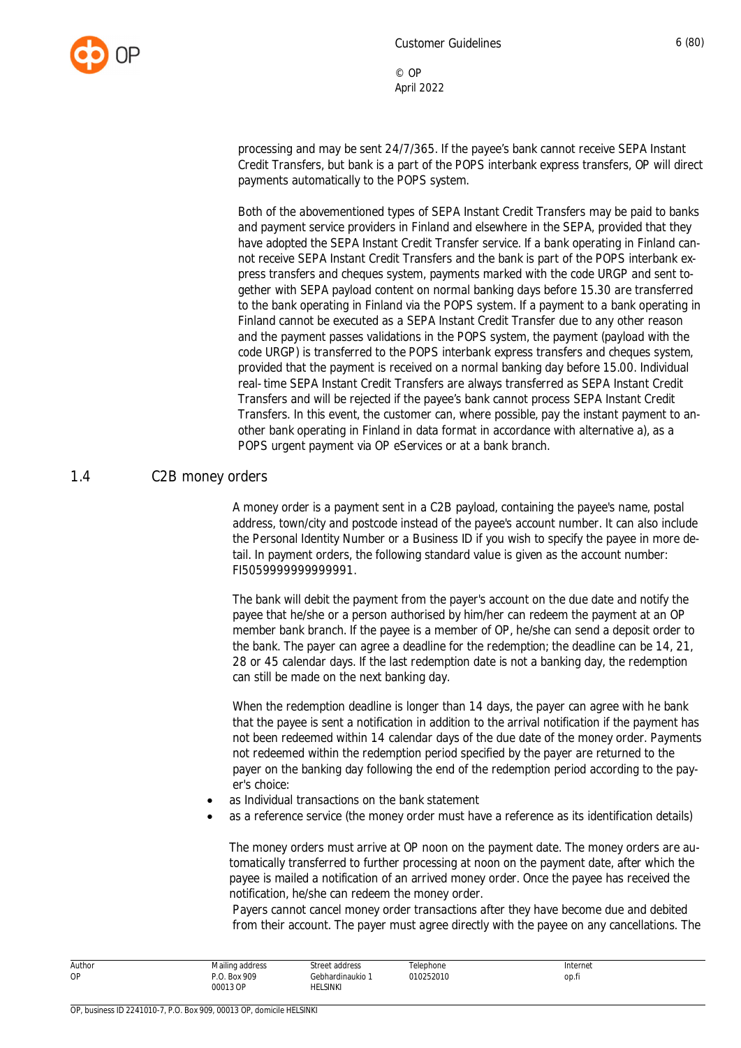processing and may be sent 24/7/365. If the payee's bank cannot receive SEPA Instant Credit Transfers, but bank is a part of the POPS interbank express transfers, OP will direct payments automatically to the POPS system.

Both of the abovementioned types of SEPA Instant Credit Transfers may be paid to banks and payment service providers in Finland and elsewhere in the SEPA, provided that they have adopted the SEPA Instant Credit Transfer service. If a bank operating in Finland cannot receive SEPA Instant Credit Transfers and the bank is part of the POPS interbank express transfers and cheques system, payments marked with the code URGP and sent together with SEPA payload content on normal banking days before 15.30 are transferred to the bank operating in Finland via the POPS system. If a payment to a bank operating in Finland cannot be executed as a SEPA Instant Credit Transfer due to any other reason and the payment passes validations in the POPS system, the payment (payload with the code URGP) is transferred to the POPS interbank express transfers and cheques system, provided that the payment is received on a normal banking day before 15.00. Individual real-time SEPA Instant Credit Transfers are always transferred as SEPA Instant Credit Transfers and will be rejected if the payee's bank cannot process SEPA Instant Credit Transfers. In this event, the customer can, where possible, pay the instant payment to another bank operating in Finland in data format in accordance with alternative a), as a POPS urgent payment via OP eServices or at a bank branch.

## 1.4 C2B money orders

A money order is a payment sent in a C2B payload, containing the payee's name, postal address, town/city and postcode instead of the payee's account number. It can also include the Personal Identity Number or a Business ID if you wish to specify the payee in more detail. In payment orders, the following standard value is given as the account number: FI5059999999999991.

The bank will debit the payment from the payer's account on the due date and notify the payee that he/she or a person authorised by him/her can redeem the payment at an OP member bank branch. If the payee is a member of OP, he/she can send a deposit order to the bank. The payer can agree a deadline for the redemption; the deadline can be 14, 21, 28 or 45 calendar days. If the last redemption date is not a banking day, the redemption can still be made on the next banking day.

When the redemption deadline is longer than 14 days, the payer can agree with he bank that the payee is sent a notification in addition to the arrival notification if the payment has not been redeemed within 14 calendar days of the due date of the money order. Payments not redeemed within the redemption period specified by the payer are returned to the payer on the banking day following the end of the redemption period according to the payer's choice:

- as Individual transactions on the bank statement
- as a reference service (the money order must have a reference as its identification details)

The money orders must arrive at OP noon on the payment date. The money orders are automatically transferred to further processing at noon on the payment date, after which the payee is mailed a notification of an arrived money order. Once the payee has received the notification, he/she can redeem the money order.

Payers cannot cancel money order transactions after they have become due and debited from their account. The payer must agree directly with the payee on any cancellations. The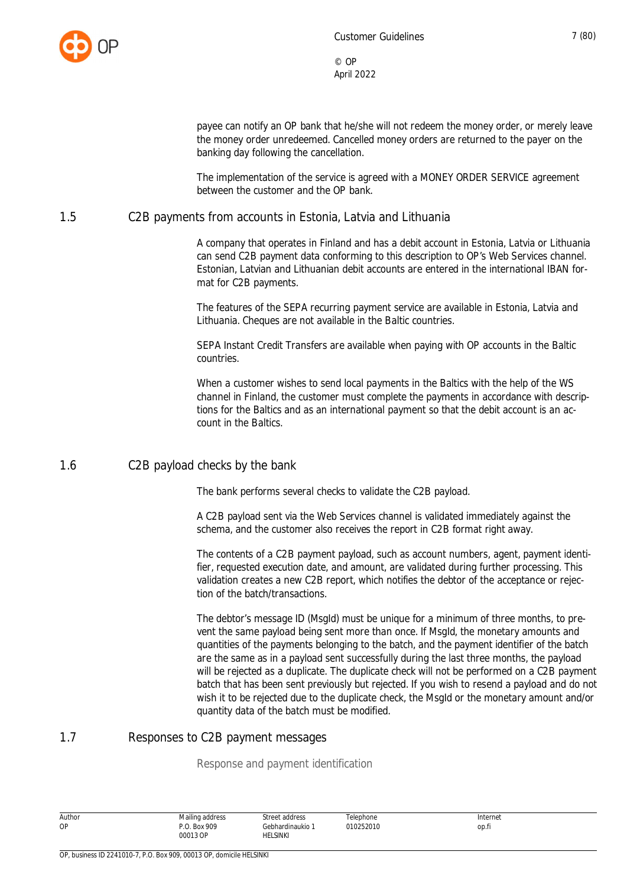payee can notify an OP bank that he/she will not redeem the money order, or merely leave the money order unredeemed. Cancelled money orders are returned to the payer on the banking day following the cancellation.

The implementation of the service is agreed with a MONEY ORDER SERVICE agreement between the customer and the OP bank.

## 1.5 C2B payments from accounts in Estonia, Latvia and Lithuania

A company that operates in Finland and has a debit account in Estonia, Latvia or Lithuania can send C2B payment data conforming to this description to OP's Web Services channel. Estonian, Latvian and Lithuanian debit accounts are entered in the international IBAN format for C2B payments.

The features of the SEPA recurring payment service are available in Estonia, Latvia and Lithuania. Cheques are not available in the Baltic countries.

SEPA Instant Credit Transfers are available when paying with OP accounts in the Baltic countries.

When a customer wishes to send local payments in the Baltics with the help of the WS channel in Finland, the customer must complete the payments in accordance with descriptions for the Baltics and as an international payment so that the debit account is an account in the Baltics.

## 1.6 C2B payload checks by the bank

The bank performs several checks to validate the C2B payload.

A C2B payload sent via the Web Services channel is validated immediately against the schema, and the customer also receives the report in C2B format right away.

The contents of a C2B payment payload, such as account numbers, agent, payment identifier, requested execution date, and amount, are validated during further processing. This validation creates a new C2B report, which notifies the debtor of the acceptance or rejection of the batch/transactions.

The debtor's message ID (MsgId) must be unique for a minimum of three months, to prevent the same payload being sent more than once. If MsgId, the monetary amounts and quantities of the payments belonging to the batch, and the payment identifier of the batch are the same as in a payload sent successfully during the last three months, the payload will be rejected as a duplicate. The duplicate check will not be performed on a C2B payment batch that has been sent previously but rejected. If you wish to resend a payload and do not wish it to be rejected due to the duplicate check, the MsgId or the monetary amount and/or quantity data of the batch must be modified.

## 1.7 Responses to C2B payment messages

### Response and payment identification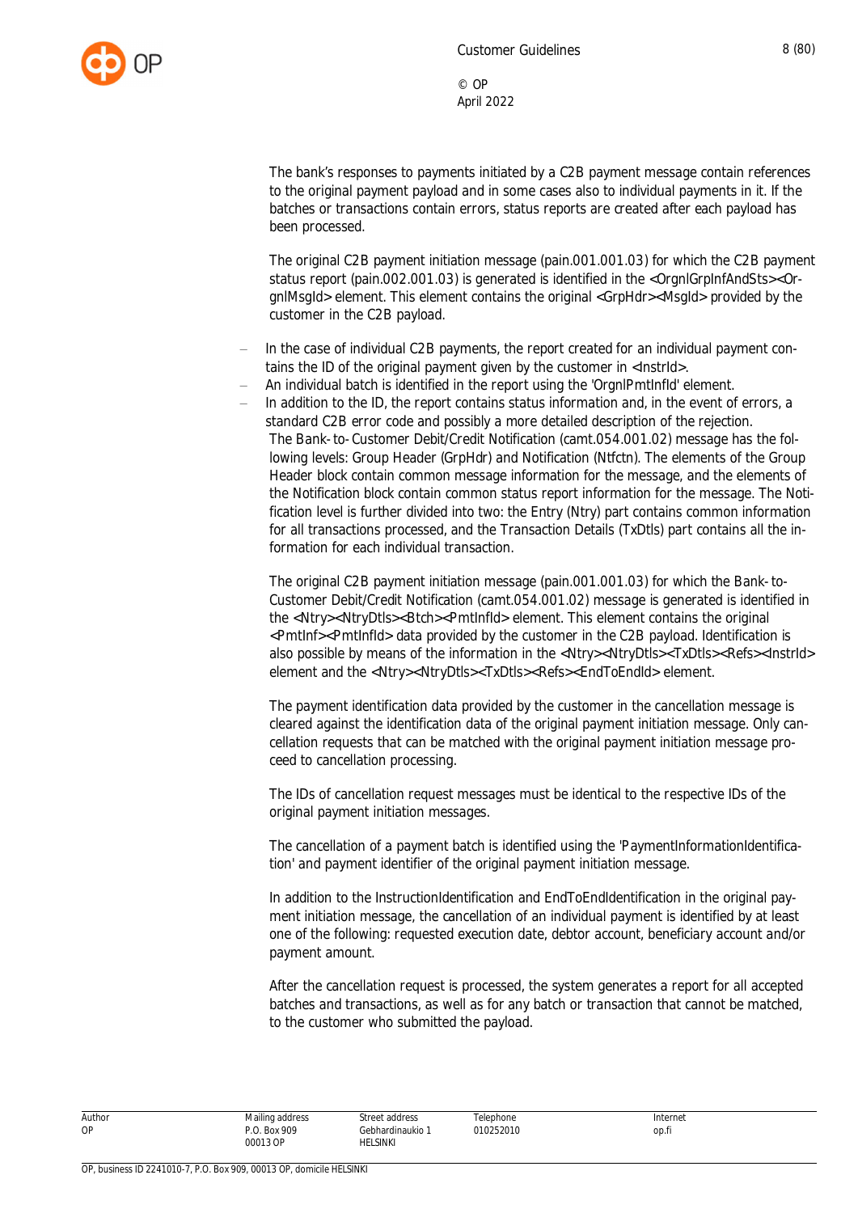The bank's responses to payments initiated by a C2B payment message contain references to the original payment payload and in some cases also to individual payments in it. If the batches or transactions contain errors, status reports are created after each payload has been processed.

The original C2B payment initiation message (pain.001.001.03) for which the C2B payment status report (pain.002.001.03) is generated is identified in the <OrgnlGrpInfAndSts><OrgnlMsgId> element. This element contains the original <GrpHdr><MsgId> provided by the customer in the C2B payload.

- In the case of individual C2B payments, the report created for an individual payment contains the ID of the original payment given by the customer in <InstrId>.
- An individual batch is identified in the report using the 'OrgnlPmtInfId' element.
- In addition to the ID, the report contains status information and, in the event of errors, a standard C2B error code and possibly a more detailed description of the rejection.

The Bank-to-Customer Debit/Credit Notification (camt.054.001.02) message has the following levels: Group Header (GrpHdr) and Notification (Ntfctn). The elements of the Group Header block contain common message information for the message, and the elements of the Notification block contain common status report information for the message. The Notification level is further divided into two: the Entry (Ntry) part contains common information for all transactions processed, and the Transaction Details (TxDtls) part contains all the information for each individual transaction.

The original C2B payment initiation message (pain.001.001.03) for which the Bank-to-Customer Debit/Credit Notification (camt.054.001.02) message is generated is identified in the <Ntry><NtryDtls><Btch><PmtInfId> element. This element contains the original <PmtInf><PmtInfId> data provided by the customer in the C2B payload. Identification is also possible by means of the information in the <Ntry><NtryDtls><TxDtls><Refs><InstrId> element and the <Ntry><NtryDtls><TxDtls><Refs><EndToEndId> element.

The payment identification data provided by the customer in the cancellation message is cleared against the identification data of the original payment initiation message. Only cancellation requests that can be matched with the original payment initiation message proceed to cancellation processing.

The IDs of cancellation request messages must be identical to the respective IDs of the original payment initiation messages.

The cancellation of a payment batch is identified using the 'PaymentInformationIdentification' and payment identifier of the original payment initiation message.

In addition to the InstructionIdentification and EndToEndIdentification in the original payment initiation message, the cancellation of an individual payment is identified by at least one of the following: requested execution date, debtor account, beneficiary account and/or payment amount.

After the cancellation request is processed, the system generates a report for all accepted batches and transactions, as well as for any batch or transaction that cannot be matched, to the customer who submitted the payload.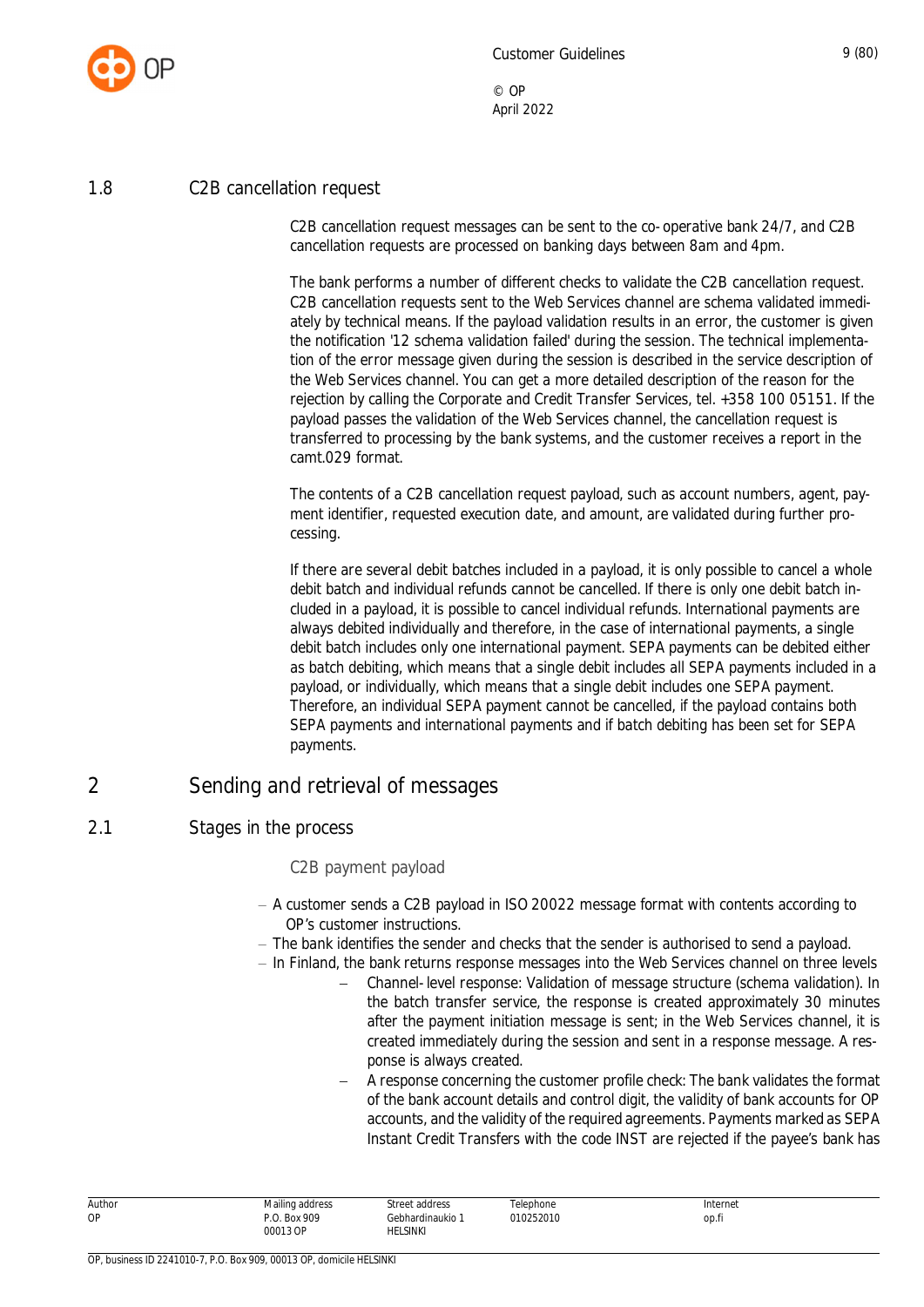## 1.8 C2B cancellation request

C2B cancellation request messages can be sent to the co-operative bank 24/7, and C2B cancellation requests are processed on banking days between 8am and 4pm.

The bank performs a number of different checks to validate the C2B cancellation request. C2B cancellation requests sent to the Web Services channel are schema validated immediately by technical means. If the payload validation results in an error, the customer is given the notification '12 schema validation failed' during the session. The technical implementation of the error message given during the session is described in the service description of the Web Services channel. You can get a more detailed description of the reason for the rejection by calling the Corporate and Credit Transfer Services, tel. +358 100 05151. If the payload passes the validation of the Web Services channel, the cancellation request is transferred to processing by the bank systems, and the customer receives a report in the camt.029 format.

The contents of a C2B cancellation request payload, such as account numbers, agent, payment identifier, requested execution date, and amount, are validated during further processing.

If there are several debit batches included in a payload, it is only possible to cancel a whole debit batch and individual refunds cannot be cancelled. If there is only one debit batch included in a payload, it is possible to cancel individual refunds. International payments are always debited individually and therefore, in the case of international payments, a single debit batch includes only one international payment. SEPA payments can be debited either as batch debiting, which means that a single debit includes all SEPA payments included in a payload, or individually, which means that a single debit includes one SEPA payment. Therefore, an individual SEPA payment cannot be cancelled, if the payload contains both SEPA payments and international payments and if batch debiting has been set for SEPA payments.

# 2 Sending and retrieval of messages

## 2.1 Stages in the process

### C2B payment payload

- A customer sends a C2B payload in ISO 20022 message format with contents according to OP's customer instructions.
- The bank identifies the sender and checks that the sender is authorised to send a payload.
- In Finland, the bank returns response messages into the Web Services channel on three levels
  - Channel-level response: Validation of message structure (schema validation). In the batch transfer service, the response is created approximately 30 minutes after the payment initiation message is sent; in the Web Services channel, it is created immediately during the session and sent in a response message. A response is always created.
  - A response concerning the customer profile check: The bank validates the format of the bank account details and control digit, the validity of bank accounts for OP accounts, and the validity of the required agreements. Payments marked as SEPA Instant Credit Transfers with the code INST are rejected if the payee's bank has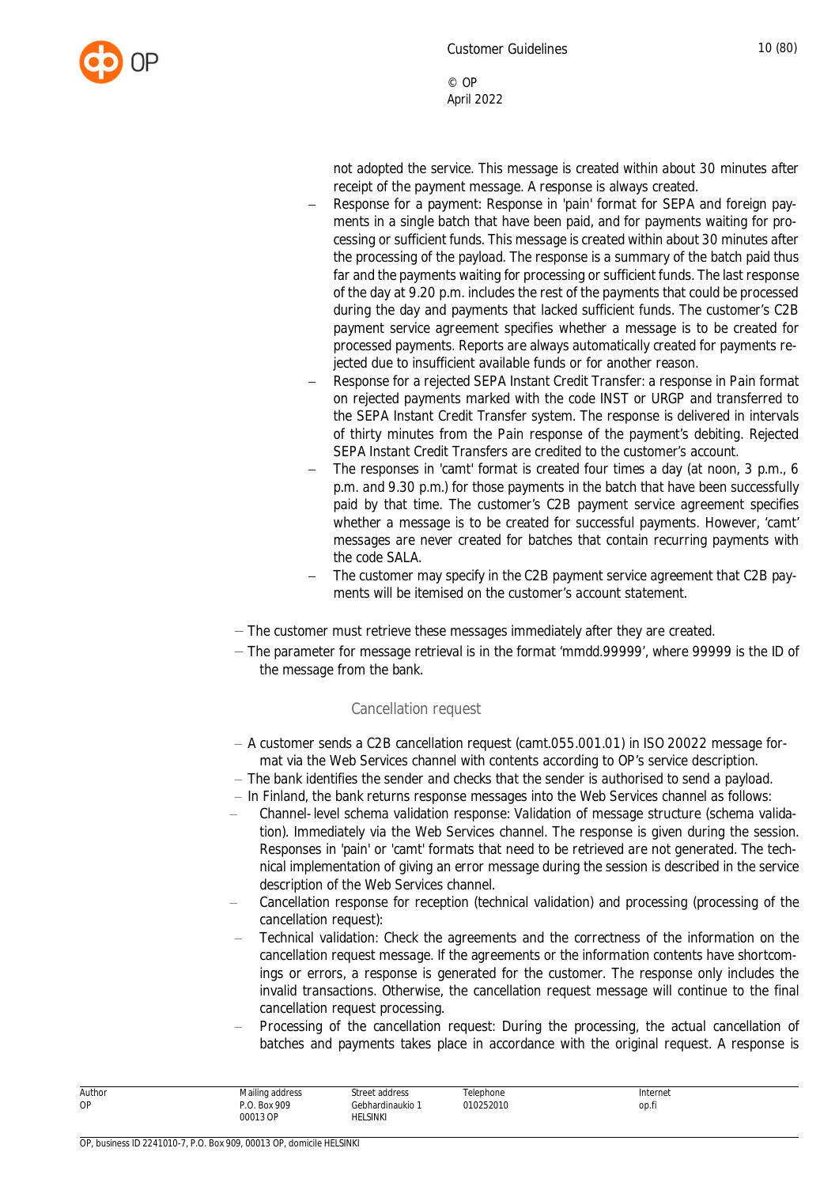not adopted the service. This message is created within about 30 minutes after receipt of the payment message. A response is always created.

- Response for a payment: Response in 'pain' format for SEPA and foreign payments in a single batch that have been paid, and for payments waiting for processing or sufficient funds. This message is created within about 30 minutes after the processing of the payload. The response is a summary of the batch paid thus far and the payments waiting for processing or sufficient funds. The last response of the day at 9.20 p.m. includes the rest of the payments that could be processed during the day and payments that lacked sufficient funds. The customer's C2B payment service agreement specifies whether a message is to be created for processed payments. Reports are always automatically created for payments rejected due to insufficient available funds or for another reason.
- Response for a rejected SEPA Instant Credit Transfer: a response in Pain format on rejected payments marked with the code INST or URGP and transferred to the SEPA Instant Credit Transfer system. The response is delivered in intervals of thirty minutes from the Pain response of the payment's debiting. Rejected SEPA Instant Credit Transfers are credited to the customer's account.
- The responses in 'camt' format is created four times a day (at noon, 3 p.m., 6 p.m. and 9.30 p.m.) for those payments in the batch that have been successfully paid by that time. The customer's C2B payment service agreement specifies whether a message is to be created for successful payments. However, 'camt' messages are never created for batches that contain recurring payments with the code SALA.
- The customer may specify in the C2B payment service agreement that C2B payments will be itemised on the customer's account statement.

- The customer must retrieve these messages immediately after they are created.
- The parameter for message retrieval is in the format 'mmdd.99999', where 99999 is the ID of the message from the bank.

### Cancellation request

- A customer sends a C2B cancellation request (camt.055.001.01) in ISO 20022 message format via the Web Services channel with contents according to OP's service description.
- The bank identifies the sender and checks that the sender is authorised to send a payload.
- In Finland, the bank returns response messages into the Web Services channel as follows:
  - Channel-level schema validation response: Validation of message structure (schema validation). Immediately via the Web Services channel. The response is given during the session. Responses in 'pain' or 'camt' formats that need to be retrieved are not generated. The technical implementation of giving an error message during the session is described in the service description of the Web Services channel.
  - Cancellation response for reception (technical validation) and processing (processing of the cancellation request):
  - Technical validation: Check the agreements and the correctness of the information on the cancellation request message. If the agreements or the information contents have shortcomings or errors, a response is generated for the customer. The response only includes the invalid transactions. Otherwise, the cancellation request message will continue to the final cancellation request processing.
  - Processing of the cancellation request: During the processing, the actual cancellation of batches and payments takes place in accordance with the original request. A response is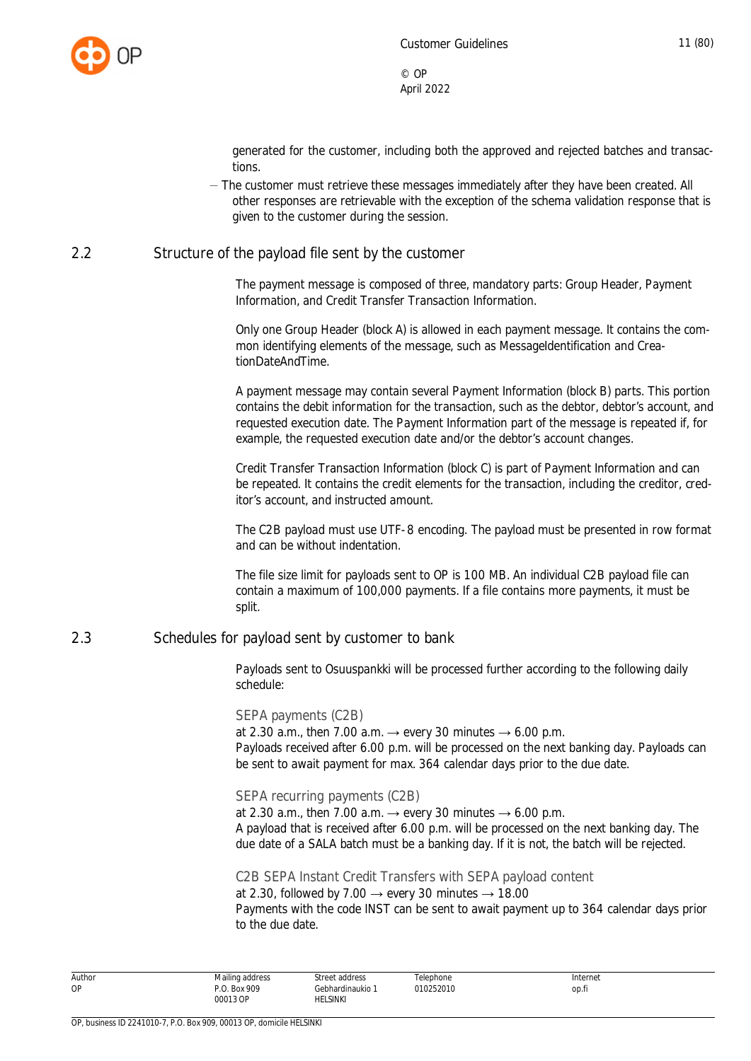generated for the customer, including both the approved and rejected batches and transactions.

- The customer must retrieve these messages immediately after they have been created. All other responses are retrievable with the exception of the schema validation response that is given to the customer during the session.

## 2.2 Structure of the payload file sent by the customer

The payment message is composed of three, mandatory parts: Group Header, Payment Information, and Credit Transfer Transaction Information.

Only one Group Header (block A) is allowed in each payment message. It contains the common identifying elements of the message, such as MessageIdentification and CreationDateAndTime.

A payment message may contain several Payment Information (block B) parts. This portion contains the debit information for the transaction, such as the debtor, debtor's account, and requested execution date. The Payment Information part of the message is repeated if, for example, the requested execution date and/or the debtor's account changes.

Credit Transfer Transaction Information (block C) is part of Payment Information and can be repeated. It contains the credit elements for the transaction, including the creditor, creditor's account, and instructed amount.

The C2B payload must use UTF-8 encoding. The payload must be presented in row format and can be without indentation.

The file size limit for payloads sent to OP is 100 MB. An individual C2B payload file can contain a maximum of 100,000 payments. If a file contains more payments, it must be split.

## 2.3 Schedules for payload sent by customer to bank

Payloads sent to Osuuspankki will be processed further according to the following daily schedule:

### SEPA payments (C2B)

at 2.30 a.m., then 7.00 a.m. → every 30 minutes → 6.00 p.m.
Payloads received after 6.00 p.m. will be processed on the next banking day. Payloads can be sent to await payment for max. 364 calendar days prior to the due date.

### SEPA recurring payments (C2B)

at 2.30 a.m., then 7.00 a.m. → every 30 minutes → 6.00 p.m.
A payload that is received after 6.00 p.m. will be processed on the next banking day. The due date of a SALA batch must be a banking day. If it is not, the batch will be rejected.

### C2B SEPA Instant Credit Transfers with SEPA payload content

at 2.30, followed by 7.00 → every 30 minutes → 18.00
Payments with the code INST can be sent to await payment up to 364 calendar days prior to the due date.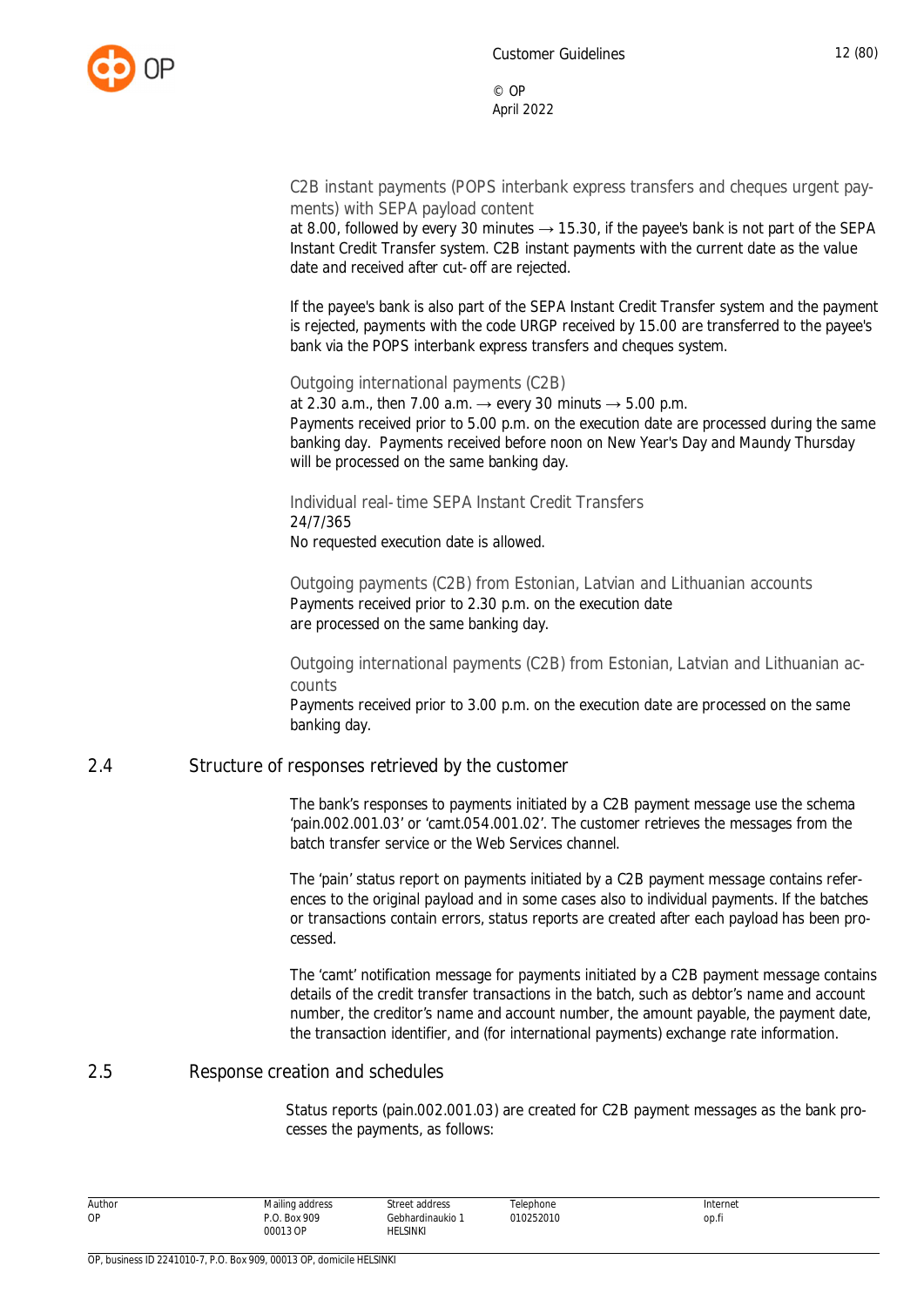C2B instant payments (POPS interbank express transfers and cheques urgent payments) with SEPA payload content
at 8.00, followed by every 30 minutes → 15.30, if the payee's bank is not part of the SEPA Instant Credit Transfer system. C2B instant payments with the current date as the value date and received after cut-off are rejected.

If the payee's bank is also part of the SEPA Instant Credit Transfer system and the payment is rejected, payments with the code URGP received by 15.00 are transferred to the payee's bank via the POPS interbank express transfers and cheques system.

Outgoing international payments (C2B)
at 2.30 a.m., then 7.00 a.m. → every 30 minuts → 5.00 p.m.
Payments received prior to 5.00 p.m. on the execution date are processed during the same banking day. Payments received before noon on New Year's Day and Maundy Thursday will be processed on the same banking day.

Individual real-time SEPA Instant Credit Transfers
24/7/365
No requested execution date is allowed.

Outgoing payments (C2B) from Estonian, Latvian and Lithuanian accounts
Payments received prior to 2.30 p.m. on the execution date
are processed on the same banking day.

Outgoing international payments (C2B) from Estonian, Latvian and Lithuanian accounts
Payments received prior to 3.00 p.m. on the execution date are processed on the same banking day.

## 2.4 Structure of responses retrieved by the customer

The bank's responses to payments initiated by a C2B payment message use the schema 'pain.002.001.03' or 'camt.054.001.02'. The customer retrieves the messages from the batch transfer service or the Web Services channel.

The 'pain' status report on payments initiated by a C2B payment message contains references to the original payload and in some cases also to individual payments. If the batches or transactions contain errors, status reports are created after each payload has been processed.

The 'camt' notification message for payments initiated by a C2B payment message contains details of the credit transfer transactions in the batch, such as debtor's name and account number, the creditor's name and account number, the amount payable, the payment date, the transaction identifier, and (for international payments) exchange rate information.

## 2.5 Response creation and schedules

Status reports (pain.002.001.03) are created for C2B payment messages as the bank processes the payments, as follows: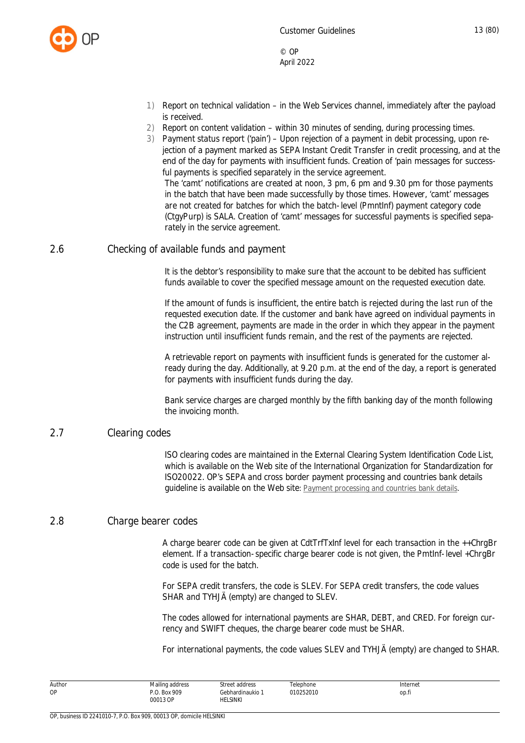1) Report on technical validation – in the Web Services channel, immediately after the payload is received.
2) Report on content validation – within 30 minutes of sending, during processing times.
3) Payment status report ('pain') – Upon rejection of a payment in debit processing, upon rejection of a payment marked as SEPA Instant Credit Transfer in credit processing, and at the end of the day for payments with insufficient funds. Creation of 'pain messages for successful payments is specified separately in the service agreement.
   The 'camt' notifications are created at noon, 3 pm, 6 pm and 9.30 pm for those payments in the batch that have been made successfully by those times. However, 'camt' messages are not created for batches for which the batch-level (PmntInf) payment category code (CtgyPurp) is SALA. Creation of 'camt' messages for successful payments is specified separately in the service agreement.

## 2.6 Checking of available funds and payment

It is the debtor's responsibility to make sure that the account to be debited has sufficient funds available to cover the specified message amount on the requested execution date.

If the amount of funds is insufficient, the entire batch is rejected during the last run of the requested execution date. If the customer and bank have agreed on individual payments in the C2B agreement, payments are made in the order in which they appear in the payment instruction until insufficient funds remain, and the rest of the payments are rejected.

A retrievable report on payments with insufficient funds is generated for the customer already during the day. Additionally, at 9.20 p.m. at the end of the day, a report is generated for payments with insufficient funds during the day.

Bank service charges are charged monthly by the fifth banking day of the month following the invoicing month.

## 2.7 Clearing codes

ISO clearing codes are maintained in the External Clearing System Identification Code List, which is available on the Web site of the International Organization for Standardization for ISO20022. OP's SEPA and cross border payment processing and countries bank details guideline is available on the Web site: Payment processing and countries bank details.

## 2.8 Charge bearer codes

A charge bearer code can be given at CdtTrfTxInf level for each transaction in the ++ChrgBr element. If a transaction-specific charge bearer code is not given, the PmtInf-level +ChrgBr code is used for the batch.

For SEPA credit transfers, the code is SLEV. For SEPA credit transfers, the code values SHAR and TYHJÄ (empty) are changed to SLEV.

The codes allowed for international payments are SHAR, DEBT, and CRED. For foreign currency and SWIFT cheques, the charge bearer code must be SHAR.

For international payments, the code values SLEV and TYHJÄ (empty) are changed to SHAR.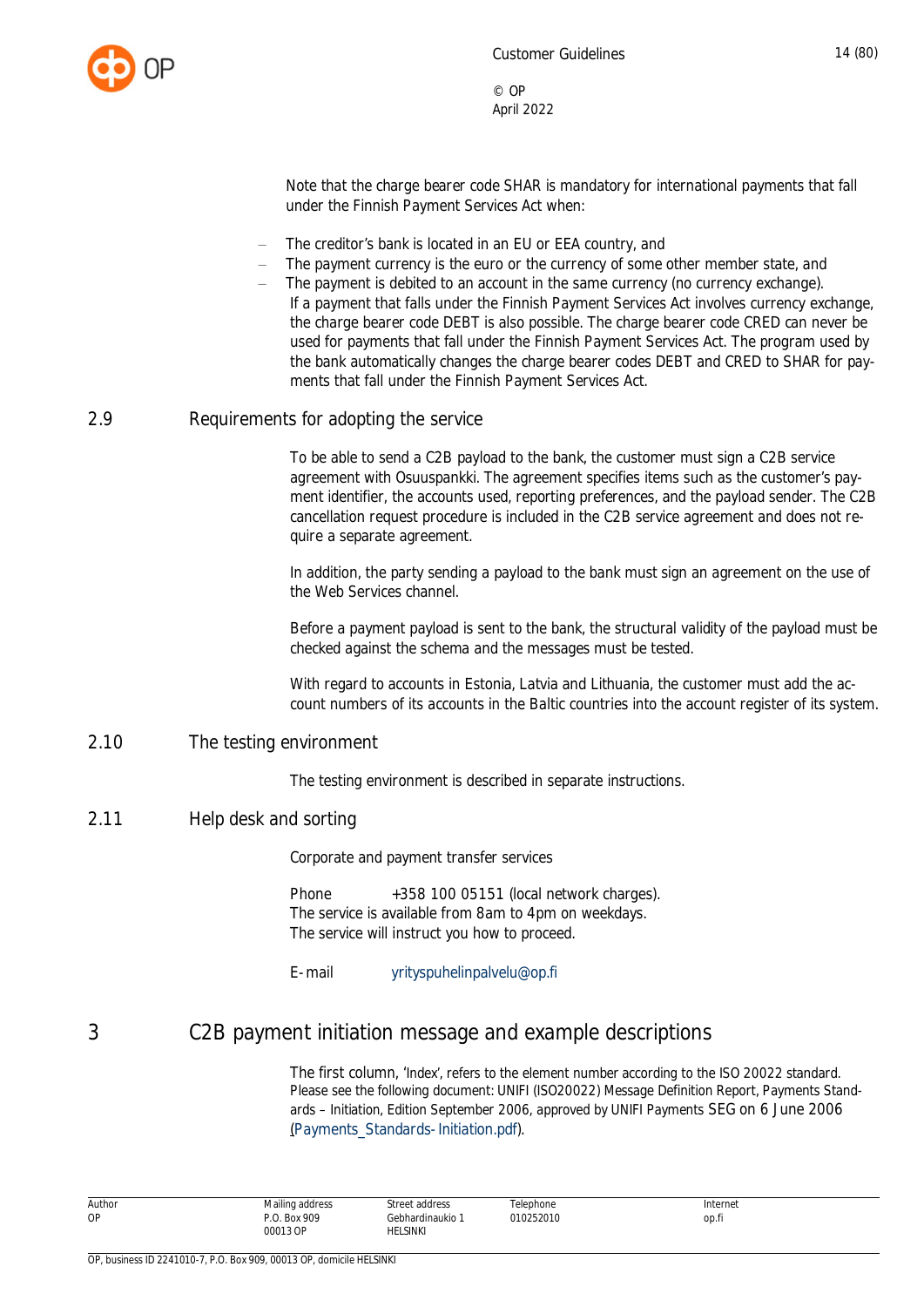Note that the charge bearer code SHAR is mandatory for international payments that fall under the Finnish Payment Services Act when:

- The creditor's bank is located in an EU or EEA country, and
- The payment currency is the euro or the currency of some other member state, and
- The payment is debited to an account in the same currency (no currency exchange).

If a payment that falls under the Finnish Payment Services Act involves currency exchange, the charge bearer code DEBT is also possible. The charge bearer code CRED can never be used for payments that fall under the Finnish Payment Services Act. The program used by the bank automatically changes the charge bearer codes DEBT and CRED to SHAR for payments that fall under the Finnish Payment Services Act.

## 2.9 Requirements for adopting the service

To be able to send a C2B payload to the bank, the customer must sign a C2B service agreement with Osuuspankki. The agreement specifies items such as the customer's payment identifier, the accounts used, reporting preferences, and the payload sender. The C2B cancellation request procedure is included in the C2B service agreement and does not require a separate agreement.

In addition, the party sending a payload to the bank must sign an agreement on the use of the Web Services channel.

Before a payment payload is sent to the bank, the structural validity of the payload must be checked against the schema and the messages must be tested.

With regard to accounts in Estonia, Latvia and Lithuania, the customer must add the account numbers of its accounts in the Baltic countries into the account register of its system.

## 2.10 The testing environment

The testing environment is described in separate instructions.

## 2.11 Help desk and sorting

Corporate and payment transfer services

Phone +358 100 05151 (local network charges).
The service is available from 8am to 4pm on weekdays.
The service will instruct you how to proceed.

E-mail yrityspuhelinpalvelu@op.fi

# 3 C2B payment initiation message and example descriptions

The first column, 'Index', refers to the element number according to the ISO 20022 standard. Please see the following document: UNIFI (ISO20022) Message Definition Report, Payments Standards – Initiation, Edition September 2006, approved by UNIFI Payments SEG on 6 June 2006 (Payments_Standards-Initiation.pdf).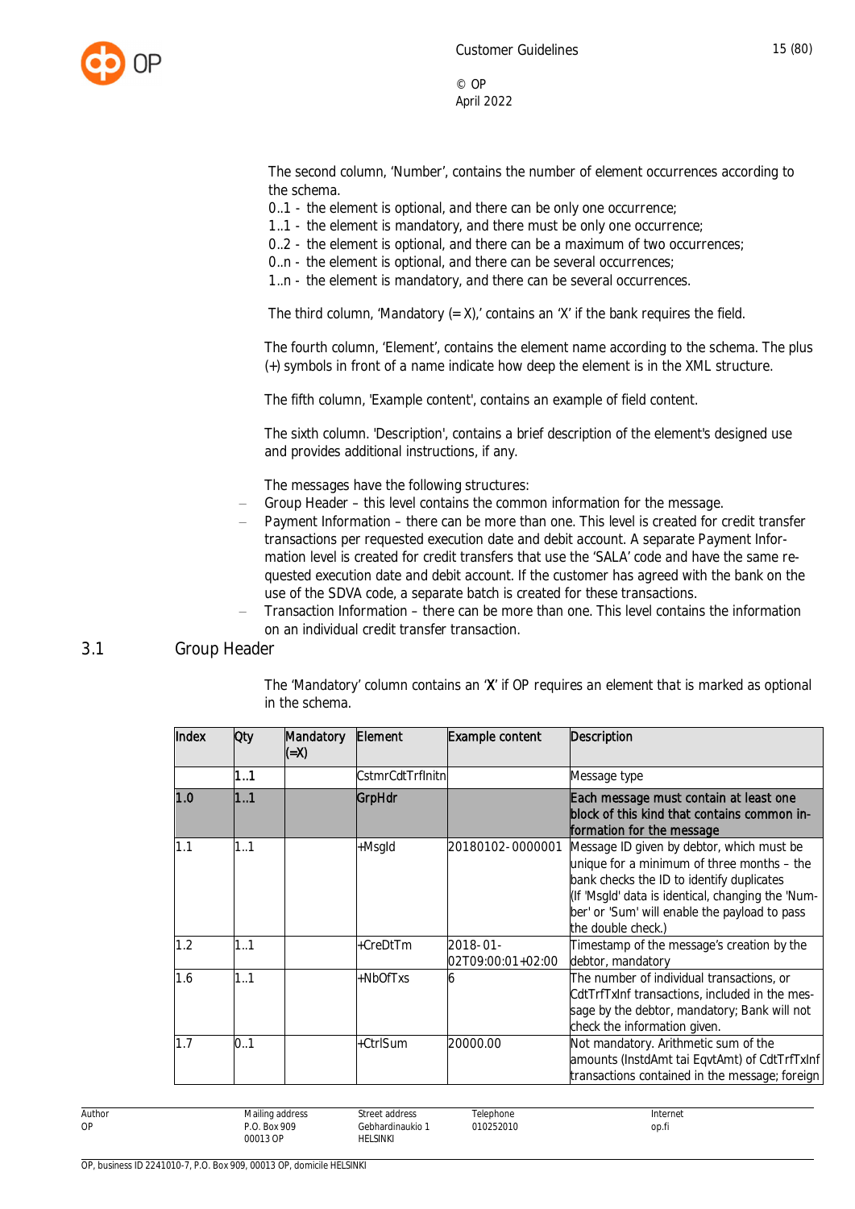The second column, 'Number', contains the number of element occurrences according to the schema.
0..1 - the element is optional, and there can be only one occurrence;
1..1 - the element is mandatory, and there must be only one occurrence;
0..2 - the element is optional, and there can be a maximum of two occurrences;
0..n - the element is optional, and there can be several occurrences;
1..n - the element is mandatory, and there can be several occurrences.

The third column, 'Mandatory (= X),' contains an 'X' if the bank requires the field.

The fourth column, 'Element', contains the element name according to the schema. The plus (+) symbols in front of a name indicate how deep the element is in the XML structure.

The fifth column, 'Example content', contains an example of field content.

The sixth column. 'Description', contains a brief description of the element's designed use and provides additional instructions, if any.

The messages have the following structures:

- Group Header – this level contains the common information for the message.
- Payment Information – there can be more than one. This level is created for credit transfer transactions per requested execution date and debit account. A separate Payment Information level is created for credit transfers that use the 'SALA' code and have the same requested execution date and debit account. If the customer has agreed with the bank on the use of the SDVA code, a separate batch is created for these transactions.
- Transaction Information – there can be more than one. This level contains the information on an individual credit transfer transaction.

## 3.1 Group Header

The 'Mandatory' column contains an 'X' if OP requires an element that is marked as optional in the schema.

| Index | Qty | Mandatory (=X) | Element | Example content | Description |
|---|---|---|---|---|---|
| | 1..1 | | CstmrCdtTrfInitn | | Message type |
| 1.0 | 1..1 | | GrpHdr | | Each message must contain at least one block of this kind that contains common information for the message |
| 1.1 | 1..1 | | +MsgId | 20180102-0000001 | Message ID given by debtor, which must be unique for a minimum of three months – the bank checks the ID to identify duplicates (If 'MsgId' data is identical, changing the 'Number' or 'Sum' will enable the payload to pass the double check.) |
| 1.2 | 1..1 | | +CreDtTm | 2018-01-02T09:00:01+02:00 | Timestamp of the message's creation by the debtor, mandatory |
| 1.6 | 1..1 | | +NbOfTxs | 6 | The number of individual transactions, or CdtTrfTxInf transactions, included in the message by the debtor, mandatory; Bank will not check the information given. |
| 1.7 | 0..1 | | +CtrlSum | 20000.00 | Not mandatory. Arithmetic sum of the amounts (InstdAmt tai EqvtAmt) of CdtTrfTxInf transactions contained in the message; foreign |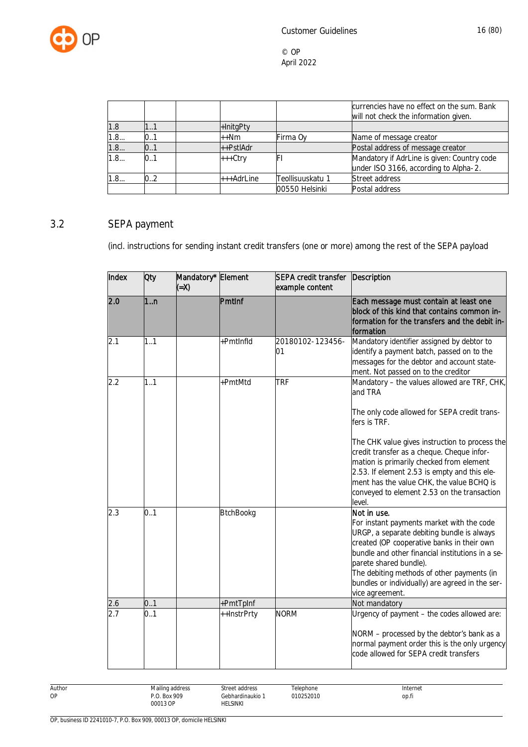|  |  |  |  |  | currencies have no effect on the sum. Bank will not check the information given. |
|---|---|---|---|---|---|
| 1.8 | 1..1 |  | +InitgPty |  |  |
| 1.8... | 0..1 |  | ++Nm | Firma Oy | Name of message creator |
| 1.8... | 0..1 |  | ++PstlAdr |  | Postal address of message creator |
| 1.8... | 0..1 |  | +++Ctry | FI | Mandatory if AdrLine is given: Country code under ISO 3166, according to Alpha-2. |
| 1.8... | 0..2 |  | +++AdrLine | Teollisuuskatu 1 | Street address |
|  |  |  |  | 00550 Helsinki | Postal address |

## 3.2 SEPA payment

(incl. instructions for sending instant credit transfers (one or more) among the rest of the SEPA payload

| Index | Qty | Mandatory* (=X) | Element | SEPA credit transfer example content | Description |
|---|---|---|---|---|---|
| **2.0** | **1..n** |  | PmtInf |  | **Each message must contain at least one block of this kind that contains common information for the transfers and the debit information** |
| 2.1 | 1..1 |  | +PmtInfId | 20180102-123456-01 | Mandatory identifier assigned by debtor to identify a payment batch, passed on to the messages for the debtor and account statement. Not passed on to the creditor |
| 2.2 | 1..1 |  | +PmtMtd | TRF | Mandatory – the values allowed are TRF, CHK, and TRA<br><br>The only code allowed for SEPA credit transfers is TRF.<br><br>The CHK value gives instruction to process the credit transfer as a cheque. Cheque information is primarily checked from element 2.53. If element 2.53 is empty and this element has the value CHK, the value BCHQ is conveyed to element 2.53 on the transaction level. |
| 2.3 | 0..1 |  | BtchBookg |  | **Not in use.**<br>For instant payments market with the code URGP, a separate debiting bundle is always created (OP cooperative banks in their own bundle and other financial institutions in a separete shared bundle).<br>The debiting methods of other payments (in bundles or individually) are agreed in the service agreement. |
| 2.6 | 0..1 |  | +PmtTpInf |  | Not mandatory |
| 2.7 | 0..1 |  | ++InstrPrty | NORM | Urgency of payment – the codes allowed are:<br><br>NORM – processed by the debtor's bank as a normal payment order this is the only urgency code allowed for SEPA credit transfers |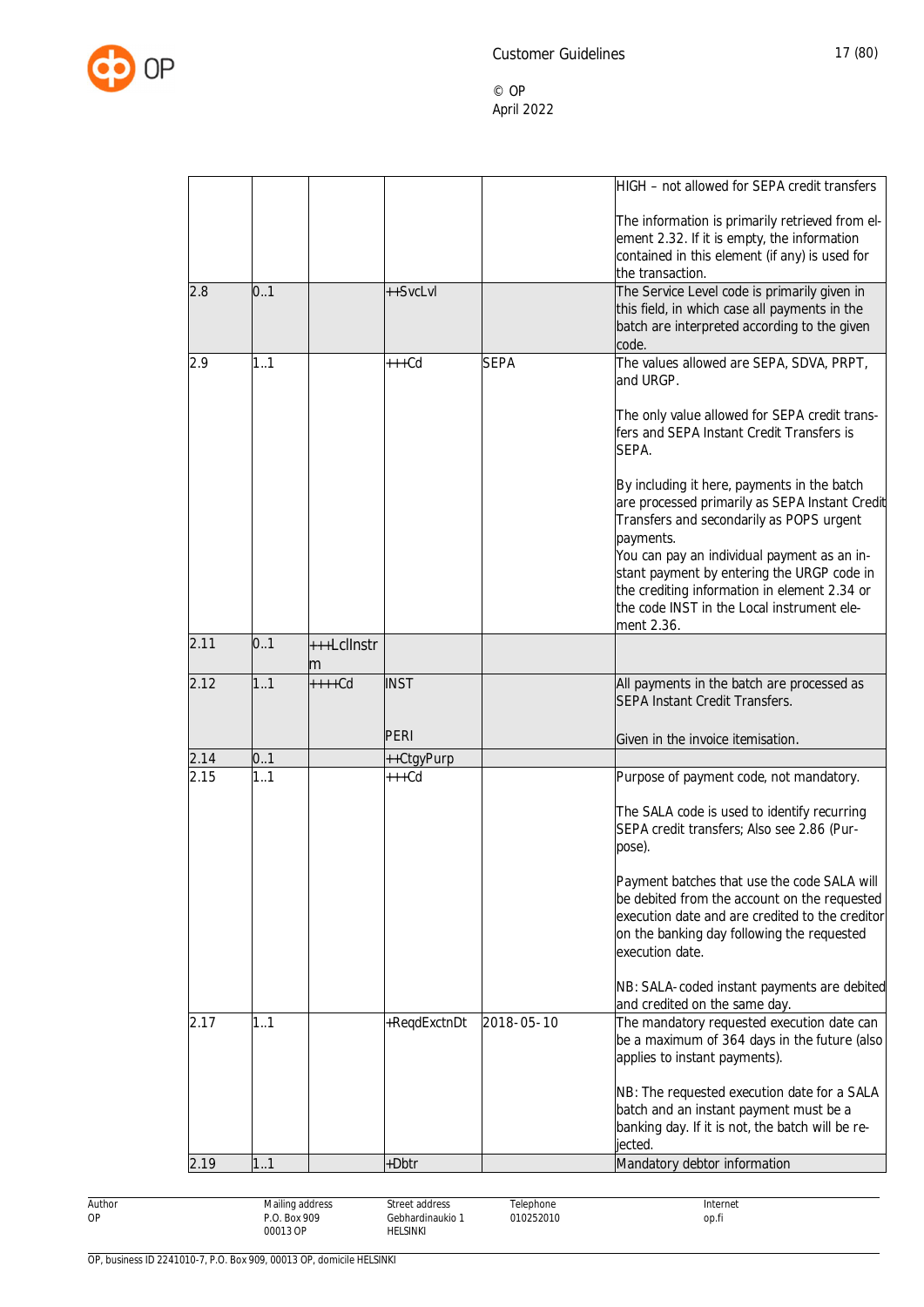| | | | | | |
|---|---|---|---|---|---|
| | | | | | HIGH – not allowed for SEPA credit transfers<br><br>The information is primarily retrieved from element 2.32. If it is empty, the information contained in this element (if any) is used for the transaction. |
| 2.8 | 0..1 | | ++SvcLvl | | The Service Level code is primarily given in this field, in which case all payments in the batch are interpreted according to the given code. |
| 2.9 | 1..1 | | +++Cd | SEPA | The values allowed are SEPA, SDVA, PRPT, and URGP.<br><br>The only value allowed for SEPA credit transfers and SEPA Instant Credit Transfers is SEPA.<br><br>By including it here, payments in the batch are processed primarily as SEPA Instant Credit Transfers and secondarily as POPS urgent payments.<br>You can pay an individual payment as an instant payment by entering the URGP code in the crediting information in element 2.34 or the code INST in the Local instrument element 2.36. |
| 2.11 | 0..1 | +++LclInstrm | | | |
| 2.12 | 1..1 | ++++Cd | INST<br><br>PERI | | All payments in the batch are processed as SEPA Instant Credit Transfers.<br><br>Given in the invoice itemisation. |
| 2.14 | 0..1 | | ++CtgyPurp | | |
| 2.15 | 1..1 | | +++Cd | | Purpose of payment code, not mandatory.<br><br>The SALA code is used to identify recurring SEPA credit transfers; Also see 2.86 (Purpose).<br><br>Payment batches that use the code SALA will be debited from the account on the requested execution date and are credited to the creditor on the banking day following the requested execution date.<br><br>NB: SALA-coded instant payments are debited and credited on the same day. |
| 2.17 | 1..1 | | +ReqdExctnDt | 2018-05-10 | The mandatory requested execution date can be a maximum of 364 days in the future (also applies to instant payments).<br><br>NB: The requested execution date for a SALA batch and an instant payment must be a banking day. If it is not, the batch will be rejected. |
| 2.19 | 1..1 | | +Dbtr | | Mandatory debtor information |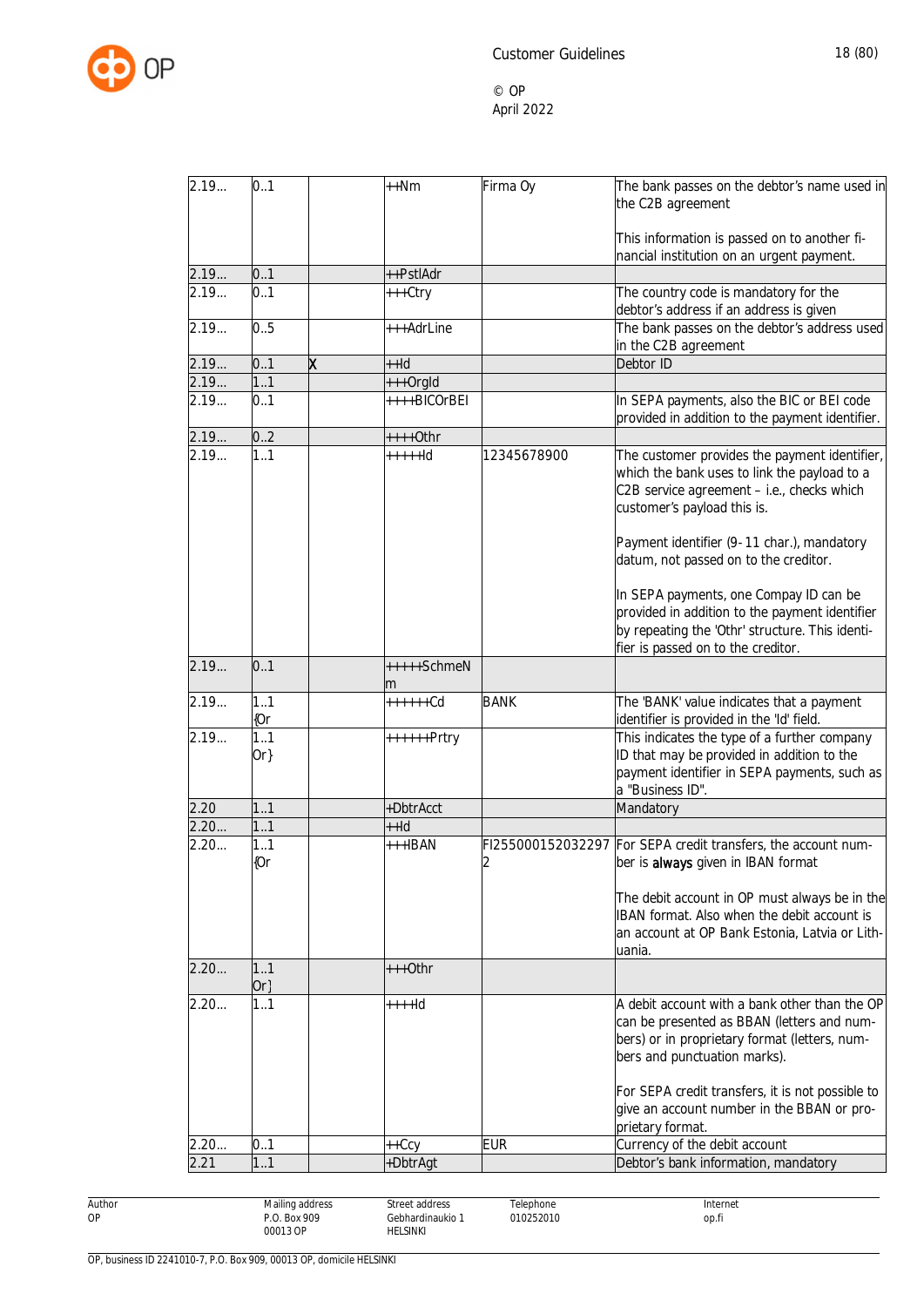| | | | | | |
|---|---|---|---|---|---|
| 2.19... | 0..1 | | ++Nm | Firma Oy | The bank passes on the debtor's name used in the C2B agreement<br><br>This information is passed on to another financial institution on an urgent payment. |
| 2.19... | 0..1 | | ++PstlAdr | | |
| 2.19... | 0..1 | | +++Ctry | | The country code is mandatory for the debtor's address if an address is given |
| 2.19... | 0..5 | | +++AdrLine | | The bank passes on the debtor's address used in the C2B agreement |
| 2.19... | 0..1 | X | ++Id | | Debtor ID |
| 2.19... | 1..1 | | +++OrgId | | |
| 2.19... | 0..1 | | ++++BICOrBEI | | In SEPA payments, also the BIC or BEI code provided in addition to the payment identifier. |
| 2.19... | 0..2 | | ++++Othr | | |
| 2.19... | 1..1 | | +++++Id | 12345678900 | The customer provides the payment identifier, which the bank uses to link the payload to a C2B service agreement – i.e., checks which customer's payload this is.<br><br>Payment identifier (9-11 char.), mandatory datum, not passed on to the creditor.<br><br>In SEPA payments, one Compay ID can be provided in addition to the payment identifier by repeating the 'Othr' structure. This identifier is passed on to the creditor. |
| 2.19... | 0..1 | | +++++SchmeNm | | |
| 2.19... | 1..1 {Or | | ++++++Cd | BANK | The 'BANK' value indicates that a payment identifier is provided in the 'Id' field. |
| 2.19... | 1..1 Or} | | ++++++Prtry | | This indicates the type of a further company ID that may be provided in addition to the payment identifier in SEPA payments, such as a "Business ID". |
| 2.20 | 1..1 | | +DbtrAcct | | Mandatory |
| 2.20... | 1..1 | | ++Id | | |
| 2.20... | 1..1 {Or | | +++IBAN | FI2550001520322972 | For SEPA credit transfers, the account number is **always** given in IBAN format<br><br>The debit account in OP must always be in the IBAN format. Also when the debit account is an account at OP Bank Estonia, Latvia or Lithuania. |
| 2.20... | 1..1 Or} | | +++Othr | | |
| 2.20... | 1..1 | | ++++Id | | A debit account with a bank other than the OP can be presented as BBAN (letters and numbers) or in proprietary format (letters, numbers and punctuation marks).<br><br>For SEPA credit transfers, it is not possible to give an account number in the BBAN or proprietary format. |
| 2.20... | 0..1 | | ++Ccy | EUR | Currency of the debit account |
| 2.21 | 1..1 | | +DbtrAgt | | Debtor's bank information, mandatory |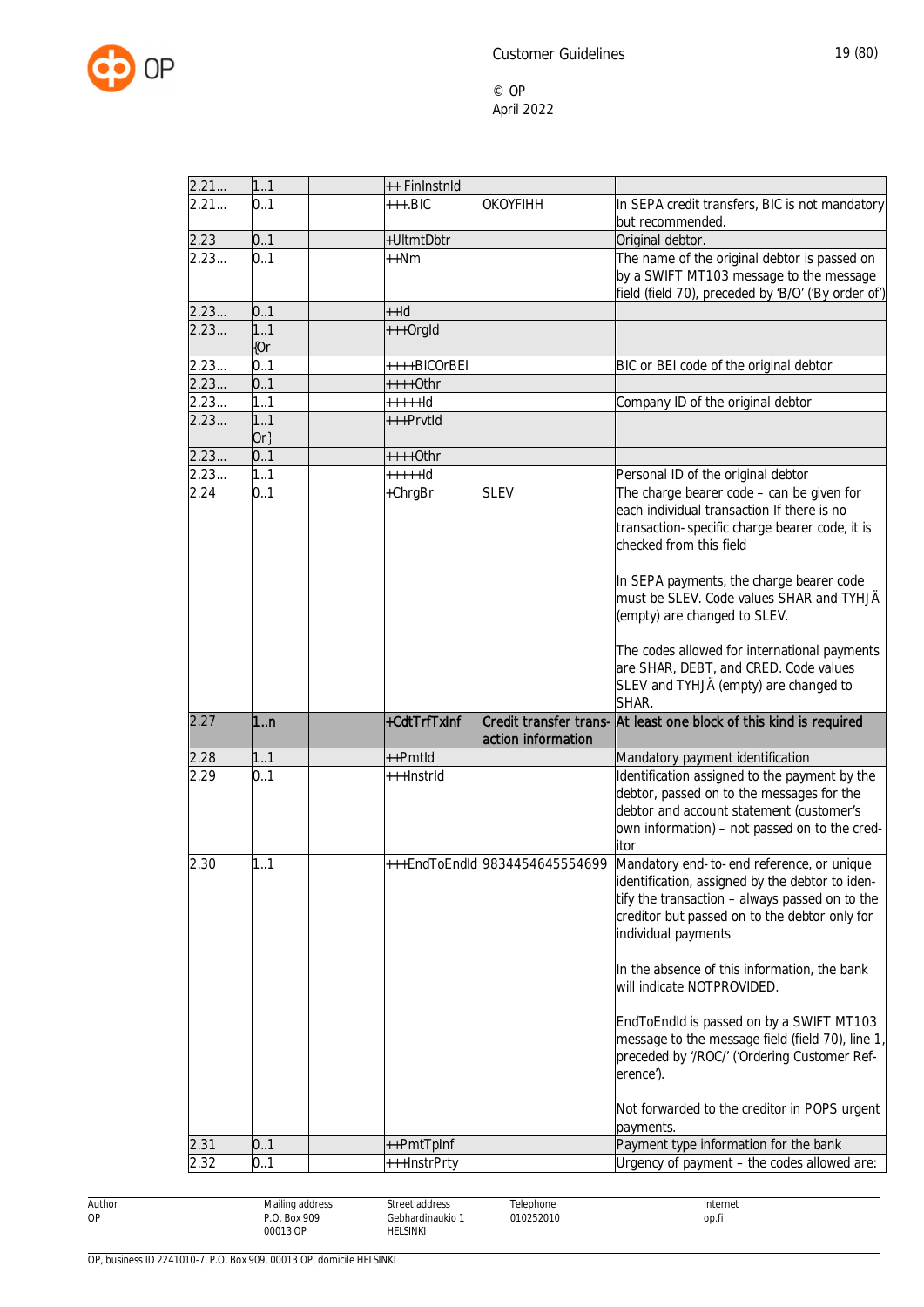| | | | | | |
|---|---|---|---|---|---|
| 2.21... | 1..1 | | ++ FinInstnId | | |
| 2.21... | 0..1 | | +++.BIC | OKOYFIHH | In SEPA credit transfers, BIC is not mandatory but recommended. |
| 2.23 | 0..1 | | +UltmtDbtr | | Original debtor. |
| 2.23... | 0..1 | | ++Nm | | The name of the original debtor is passed on by a SWIFT MT103 message to the message field (field 70), preceded by 'B/O' ('By order of') |
| 2.23... | 0..1 | | ++Id | | |
| 2.23... | 1..1 {Or | | +++OrgId | | |
| 2.23... | 0..1 | | ++++BICOrBEI | | BIC or BEI code of the original debtor |
| 2.23... | 0..1 | | ++++Othr | | |
| 2.23... | 1..1 | | +++++Id | | Company ID of the original debtor |
| 2.23... | 1..1 Or} | | +++PrvtId | | |
| 2.23... | 0..1 | | ++++Othr | | |
| 2.23... | 1..1 | | +++++Id | | Personal ID of the original debtor |
| 2.24 | 0..1 | | +ChrgBr | SLEV | The charge bearer code – can be given for each individual transaction If there is no transaction-specific charge bearer code, it is checked from this field<br><br>In SEPA payments, the charge bearer code must be SLEV. Code values SHAR and TYHJÄ (empty) are changed to SLEV.<br><br>The codes allowed for international payments are SHAR, DEBT, and CRED. Code values SLEV and TYHJÄ (empty) are changed to SHAR. |
| 2.27 | 1..n | | +CdtTrfTxInf | Credit transfer transaction information | At least one block of this kind is required |
| 2.28 | 1..1 | | ++PmtId | | Mandatory payment identification |
| 2.29 | 0..1 | | +++InstrId | | Identification assigned to the payment by the debtor, passed on to the messages for the debtor and account statement (customer's own information) – not passed on to the creditor |
| 2.30 | 1..1 | | +++EndToEndId | 9834454645554699 | Mandatory end-to-end reference, or unique identification, assigned by the debtor to identify the transaction – always passed on to the creditor but passed on to the debtor only for individual payments<br><br>In the absence of this information, the bank will indicate NOTPROVIDED.<br><br>EndToEndId is passed on by a SWIFT MT103 message to the message field (field 70), line 1, preceded by '/ROC/' ('Ordering Customer Reference').<br><br>Not forwarded to the creditor in POPS urgent payments. |
| 2.31 | 0..1 | | ++PmtTpInf | | Payment type information for the bank |
| 2.32 | 0..1 | | +++InstrPrty | | Urgency of payment – the codes allowed are: |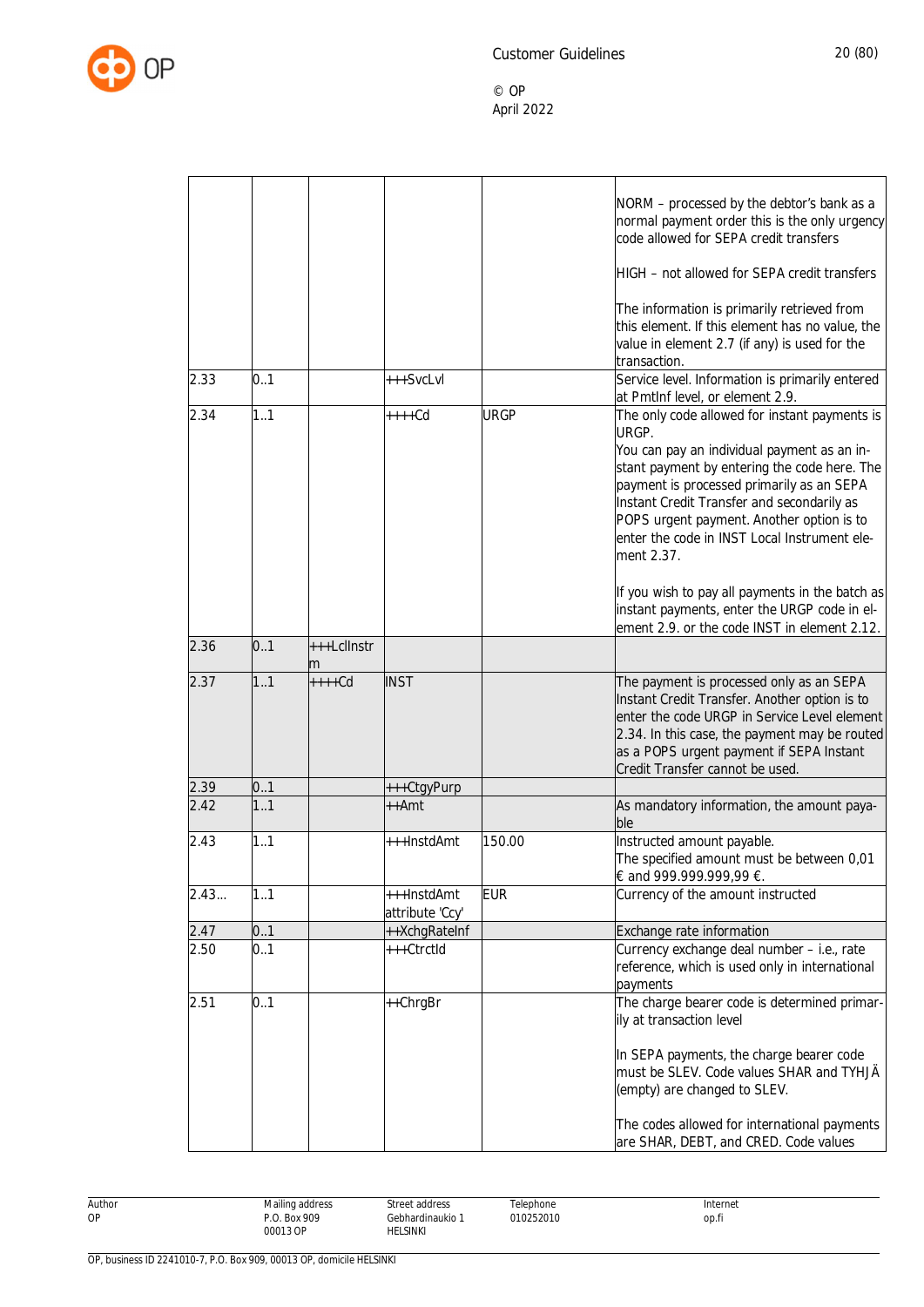| | | | | | |
|---|---|---|---|---|---|
| | | | | | NORM – processed by the debtor's bank as a normal payment order this is the only urgency code allowed for SEPA credit transfers<br><br>HIGH – not allowed for SEPA credit transfers<br><br>The information is primarily retrieved from this element. If this element has no value, the value in element 2.7 (if any) is used for the transaction. |
| 2.33 | 0..1 | | +++SvcLvl | | Service level. Information is primarily entered at PmtInf level, or element 2.9. |
| 2.34 | 1..1 | | ++++Cd | URGP | The only code allowed for instant payments is URGP.<br>You can pay an individual payment as an in-stant payment by entering the code here. The payment is processed primarily as an SEPA Instant Credit Transfer and secondarily as POPS urgent payment. Another option is to enter the code in INST Local Instrument ele-ment 2.37.<br><br>If you wish to pay all payments in the batch as instant payments, enter the URGP code in el-ement 2.9. or the code INST in element 2.12. |
| 2.36 | 0..1 | +++LclInstrm | | | |
| 2.37 | 1..1 | ++++Cd | INST | | The payment is processed only as an SEPA Instant Credit Transfer. Another option is to enter the code URGP in Service Level element 2.34. In this case, the payment may be routed as a POPS urgent payment if SEPA Instant Credit Transfer cannot be used. |
| 2.39 | 0..1 | | +++CtgyPurp | | |
| 2.42 | 1..1 | | ++Amt | | As mandatory information, the amount paya-ble |
| 2.43 | 1..1 | | +++InstdAmt | 150.00 | Instructed amount payable.<br>The specified amount must be between 0,01 € and 999.999.999,99 €. |
| 2.43... | 1..1 | | +++InstdAmt attribute 'Ccy' | EUR | Currency of the amount instructed |
| 2.47 | 0..1 | | ++XchgRateInf | | Exchange rate information |
| 2.50 | 0..1 | | +++CtrctId | | Currency exchange deal number – i.e., rate reference, which is used only in international payments |
| 2.51 | 0..1 | | ++ChrgBr | | The charge bearer code is determined primar-ily at transaction level<br><br>In SEPA payments, the charge bearer code must be SLEV. Code values SHAR and TYHJÄ (empty) are changed to SLEV.<br><br>The codes allowed for international payments are SHAR, DEBT, and CRED. Code values |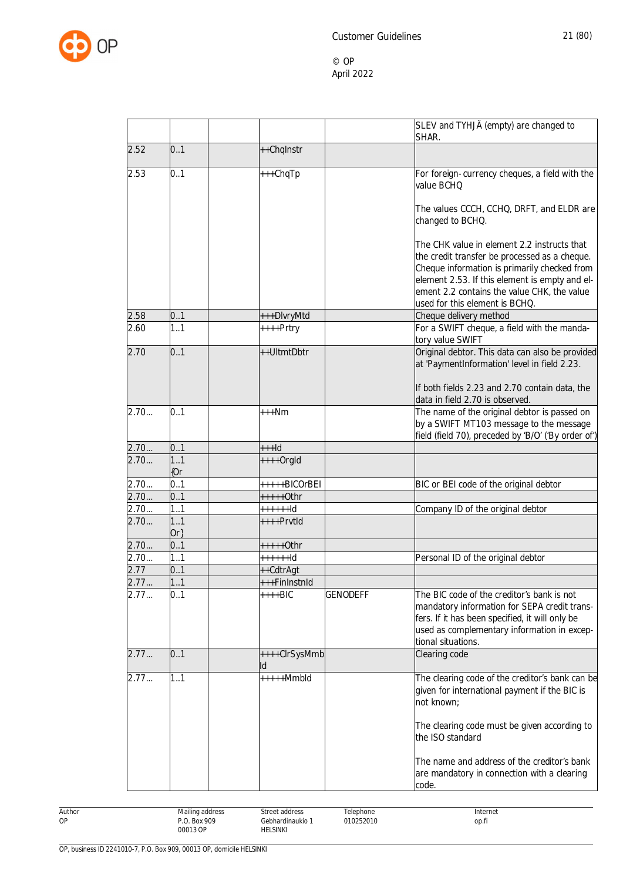| | | | | | |
|---|---|---|---|---|---|
| | | | | | SLEV and TYHJÄ (empty) are changed to SHAR. |
| 2.52 | 0..1 | | ++ChqInstr | | |
| 2.53 | 0..1 | | +++ChqTp | | For foreign-currency cheques, a field with the value BCHQ<br><br>The values CCCH, CCHQ, DRFT, and ELDR are changed to BCHQ.<br><br>The CHK value in element 2.2 instructs that the credit transfer be processed as a cheque. Cheque information is primarily checked from element 2.53. If this element is empty and element 2.2 contains the value CHK, the value used for this element is BCHQ. |
| 2.58 | 0..1 | | +++DlvryMtd | | Cheque delivery method |
| 2.60 | 1..1 | | ++++Prtry | | For a SWIFT cheque, a field with the mandatory value SWIFT |
| 2.70 | 0..1 | | ++UltmtDbtr | | Original debtor. This data can also be provided at 'PaymentInformation' level in field 2.23.<br><br>If both fields 2.23 and 2.70 contain data, the data in field 2.70 is observed. |
| 2.70... | 0..1 | | +++Nm | | The name of the original debtor is passed on by a SWIFT MT103 message to the message field (field 70), preceded by 'B/O' ('By order of') |
| 2.70... | 0..1 | | +++Id | | |
| 2.70... | 1..1<br>{Or | | ++++OrgId | | |
| 2.70... | 0..1 | | +++++BICOrBEI | | BIC or BEI code of the original debtor |
| 2.70... | 0..1 | | +++++Othr | | |
| 2.70... | 1..1 | | ++++++Id | | Company ID of the original debtor |
| 2.70... | 1..1<br>Or} | | ++++PrvtId | | |
| 2.70... | 0..1 | | +++++Othr | | |
| 2.70... | 1..1 | | ++++++Id | | Personal ID of the original debtor |
| 2.77 | 0..1 | | ++CdtrAgt | | |
| 2.77... | 1..1 | | +++FinInstnId | | |
| 2.77... | 0..1 | | ++++BIC | GENODEFF | The BIC code of the creditor's bank is not mandatory information for SEPA credit transfers. If it has been specified, it will only be used as complementary information in exceptional situations. |
| 2.77... | 0..1 | | ++++ClrSysMmbId | | Clearing code |
| 2.77... | 1..1 | | +++++MmbId | | The clearing code of the creditor's bank can be given for international payment if the BIC is not known;<br><br>The clearing code must be given according to the ISO standard<br><br>The name and address of the creditor's bank are mandatory in connection with a clearing code. |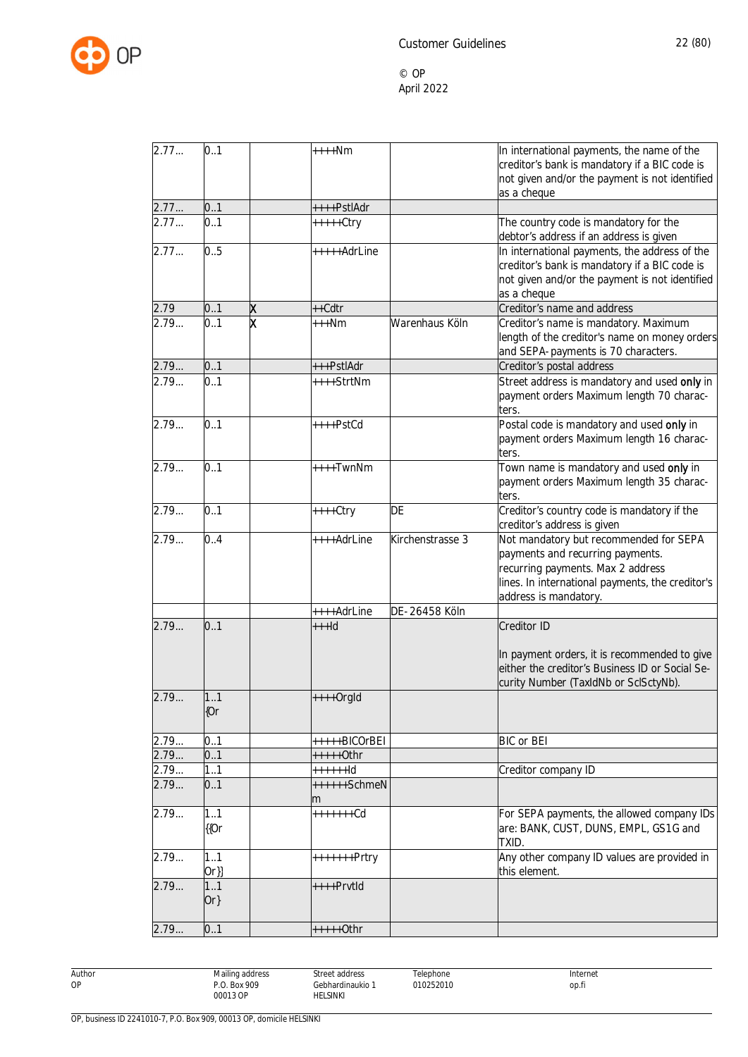| 2.77… | 0..1 | | ++++Nm | | In international payments, the name of the creditor's bank is mandatory if a BIC code is not given and/or the payment is not identified as a cheque |
|---|---|---|---|---|---|
| 2.77… | 0..1 | | ++++PstlAdr | | |
| 2.77… | 0..1 | | +++++Ctry | | The country code is mandatory for the debtor's address if an address is given |
| 2.77… | 0..5 | | +++++AdrLine | | In international payments, the address of the creditor's bank is mandatory if a BIC code is not given and/or the payment is not identified as a cheque |
| 2.79 | 0..1 | X | ++Cdtr | | Creditor's name and address |
| 2.79… | 0..1 | X | +++Nm | Warenhaus Köln | Creditor's name is mandatory. Maximum length of the creditor's name on money orders and SEPA-payments is 70 characters. |
| 2.79… | 0..1 | | +++PstlAdr | | Creditor's postal address |
| 2.79… | 0..1 | | ++++StrtNm | | Street address is mandatory and used **only** in payment orders Maximum length 70 characters. |
| 2.79… | 0..1 | | ++++PstCd | | Postal code is mandatory and used **only** in payment orders Maximum length 16 characters. |
| 2.79… | 0..1 | | ++++TwnNm | | Town name is mandatory and used **only** in payment orders Maximum length 35 characters. |
| 2.79… | 0..1 | | ++++Ctry | DE | Creditor's country code is mandatory if the creditor's address is given |
| 2.79… | 0..4 | | ++++AdrLine | Kirchenstrasse 3 | Not mandatory but recommended for SEPA payments and recurring payments. recurring payments. Max 2 address lines. In international payments, the creditor's address is mandatory. |
| | | | ++++AdrLine | DE-26458 Köln | |
| 2.79… | 0..1 | | +++Id | | Creditor ID<br><br>In payment orders, it is recommended to give either the creditor's Business ID or Social Security Number (TaxIdNb or SclSctyNb). |
| 2.79… | 1..1 {Or | | ++++OrgId | | |
| 2.79… | 0..1 | | +++++BICOrBEI | | BIC or BEI |
| 2.79… | 0..1 | | +++++Othr | | |
| 2.79… | 1..1 | | ++++++Id | | Creditor company ID |
| 2.79… | 0..1 | | ++++++SchmeNm | | |
| 2.79… | 1..1 {{Or | | +++++++Cd | | For SEPA payments, the allowed company IDs are: BANK, CUST, DUNS, EMPL, GS1G and TXID. |
| 2.79… | 1..1 Or}} | | +++++++Prtry | | Any other company ID values are provided in this element. |
| 2.79… | 1..1 Or} | | ++++PrvtId | | |
| 2.79… | 0..1 | | +++++Othr | | |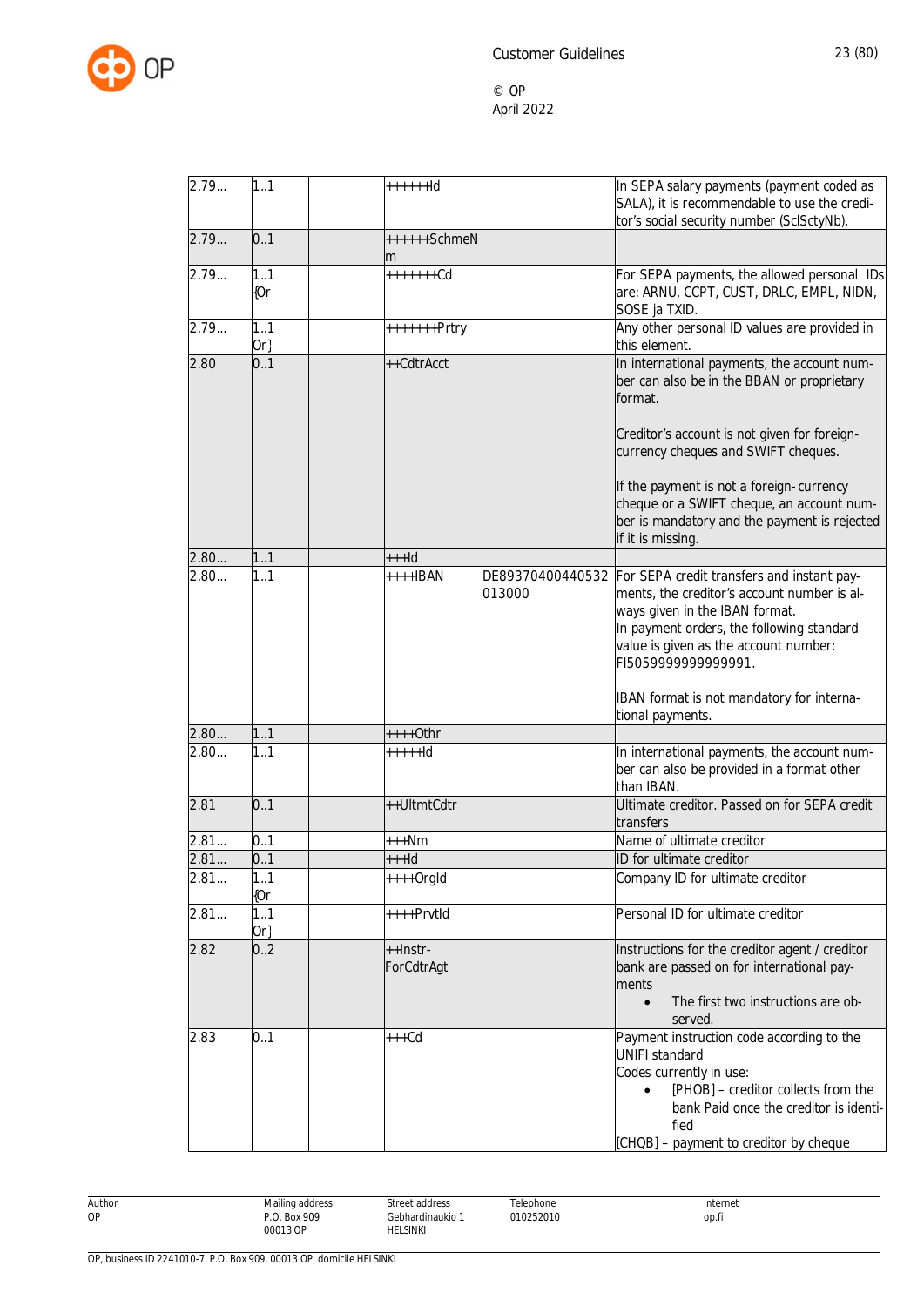| | | | | | |
|---|---|---|---|---|---|
| 2.79… | 1..1 | | ++++++Id | | In SEPA salary payments (payment coded as SALA), it is recommendable to use the creditor's social security number (SclSctyNb). |
| 2.79… | 0..1 | | +++++++SchmeNm | | |
| 2.79… | 1..1 {Or | | ++++++++Cd | | For SEPA payments, the allowed personal IDs are: ARNU, CCPT, CUST, DRLC, EMPL, NIDN, SOSE ja TXID. |
| 2.79… | 1..1 Or} | | ++++++++Prtry | | Any other personal ID values are provided in this element. |
| 2.80 | 0..1 | | ++CdtrAcct | | In international payments, the account number can also be in the BBAN or proprietary format.<br><br>Creditor's account is not given for foreign-currency cheques and SWIFT cheques.<br><br>If the payment is not a foreign-currency cheque or a SWIFT cheque, an account number is mandatory and the payment is rejected if it is missing. |
| 2.80… | 1..1 | | +++Id | | |
| 2.80… | 1..1 | | ++++IBAN | DE89370400440532013000 | For SEPA credit transfers and instant payments, the creditor's account number is always given in the IBAN format.<br>In payment orders, the following standard value is given as the account number: FI5059999999999991.<br><br>IBAN format is not mandatory for international payments. |
| 2.80… | 1..1 | | ++++Othr | | |
| 2.80… | 1..1 | | +++++Id | | In international payments, the account number can also be provided in a format other than IBAN. |
| 2.81 | 0..1 | | ++UltmtCdtr | | Ultimate creditor. Passed on for SEPA credit transfers |
| 2.81… | 0..1 | | +++Nm | | Name of ultimate creditor |
| 2.81… | 0..1 | | +++Id | | ID for ultimate creditor |
| 2.81… | 1..1 {Or | | ++++OrgId | | Company ID for ultimate creditor |
| 2.81… | 1..1 Or} | | ++++PrvtId | | Personal ID for ultimate creditor |
| 2.82 | 0..2 | | ++InstrForCdtrAgt | | Instructions for the creditor agent / creditor bank are passed on for international payments<br>• The first two instructions are observed. |
| 2.83 | 0..1 | | +++Cd | | Payment instruction code according to the UNIFI standard<br>Codes currently in use:<br>• [PHOB] – creditor collects from the bank Paid once the creditor is identified<br>[CHQB] – payment to creditor by cheque |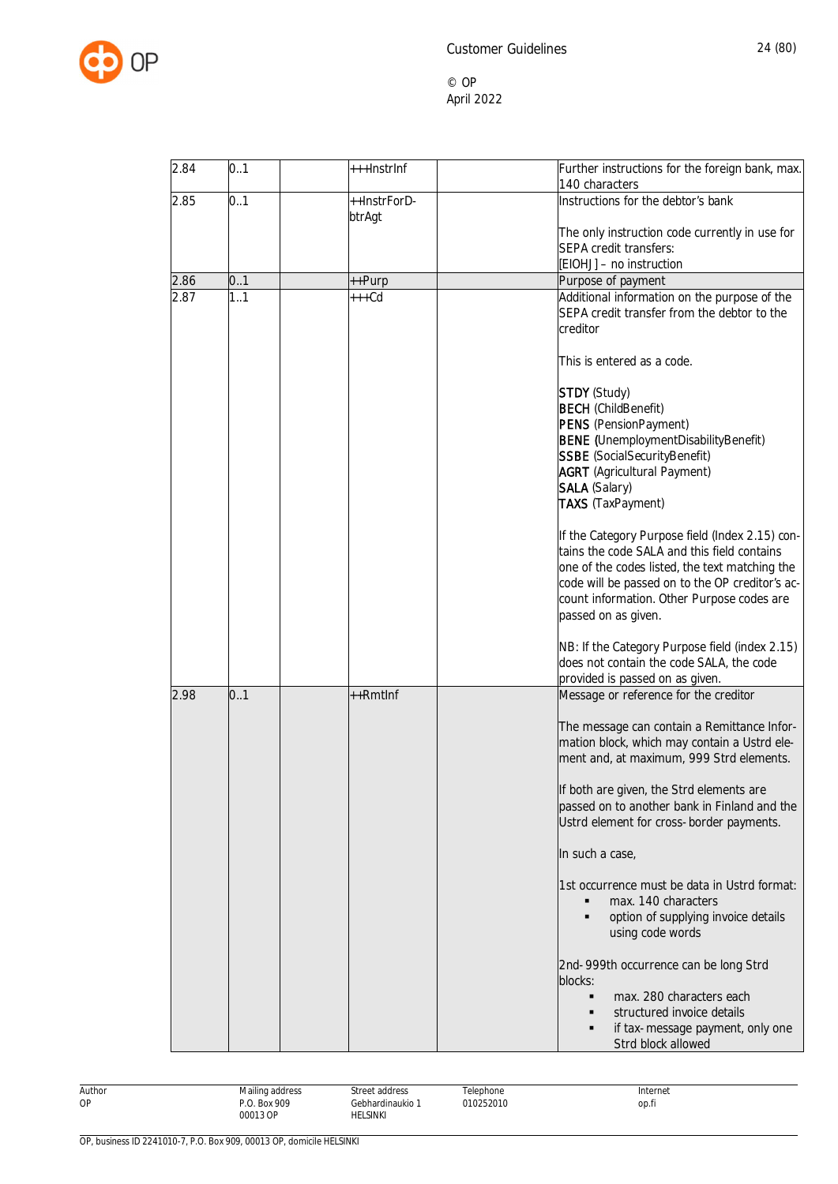| | | | | | |
|---|---|---|---|---|---|
| 2.84 | 0..1 | | +++InstrInf | | Further instructions for the foreign bank, max. 140 characters |
| 2.85 | 0..1 | | ++InstrForD-btrAgt | | Instructions for the debtor's bank<br><br>The only instruction code currently in use for SEPA credit transfers:<br>[EIOHJ] – no instruction |
| 2.86 | 0..1 | | ++Purp | | Purpose of payment |
| 2.87 | 1..1 | | +++Cd | | Additional information on the purpose of the SEPA credit transfer from the debtor to the creditor<br><br>This is entered as a code.<br><br>**STDY** (Study)<br>**BECH** (ChildBenefit)<br>**PENS** (PensionPayment)<br>**BENE** (UnemploymentDisabilityBenefit)<br>**SSBE** (SocialSecurityBenefit)<br>**AGRT** (Agricultural Payment)<br>**SALA** (Salary)<br>**TAXS** (TaxPayment)<br><br>If the Category Purpose field (Index 2.15) contains the code SALA and this field contains one of the codes listed, the text matching the code will be passed on to the OP creditor's account information. Other Purpose codes are passed on as given.<br><br>NB: If the Category Purpose field (index 2.15) does not contain the code SALA, the code provided is passed on as given. |
| 2.98 | 0..1 | | ++RmtInf | | Message or reference for the creditor<br><br>The message can contain a Remittance Information block, which may contain a Ustrd element and, at maximum, 999 Strd elements.<br><br>If both are given, the Strd elements are passed on to another bank in Finland and the Ustrd element for cross-border payments.<br><br>In such a case,<br><br>1st occurrence must be data in Ustrd format:<br>▪ max. 140 characters<br>▪ option of supplying invoice details using code words<br><br>2nd-999th occurrence can be long Strd blocks:<br>▪ max. 280 characters each<br>▪ structured invoice details<br>▪ if tax-message payment, only one Strd block allowed |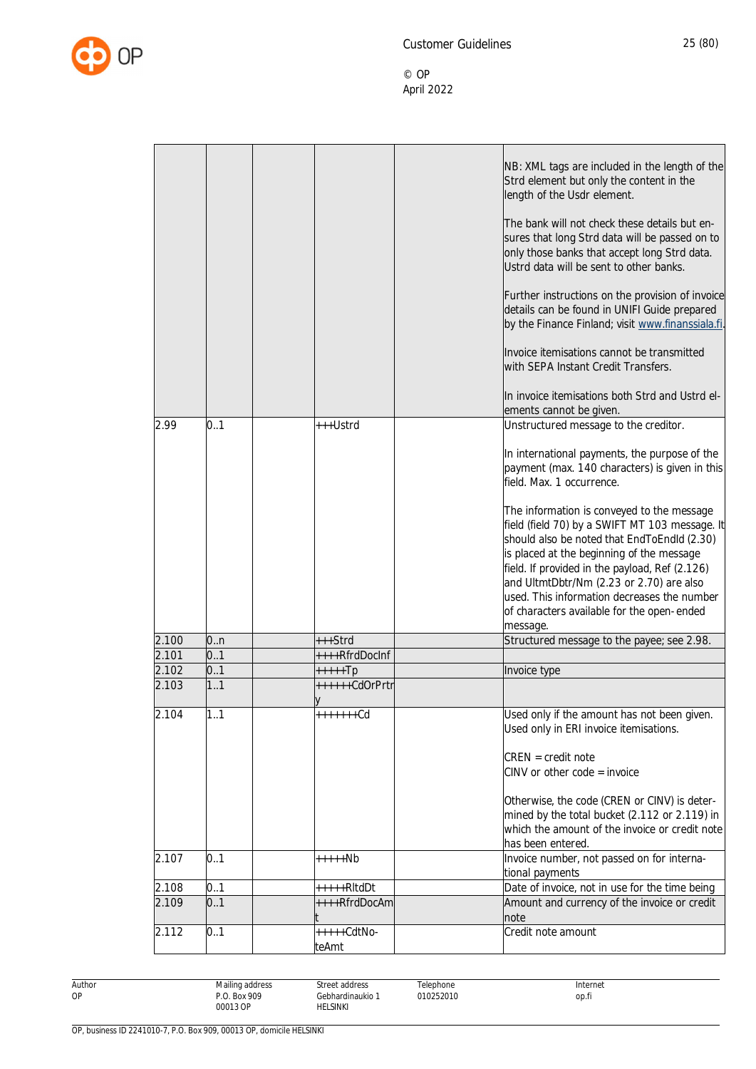| | | | | | |
|---|---|---|---|---|---|
| | | | | | NB: XML tags are included in the length of the Strd element but only the content in the length of the Usdr element.<br><br>The bank will not check these details but ensures that long Strd data will be passed on to only those banks that accept long Strd data. Ustrd data will be sent to other banks.<br><br>Further instructions on the provision of invoice details can be found in UNIFI Guide prepared by the Finance Finland; visit www.finanssiala.fi.<br><br>Invoice itemisations cannot be transmitted with SEPA Instant Credit Transfers.<br><br>In invoice itemisations both Strd and Ustrd elements cannot be given. |
| 2.99 | 0..1 | | +++Ustrd | | Unstructured message to the creditor.<br><br>In international payments, the purpose of the payment (max. 140 characters) is given in this field. Max. 1 occurrence.<br><br>The information is conveyed to the message field (field 70) by a SWIFT MT 103 message. It should also be noted that EndToEndId (2.30) is placed at the beginning of the message field. If provided in the payload, Ref (2.126) and UltmtDbtr/Nm (2.23 or 2.70) are also used. This information decreases the number of characters available for the open- ended message. |
| 2.100 | 0..n | | +++Strd | | Structured message to the payee; see 2.98. |
| 2.101 | 0..1 | | ++++RfrdDocInf | | |
| 2.102 | 0..1 | | +++++Tp | | Invoice type |
| 2.103 | 1..1 | | ++++++CdOrPrtry | | |
| 2.104 | 1..1 | | +++++++Cd | | Used only if the amount has not been given. Used only in ERI invoice itemisations.<br><br>CREN = credit note<br>CINV or other code = invoice<br><br>Otherwise, the code (CREN or CINV) is determined by the total bucket (2.112 or 2.119) in which the amount of the invoice or credit note has been entered. |
| 2.107 | 0..1 | | +++++Nb | | Invoice number, not passed on for international payments |
| 2.108 | 0..1 | | +++++RltdDt | | Date of invoice, not in use for the time being |
| 2.109 | 0..1 | | ++++RfrdDocAmt | | Amount and currency of the invoice or credit note |
| 2.112 | 0..1 | | +++++CdtNoteAmt | | Credit note amount |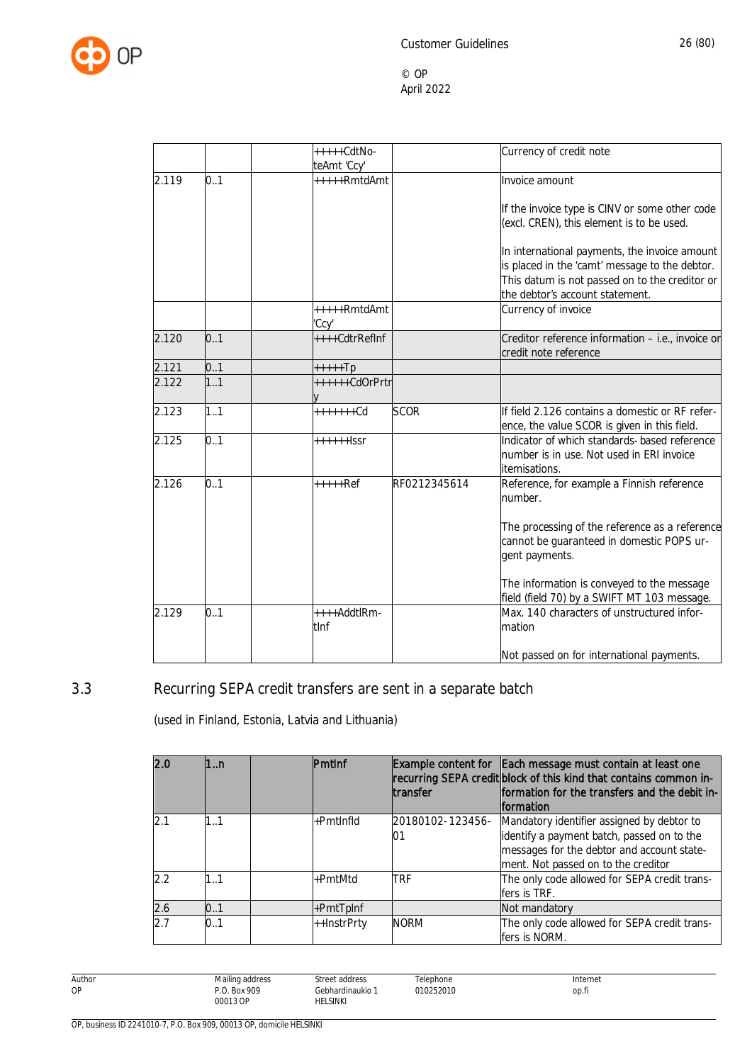| | | | | | |
|---|---|---|---|---|---|
| | | | +++++CdtNoteAmt 'Ccy' | | Currency of credit note |
| 2.119 | 0..1 | | +++++RmtdAmt | | Invoice amount<br><br>If the invoice type is CINV or some other code (excl. CREN), this element is to be used.<br><br>In international payments, the invoice amount is placed in the 'camt' message to the debtor. This datum is not passed on to the creditor or the debtor's account statement. |
| | | | +++++RmtdAmt 'Ccy' | | Currency of invoice |
| 2.120 | 0..1 | | ++++CdtrRefInf | | Creditor reference information – i.e., invoice or credit note reference |
| 2.121 | 0..1 | | +++++Tp | | |
| 2.122 | 1..1 | | ++++++CdOrPrtry | | |
| 2.123 | 1..1 | | +++++++Cd | SCOR | If field 2.126 contains a domestic or RF reference, the value SCOR is given in this field. |
| 2.125 | 0..1 | | ++++++Issr | | Indicator of which standards- based reference number is in use. Not used in ERI invoice itemisations. |
| 2.126 | 0..1 | | +++++Ref | RF0212345614 | Reference, for example a Finnish reference number.<br><br>The processing of the reference as a reference cannot be guaranteed in domestic POPS urgent payments.<br><br>The information is conveyed to the message field (field 70) by a SWIFT MT 103 message. |
| 2.129 | 0..1 | | ++++AddtlRmtInf | | Max. 140 characters of unstructured information<br><br>Not passed on for international payments. |

## 3.3 Recurring SEPA credit transfers are sent in a separate batch

(used in Finland, Estonia, Latvia and Lithuania)

| 2.0 | 1..n | | PmtInf | Example content for recurring SEPA credit transfer | Each message must contain at least one block of this kind that contains common information for the transfers and the debit information |
|---|---|---|---|---|---|
| 2.1 | 1..1 | | +PmtInfId | 20180102-123456-01 | Mandatory identifier assigned by debtor to identify a payment batch, passed on to the messages for the debtor and account statement. Not passed on to the creditor |
| 2.2 | 1..1 | | +PmtMtd | TRF | The only code allowed for SEPA credit transfers is TRF. |
| 2.6 | 0..1 | | +PmtTpInf | | Not mandatory |
| 2.7 | 0..1 | | ++InstrPrty | NORM | The only code allowed for SEPA credit transfers is NORM. |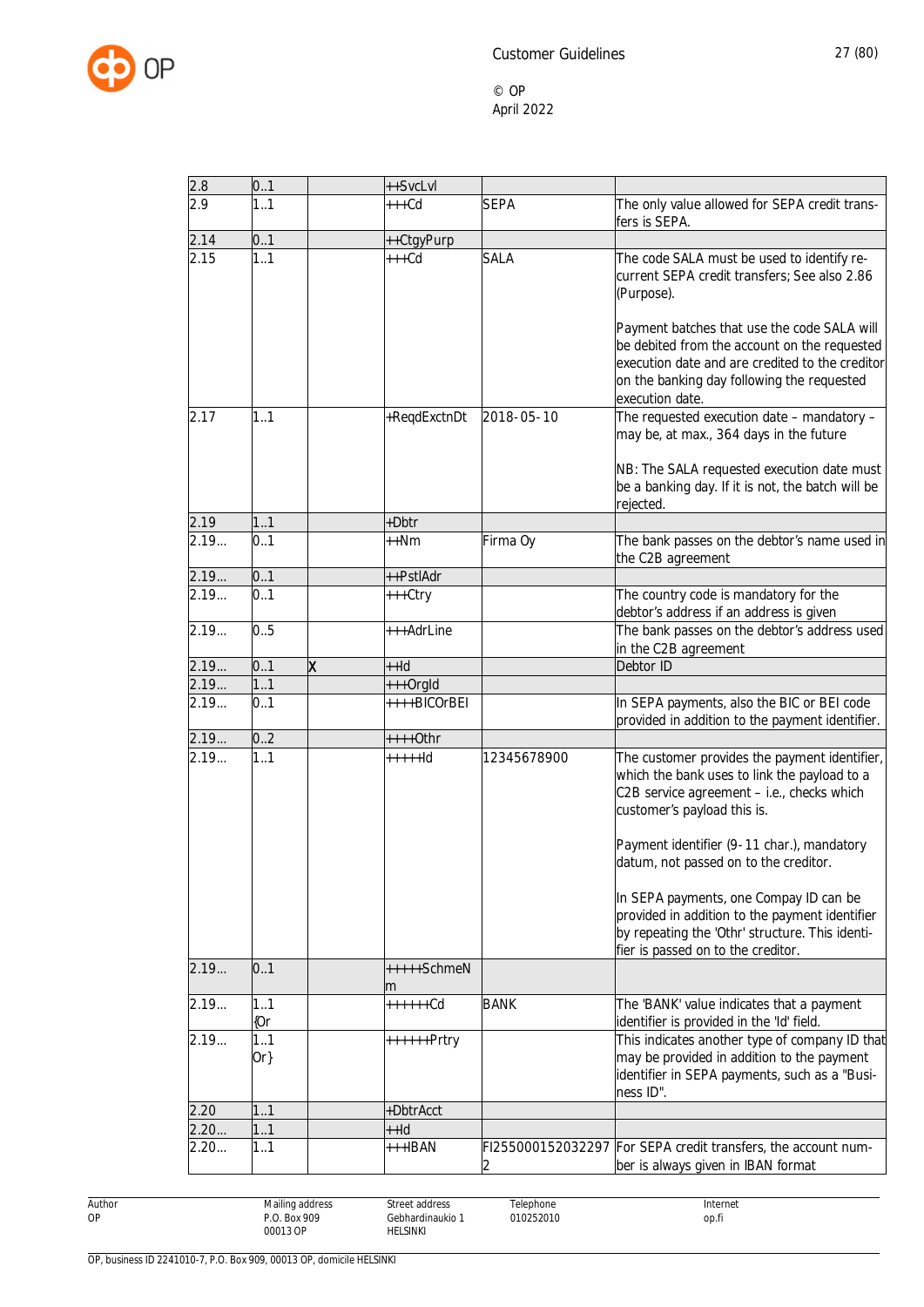| | | | | | |
|---|---|---|---|---|---|
| 2.8 | 0..1 | | ++SvcLvl | | |
| 2.9 | 1..1 | | +++Cd | SEPA | The only value allowed for SEPA credit transfers is SEPA. |
| 2.14 | 0..1 | | ++CtgyPurp | | |
| 2.15 | 1..1 | | +++Cd | SALA | The code SALA must be used to identify recurrent SEPA credit transfers; See also 2.86 (Purpose).<br><br>Payment batches that use the code SALA will be debited from the account on the requested execution date and are credited to the creditor on the banking day following the requested execution date. |
| 2.17 | 1..1 | | +ReqdExctnDt | 2018-05-10 | The requested execution date – mandatory – may be, at max., 364 days in the future<br><br>NB: The SALA requested execution date must be a banking day. If it is not, the batch will be rejected. |
| 2.19 | 1..1 | | +Dbtr | | |
| 2.19... | 0..1 | | ++Nm | Firma Oy | The bank passes on the debtor's name used in the C2B agreement |
| 2.19... | 0..1 | | ++PstlAdr | | |
| 2.19... | 0..1 | | +++Ctry | | The country code is mandatory for the debtor's address if an address is given |
| 2.19... | 0..5 | | +++AdrLine | | The bank passes on the debtor's address used in the C2B agreement |
| 2.19... | 0..1 | X | ++Id | | Debtor ID |
| 2.19... | 1..1 | | +++OrgId | | |
| 2.19... | 0..1 | | ++++BICOrBEI | | In SEPA payments, also the BIC or BEI code provided in addition to the payment identifier. |
| 2.19... | 0..2 | | ++++Othr | | |
| 2.19... | 1..1 | | +++++Id | 12345678900 | The customer provides the payment identifier, which the bank uses to link the payload to a C2B service agreement – i.e., checks which customer's payload this is.<br><br>Payment identifier (9-11 char.), mandatory datum, not passed on to the creditor.<br><br>In SEPA payments, one Compay ID can be provided in addition to the payment identifier by repeating the 'Othr' structure. This identifier is passed on to the creditor. |
| 2.19... | 0..1 | | +++++SchmeNm | | |
| 2.19... | 1..1 {Or | | ++++++Cd | BANK | The 'BANK' value indicates that a payment identifier is provided in the 'Id' field. |
| 2.19... | 1..1 Or} | | ++++++Prtry | | This indicates another type of company ID that may be provided in addition to the payment identifier in SEPA payments, such as a "Business ID". |
| 2.20 | 1..1 | | +DbtrAcct | | |
| 2.20... | 1..1 | | ++Id | | |
| 2.20... | 1..1 | | +++IBAN | FI2550001520322972 | For SEPA credit transfers, the account number is always given in IBAN format |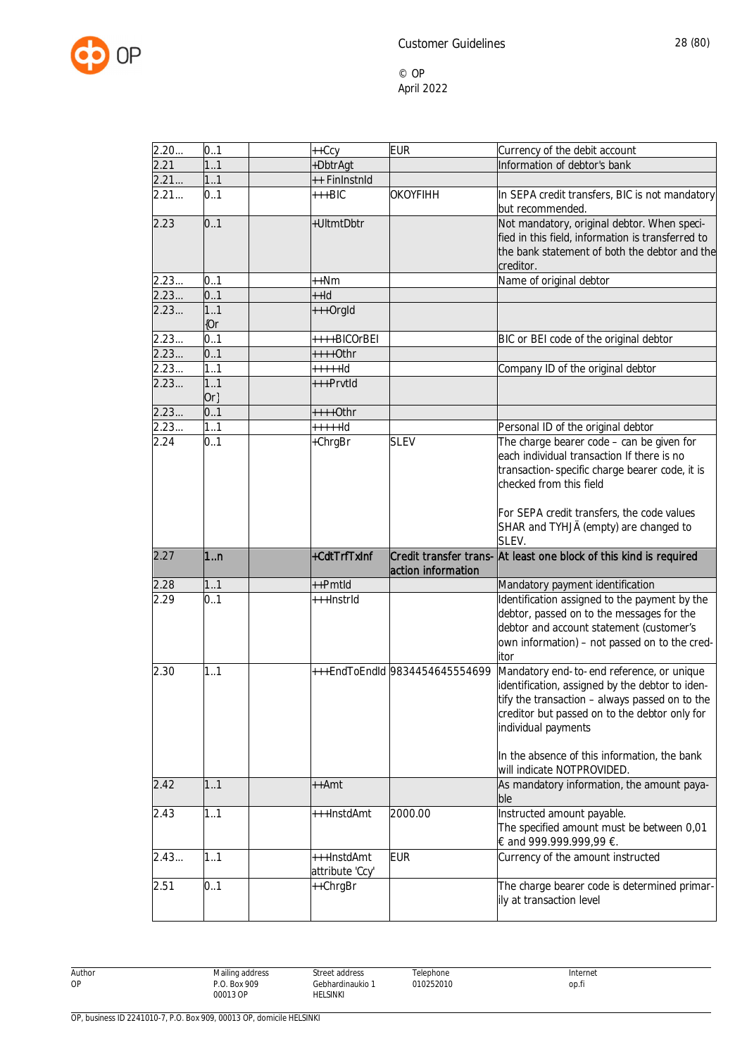| | | | | | |
|---|---|---|---|---|---|
| 2.20… | 0..1 | | ++Ccy | EUR | Currency of the debit account |
| 2.21 | 1..1 | | +DbtrAgt | | Information of debtor's bank |
| 2.21… | 1..1 | | ++ FinInstnId | | |
| 2.21… | 0..1 | | +++BIC | OKOYFIHH | In SEPA credit transfers, BIC is not mandatory but recommended. |
| 2.23 | 0..1 | | +UltmtDbtr | | Not mandatory, original debtor. When specified in this field, information is transferred to the bank statement of both the debtor and the creditor. |
| 2.23… | 0..1 | | ++Nm | | Name of original debtor |
| 2.23… | 0..1 | | ++Id | | |
| 2.23… | 1..1 {Or | | +++OrgId | | |
| 2.23… | 0..1 | | ++++BICOrBEI | | BIC or BEI code of the original debtor |
| 2.23… | 0..1 | | ++++Othr | | |
| 2.23… | 1..1 | | +++++Id | | Company ID of the original debtor |
| 2.23… | 1..1 Or} | | +++PrvtId | | |
| 2.23… | 0..1 | | ++++Othr | | |
| 2.23… | 1..1 | | +++++Id | | Personal ID of the original debtor |
| 2.24 | 0..1 | | +ChrgBr | SLEV | The charge bearer code – can be given for each individual transaction If there is no transaction-specific charge bearer code, it is checked from this field<br><br>For SEPA credit transfers, the code values SHAR and TYHJÄ (empty) are changed to SLEV. |
| **2.27** | **1..n** | | **+CdtTrfTxInf** | **Credit transfer transaction information** | **At least one block of this kind is required** |
| 2.28 | 1..1 | | ++PmtId | | Mandatory payment identification |
| 2.29 | 0..1 | | +++InstrId | | Identification assigned to the payment by the debtor, passed on to the messages for the debtor and account statement (customer's own information) – not passed on to the creditor |
| 2.30 | 1..1 | | +++EndToEndId | 9834454645554699 | Mandatory end-to-end reference, or unique identification, assigned by the debtor to identify the transaction – always passed on to the creditor but passed on to the debtor only for individual payments<br><br>In the absence of this information, the bank will indicate NOTPROVIDED. |
| 2.42 | 1..1 | | ++Amt | | As mandatory information, the amount payable |
| 2.43 | 1..1 | | +++InstdAmt | 2000.00 | Instructed amount payable.<br>The specified amount must be between 0,01 € and 999.999.999,99 €. |
| 2.43… | 1..1 | | +++InstdAmt attribute 'Ccy' | EUR | Currency of the amount instructed |
| 2.51 | 0..1 | | ++ChrgBr | | The charge bearer code is determined primarily at transaction level |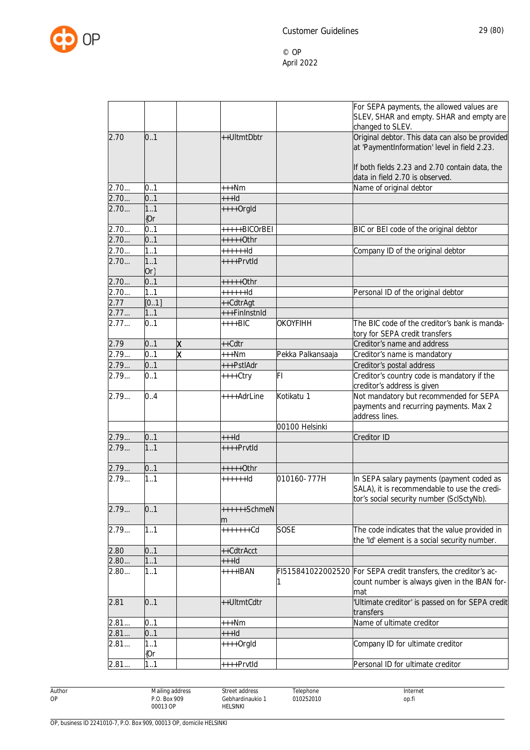| | | | | | |
|---|---|---|---|---|---|
| | | | | | For SEPA payments, the allowed values are SLEV, SHAR and empty. SHAR and empty are changed to SLEV. |
| 2.70 | 0..1 | | ++UltmtDbtr | | Original debtor. This data can also be provided at 'PaymentInformation' level in field 2.23.<br><br>If both fields 2.23 and 2.70 contain data, the data in field 2.70 is observed. |
| 2.70... | 0..1 | | +++Nm | | Name of original debtor |
| 2.70... | 0..1 | | +++Id | | |
| 2.70... | 1..1 {Or | | ++++OrgId | | |
| 2.70... | 0..1 | | +++++BICOrBEI | | BIC or BEI code of the original debtor |
| 2.70... | 0..1 | | +++++Othr | | |
| 2.70... | 1..1 | | ++++++Id | | Company ID of the original debtor |
| 2.70... | 1..1 Or} | | ++++PrvtId | | |
| 2.70... | 0..1 | | +++++Othr | | |
| 2.70... | 1..1 | | ++++++Id | | Personal ID of the original debtor |
| 2.77 | [0..1] | | ++CdtrAgt | | |
| 2.77... | 1..1 | | +++FinInstnId | | |
| 2.77... | 0..1 | | ++++BIC | OKOYFIHH | The BIC code of the creditor's bank is mandatory for SEPA credit transfers |
| 2.79 | 0..1 | X | ++Cdtr | | Creditor's name and address |
| 2.79... | 0..1 | X | +++Nm | Pekka Palkansaaja | Creditor's name is mandatory |
| 2.79... | 0..1 | | +++PstlAdr | | Creditor's postal address |
| 2.79... | 0..1 | | ++++Ctry | FI | Creditor's country code is mandatory if the creditor's address is given |
| 2.79... | 0..4 | | ++++AdrLine | Kotikatu 1 | Not mandatory but recommended for SEPA payments and recurring payments. Max 2 address lines. |
| | | | | 00100 Helsinki | |
| 2.79... | 0..1 | | +++Id | | Creditor ID |
| 2.79... | 1..1 | | ++++PrvtId | | |
| 2.79... | 0..1 | | +++++Othr | | |
| 2.79... | 1..1 | | ++++++Id | 010160-777H | In SEPA salary payments (payment coded as SALA), it is recommendable to use the creditor's social security number (SclSctyNb). |
| 2.79... | 0..1 | | ++++++SchmeNm | | |
| 2.79... | 1..1 | | +++++++Cd | SOSE | The code indicates that the value provided in the 'Id' element is a social security number. |
| 2.80 | 0..1 | | ++CdtrAcct | | |
| 2.80... | 1..1 | | +++Id | | |
| 2.80... | 1..1 | | ++++IBAN | FI5158410220025201 | For SEPA credit transfers, the creditor's account number is always given in the IBAN format |
| 2.81 | 0..1 | | ++UltmtCdtr | | 'Ultimate creditor' is passed on for SEPA credit transfers |
| 2.81... | 0..1 | | +++Nm | | Name of ultimate creditor |
| 2.81... | 0..1 | | +++Id | | |
| 2.81... | 1..1 {Or | | ++++OrgId | | Company ID for ultimate creditor |
| 2.81... | 1..1 | | ++++PrvtId | | Personal ID for ultimate creditor |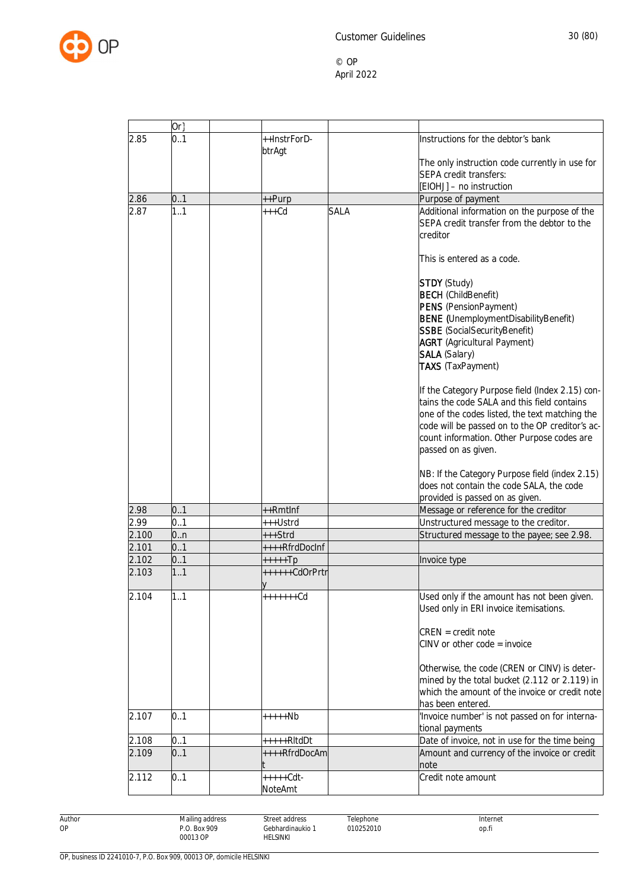| | Or} | | | | |
|---|---|---|---|---|---|
| 2.85 | 0..1 | | ++InstrForDbtrAgt | | Instructions for the debtor's bank<br><br>The only instruction code currently in use for SEPA credit transfers:<br>[EIOHJ] – no instruction |
| 2.86 | 0..1 | | ++Purp | | Purpose of payment |
| 2.87 | 1..1 | | +++Cd | SALA | Additional information on the purpose of the SEPA credit transfer from the debtor to the creditor<br><br>This is entered as a code.<br><br>**STDY** (Study)<br>**BECH** (ChildBenefit)<br>**PENS** (PensionPayment)<br>**BENE** (UnemploymentDisabilityBenefit)<br>**SSBE** (SocialSecurityBenefit)<br>**AGRT** (Agricultural Payment)<br>**SALA** (Salary)<br>**TAXS** (TaxPayment)<br><br>If the Category Purpose field (Index 2.15) contains the code SALA and this field contains one of the codes listed, the text matching the code will be passed on to the OP creditor's account information. Other Purpose codes are passed on as given.<br><br>NB: If the Category Purpose field (index 2.15) does not contain the code SALA, the code provided is passed on as given. |
| 2.98 | 0..1 | | ++RmtInf | | Message or reference for the creditor |
| 2.99 | 0..1 | | +++Ustrd | | Unstructured message to the creditor. |
| 2.100 | 0..n | | +++Strd | | Structured message to the payee; see 2.98. |
| 2.101 | 0..1 | | ++++RfrdDocInf | | |
| 2.102 | 0..1 | | +++++Tp | | Invoice type |
| 2.103 | 1..1 | | ++++++CdOrPrtry | | |
| 2.104 | 1..1 | | +++++++Cd | | Used only if the amount has not been given. Used only in ERI invoice itemisations.<br><br>CREN = credit note<br>CINV or other code = invoice<br><br>Otherwise, the code (CREN or CINV) is determined by the total bucket (2.112 or 2.119) in which the amount of the invoice or credit note has been entered. |
| 2.107 | 0..1 | | +++++Nb | | 'Invoice number' is not passed on for international payments |
| 2.108 | 0..1 | | +++++RltdDt | | Date of invoice, not in use for the time being |
| 2.109 | 0..1 | | ++++RfrdDocAmt | | Amount and currency of the invoice or credit note |
| 2.112 | 0..1 | | +++++Cdt-NoteAmt | | Credit note amount |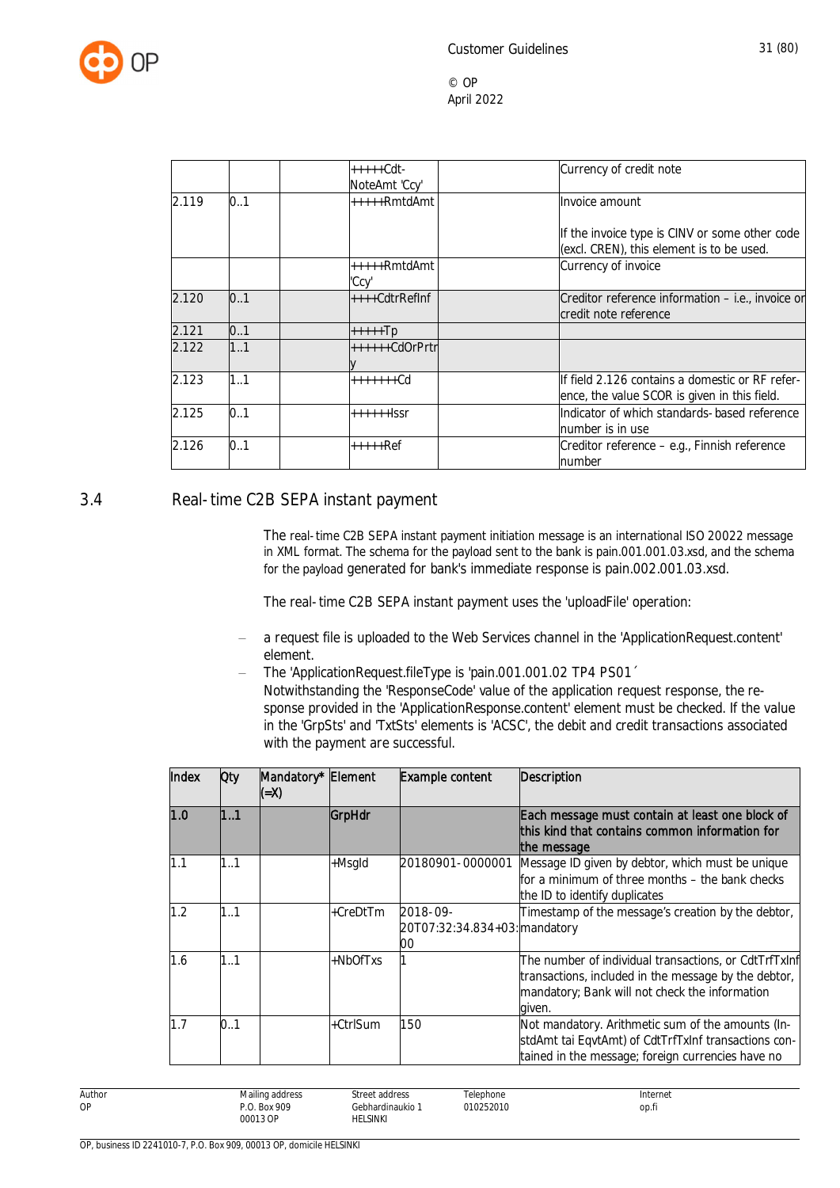|  |  |  | +++++Cdt-NoteAmt 'Ccy' |  | Currency of credit note |
|---|---|---|---|---|---|
| 2.119 | 0..1 |  | +++++RmtdAmt |  | Invoice amount<br><br>If the invoice type is CINV or some other code (excl. CREN), this element is to be used. |
|  |  |  | +++++RmtdAmt 'Ccy' |  | Currency of invoice |
| 2.120 | 0..1 |  | ++++CdtrRefInf |  | Creditor reference information – i.e., invoice or credit note reference |
| 2.121 | 0..1 |  | +++++Tp |  |  |
| 2.122 | 1..1 |  | ++++++CdOrPrtry |  |  |
| 2.123 | 1..1 |  | +++++++Cd |  | If field 2.126 contains a domestic or RF reference, the value SCOR is given in this field. |
| 2.125 | 0..1 |  | ++++++Issr |  | Indicator of which standards-based reference number is in use |
| 2.126 | 0..1 |  | +++++Ref |  | Creditor reference – e.g., Finnish reference number |

## 3.4 Real-time C2B SEPA instant payment

The real-time C2B SEPA instant payment initiation message is an international ISO 20022 message in XML format. The schema for the payload sent to the bank is pain.001.001.03.xsd, and the schema for the payload generated for bank's immediate response is pain.002.001.03.xsd.

The real-time C2B SEPA instant payment uses the 'uploadFile' operation:

- a request file is uploaded to the Web Services channel in the 'ApplicationRequest.content' element.
- The 'ApplicationRequest.fileType is 'pain.001.001.02 TP4 PS01´
  Notwithstanding the 'ResponseCode' value of the application request response, the response provided in the 'ApplicationResponse.content' element must be checked. If the value in the 'GrpSts' and 'TxtSts' elements is 'ACSC', the debit and credit transactions associated with the payment are successful.

| Index | Qty | Mandatory* (=X) | Element | Example content | Description |
|---|---|---|---|---|---|
| 1.0 | 1..1 |  | GrpHdr |  | Each message must contain at least one block of this kind that contains common information for the message |
| 1.1 | 1..1 |  | +MsgId | 20180901-0000001 | Message ID given by debtor, which must be unique for a minimum of three months – the bank checks the ID to identify duplicates |
| 1.2 | 1..1 |  | +CreDtTm | 2018-09-20T07:32:34.834+03:00 | Timestamp of the message's creation by the debtor, mandatory |
| 1.6 | 1..1 |  | +NbOfTxs | 1 | The number of individual transactions, or CdtTrfTxInf transactions, included in the message by the debtor, mandatory; Bank will not check the information given. |
| 1.7 | 0..1 |  | +CtrlSum | 150 | Not mandatory. Arithmetic sum of the amounts (InstdAmt tai EqvtAmt) of CdtTrfTxInf transactions contained in the message; foreign currencies have no |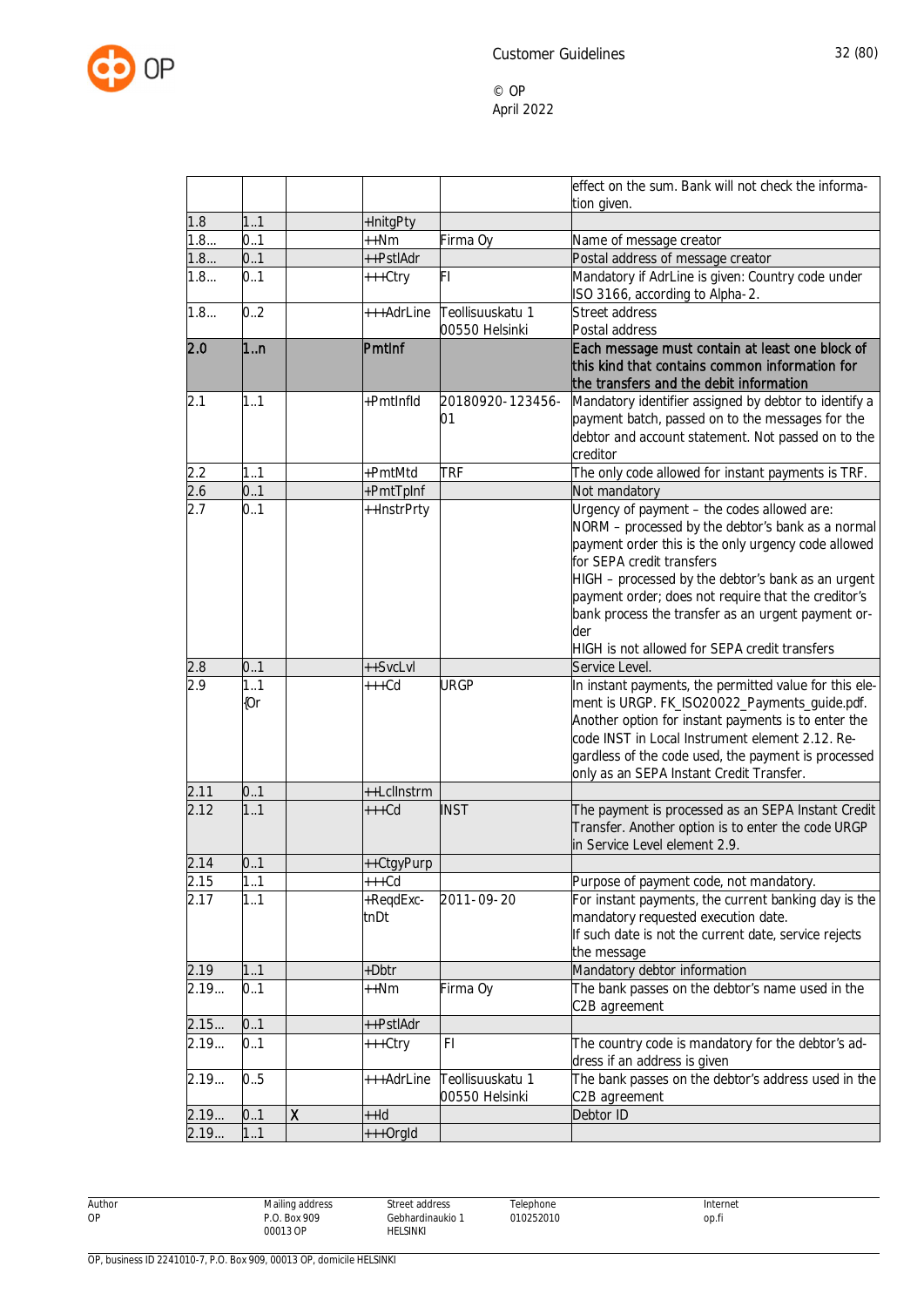| | | | | | |
|---|---|---|---|---|---|
| | | | | | effect on the sum. Bank will not check the information given. |
| 1.8 | 1..1 | | +InitgPty | | |
| 1.8… | 0..1 | | ++Nm | Firma Oy | Name of message creator |
| 1.8… | 0..1 | | ++PstlAdr | | Postal address of message creator |
| 1.8… | 0..1 | | +++Ctry | FI | Mandatory if AdrLine is given: Country code under ISO 3166, according to Alpha-2. |
| 1.8… | 0..2 | | +++AdrLine | Teollisuuskatu 1 00550 Helsinki | Street address Postal address |
| **2.0** | **1..n** | | **PmtInf** | | **Each message must contain at least one block of this kind that contains common information for the transfers and the debit information** |
| 2.1 | 1..1 | | +PmtInfId | 20180920-123456-01 | Mandatory identifier assigned by debtor to identify a payment batch, passed on to the messages for the debtor and account statement. Not passed on to the creditor |
| 2.2 | 1..1 | | +PmtMtd | TRF | The only code allowed for instant payments is TRF. |
| 2.6 | 0..1 | | +PmtTpInf | | Not mandatory |
| 2.7 | 0..1 | | ++InstrPrty | | Urgency of payment – the codes allowed are: NORM – processed by the debtor's bank as a normal payment order this is the only urgency code allowed for SEPA credit transfers HIGH – processed by the debtor's bank as an urgent payment order; does not require that the creditor's bank process the transfer as an urgent payment order HIGH is not allowed for SEPA credit transfers |
| 2.8 | 0..1 | | ++SvcLvl | | Service Level. |
| 2.9 | 1..1 {Or | | +++Cd | URGP | In instant payments, the permitted value for this element is URGP. FK_ISO20022_Payments_guide.pdf. Another option for instant payments is to enter the code INST in Local Instrument element 2.12. Regardless of the code used, the payment is processed only as an SEPA Instant Credit Transfer. |
| 2.11 | 0..1 | | ++LclInstrm | | |
| 2.12 | 1..1 | | +++Cd | INST | The payment is processed as an SEPA Instant Credit Transfer. Another option is to enter the code URGP in Service Level element 2.9. |
| 2.14 | 0..1 | | ++CtgyPurp | | |
| 2.15 | 1..1 | | +++Cd | | Purpose of payment code, not mandatory. |
| 2.17 | 1..1 | | +ReqdExctnDt | 2011-09-20 | For instant payments, the current banking day is the mandatory requested execution date. If such date is not the current date, service rejects the message |
| 2.19 | 1..1 | | +Dbtr | | Mandatory debtor information |
| 2.19… | 0..1 | | ++Nm | Firma Oy | The bank passes on the debtor's name used in the C2B agreement |
| 2.15… | 0..1 | | ++PstlAdr | | |
| 2.19… | 0..1 | | +++Ctry | FI | The country code is mandatory for the debtor's address if an address is given |
| 2.19… | 0..5 | | +++AdrLine | Teollisuuskatu 1 00550 Helsinki | The bank passes on the debtor's address used in the C2B agreement |
| 2.19… | 0..1 | X | ++Id | | Debtor ID |
| 2.19… | 1..1 | | +++OrgId | | |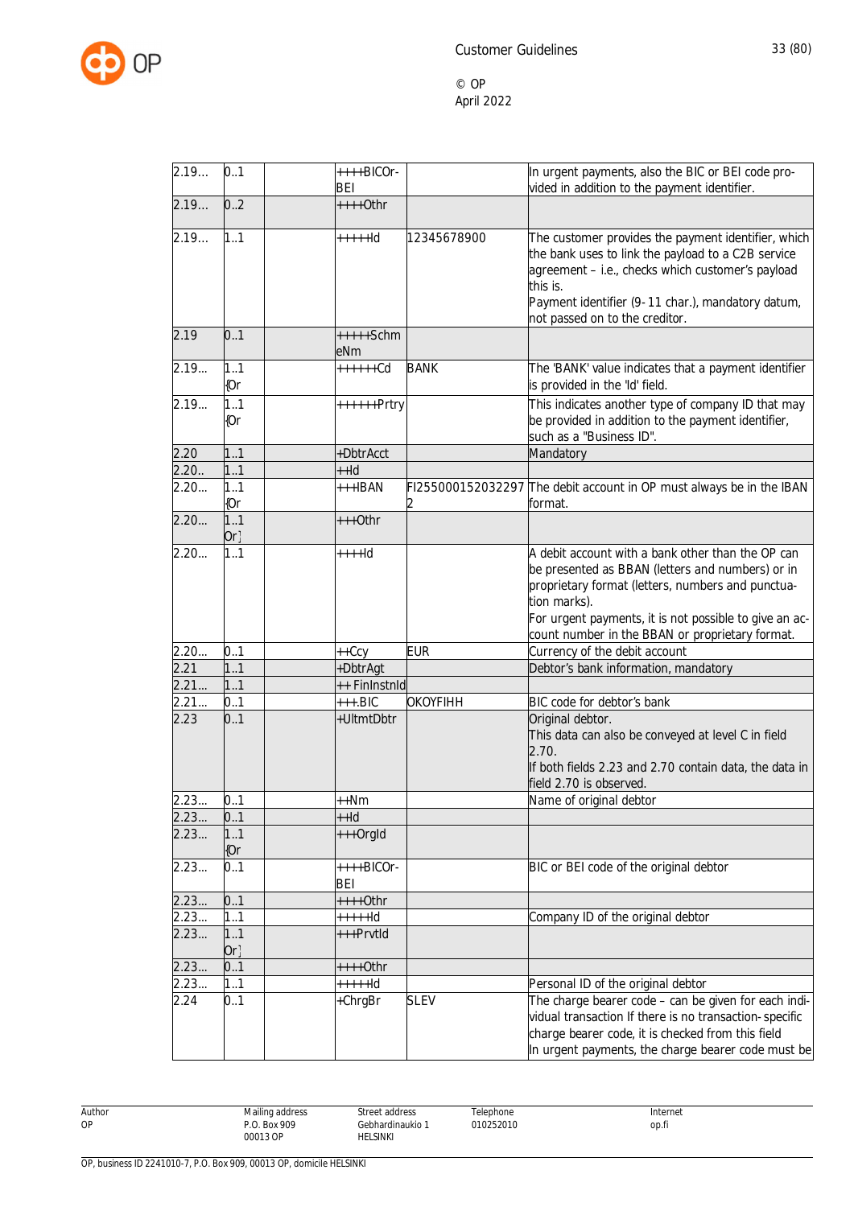| | | | | | |
|---|---|---|---|---|---|
| 2.19... | 0..1 | | ++++BICOr-BEI | | In urgent payments, also the BIC or BEI code provided in addition to the payment identifier. |
| 2.19... | 0..2 | | ++++Othr | | |
| 2.19... | 1..1 | | +++++Id | 12345678900 | The customer provides the payment identifier, which the bank uses to link the payload to a C2B service agreement – i.e., checks which customer's payload this is.<br>Payment identifier (9-11 char.), mandatory datum, not passed on to the creditor. |
| 2.19 | 0..1 | | +++++SchmeNm | | |
| 2.19... | 1..1 {Or | | ++++++Cd | BANK | The 'BANK' value indicates that a payment identifier is provided in the 'Id' field. |
| 2.19... | 1..1 {Or | | ++++++Prtry | | This indicates another type of company ID that may be provided in addition to the payment identifier, such as a "Business ID". |
| 2.20 | 1..1 | | +DbtrAcct | | Mandatory |
| 2.20.. | 1..1 | | ++Id | | |
| 2.20... | 1..1 {Or | | +++IBAN | FI2550001520322972 | The debit account in OP must always be in the IBAN format. |
| 2.20... | 1..1 Or} | | +++Othr | | |
| 2.20... | 1..1 | | ++++Id | | A debit account with a bank other than the OP can be presented as BBAN (letters and numbers) or in proprietary format (letters, numbers and punctuation marks).<br>For urgent payments, it is not possible to give an account number in the BBAN or proprietary format. |
| 2.20... | 0..1 | | ++Ccy | EUR | Currency of the debit account |
| 2.21 | 1..1 | | +DbtrAgt | | Debtor's bank information, mandatory |
| 2.21... | 1..1 | | ++ FinInstnId | | |
| 2.21... | 0..1 | | +++.BIC | OKOYFIHH | BIC code for debtor's bank |
| 2.23 | 0..1 | | +UltmtDbtr | | Original debtor.<br>This data can also be conveyed at level C in field 2.70.<br>If both fields 2.23 and 2.70 contain data, the data in field 2.70 is observed. |
| 2.23... | 0..1 | | ++Nm | | Name of original debtor |
| 2.23... | 0..1 | | ++Id | | |
| 2.23... | 1..1 {Or | | +++OrgId | | |
| 2.23... | 0..1 | | ++++BICOr-BEI | | BIC or BEI code of the original debtor |
| 2.23... | 0..1 | | ++++Othr | | |
| 2.23... | 1..1 | | +++++Id | | Company ID of the original debtor |
| 2.23... | 1..1 Or} | | +++PrvtId | | |
| 2.23... | 0..1 | | ++++Othr | | |
| 2.23... | 1..1 | | +++++Id | | Personal ID of the original debtor |
| 2.24 | 0..1 | | +ChrgBr | SLEV | The charge bearer code – can be given for each individual transaction If there is no transaction-specific charge bearer code, it is checked from this field<br>In urgent payments, the charge bearer code must be |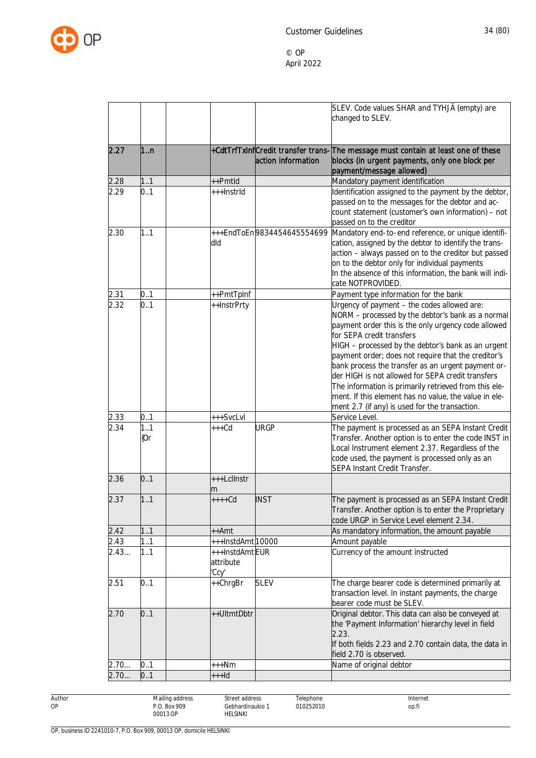| | | | | | |
|---|---|---|---|---|---|
| | | | | | SLEV. Code values SHAR and TYHJÄ (empty) are changed to SLEV. |
| 2.27 | 1..n | | +CdtTrfTxInf | Credit transfer transaction information | The message must contain at least one of these blocks (in urgent payments, only one block per payment/message allowed) |
| 2.28 | 1..1 | | ++PmtId | | Mandatory payment identification |
| 2.29 | 0..1 | | +++InstrId | | Identification assigned to the payment by the debtor, passed on to the messages for the debtor and account statement (customer's own information) – not passed on to the creditor |
| 2.30 | 1..1 | | +++EndToEndId | 9834454645554699 | Mandatory end-to-end reference, or unique identification, assigned by the debtor to identify the transaction – always passed on to the creditor but passed on to the debtor only for individual payments<br>In the absence of this information, the bank will indicate NOTPROVIDED. |
| 2.31 | 0..1 | | ++PmtTpInf | | Payment type information for the bank |
| 2.32 | 0..1 | | ++InstrPrty | | Urgency of payment – the codes allowed are:<br>NORM – processed by the debtor's bank as a normal payment order this is the only urgency code allowed for SEPA credit transfers<br>HIGH – processed by the debtor's bank as an urgent payment order; does not require that the creditor's bank process the transfer as an urgent payment order HIGH is not allowed for SEPA credit transfers<br>The information is primarily retrieved from this element. If this element has no value, the value in element 2.7 (if any) is used for the transaction. |
| 2.33 | 0..1 | | +++SvcLvl | | Service Level. |
| 2.34 | 1..1 {Or | | +++Cd | URGP | The payment is processed as an SEPA Instant Credit Transfer. Another option is to enter the code INST in Local Instrument element 2.37. Regardless of the code used, the payment is processed only as an SEPA Instant Credit Transfer. |
| 2.36 | 0..1 | | +++LclInstrm | | |
| 2.37 | 1..1 | | ++++Cd | INST | The payment is processed as an SEPA Instant Credit Transfer. Another option is to enter the Proprietary code URGP in Service Level element 2.34. |
| 2.42 | 1..1 | | ++Amt | | As mandatory information, the amount payable |
| 2.43 | 1..1 | | +++InstdAmt | 10000 | Amount payable |
| 2.43... | 1..1 | | +++InstdAmt attribute 'Ccy' | EUR | Currency of the amount instructed |
| 2.51 | 0..1 | | ++ChrgBr | SLEV | The charge bearer code is determined primarily at transaction level. In instant payments, the charge bearer code must be SLEV. |
| 2.70 | 0..1 | | ++UltmtDbtr | | Original debtor. This data can also be conveyed at the 'Payment Information' hierarchy level in field 2.23.<br>If both fields 2.23 and 2.70 contain data, the data in field 2.70 is observed. |
| 2.70... | 0..1 | | +++Nm | | Name of original debtor |
| 2.70... | 0..1 | | +++Id | | |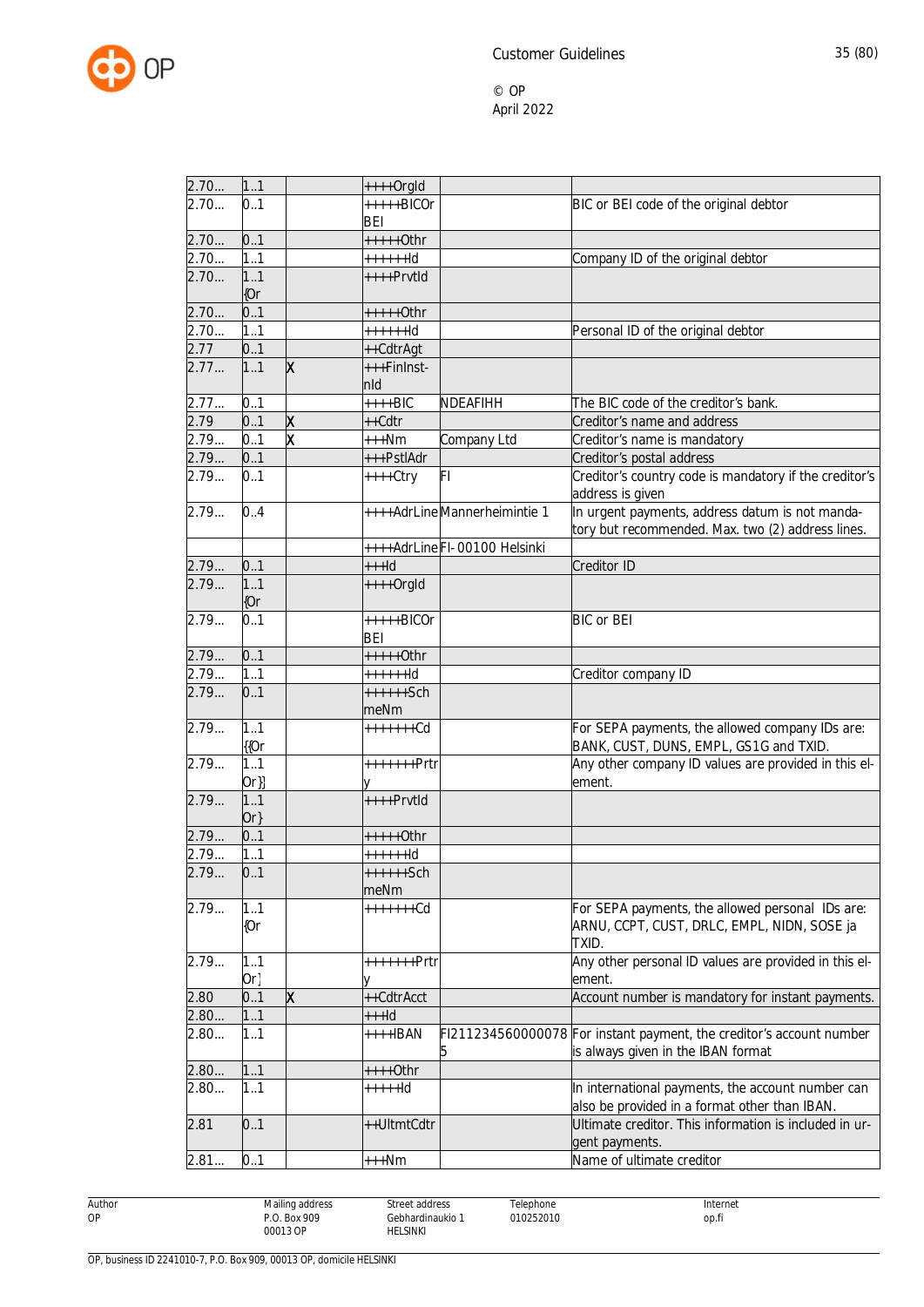| | | | | | |
|---|---|---|---|---|---|
| 2.70… | 1..1 | | ++++OrgId | | |
| 2.70… | 0..1 | | +++++BICOrBEI | | BIC or BEI code of the original debtor |
| 2.70… | 0..1 | | +++++Othr | | |
| 2.70… | 1..1 | | ++++++Id | | Company ID of the original debtor |
| 2.70… | 1..1 {Or | | ++++PrvtId | | |
| 2.70… | 0..1 | | +++++Othr | | |
| 2.70… | 1..1 | | ++++++Id | | Personal ID of the original debtor |
| 2.77 | 0..1 | | ++CdtrAgt | | |
| 2.77… | 1..1 | X | +++FinInstnId | | |
| 2.77… | 0..1 | | ++++BIC | NDEAFIHH | The BIC code of the creditor's bank. |
| 2.79 | 0..1 | X | ++Cdtr | | Creditor's name and address |
| 2.79… | 0..1 | X | +++Nm | Company Ltd | Creditor's name is mandatory |
| 2.79… | 0..1 | | +++PstlAdr | | Creditor's postal address |
| 2.79… | 0..1 | | ++++Ctry | FI | Creditor's country code is mandatory if the creditor's address is given |
| 2.79… | 0..4 | | ++++AdrLine | Mannerheimintie 1 | In urgent payments, address datum is not mandatory but recommended. Max. two (2) address lines. |
| | | | ++++AdrLine | FI-00100 Helsinki | |
| 2.79… | 0..1 | | +++Id | | Creditor ID |
| 2.79… | 1..1 {Or | | ++++OrgId | | |
| 2.79… | 0..1 | | +++++BICOrBEI | | BIC or BEI |
| 2.79… | 0..1 | | +++++Othr | | |
| 2.79… | 1..1 | | ++++++Id | | Creditor company ID |
| 2.79… | 0..1 | | ++++++SchmeNm | | |
| 2.79… | 1..1 {{Or | | +++++++Cd | | For SEPA payments, the allowed company IDs are: BANK, CUST, DUNS, EMPL, GS1G and TXID. |
| 2.79… | 1..1 Or}} | | +++++++Prtry | | Any other company ID values are provided in this element. |
| 2.79… | 1..1 Or} | | ++++PrvtId | | |
| 2.79… | 0..1 | | +++++Othr | | |
| 2.79… | 1..1 | | ++++++Id | | |
| 2.79… | 0..1 | | ++++++SchmeNm | | |
| 2.79… | 1..1 {Or | | +++++++Cd | | For SEPA payments, the allowed personal IDs are: ARNU, CCPT, CUST, DRLC, EMPL, NIDN, SOSE ja TXID. |
| 2.79… | 1..1 Or} | | +++++++Prtry | | Any other personal ID values are provided in this element. |
| 2.80 | 0..1 | X | ++CdtrAcct | | Account number is mandatory for instant payments. |
| 2.80… | 1..1 | | +++Id | | |
| 2.80… | 1..1 | | ++++IBAN | FI2112345600000785 | For instant payment, the creditor's account number is always given in the IBAN format |
| 2.80… | 1..1 | | ++++Othr | | |
| 2.80… | 1..1 | | +++++Id | | In international payments, the account number can also be provided in a format other than IBAN. |
| 2.81 | 0..1 | | ++UltmtCdtr | | Ultimate creditor. This information is included in urgent payments. |
| 2.81… | 0..1 | | +++Nm | | Name of ultimate creditor |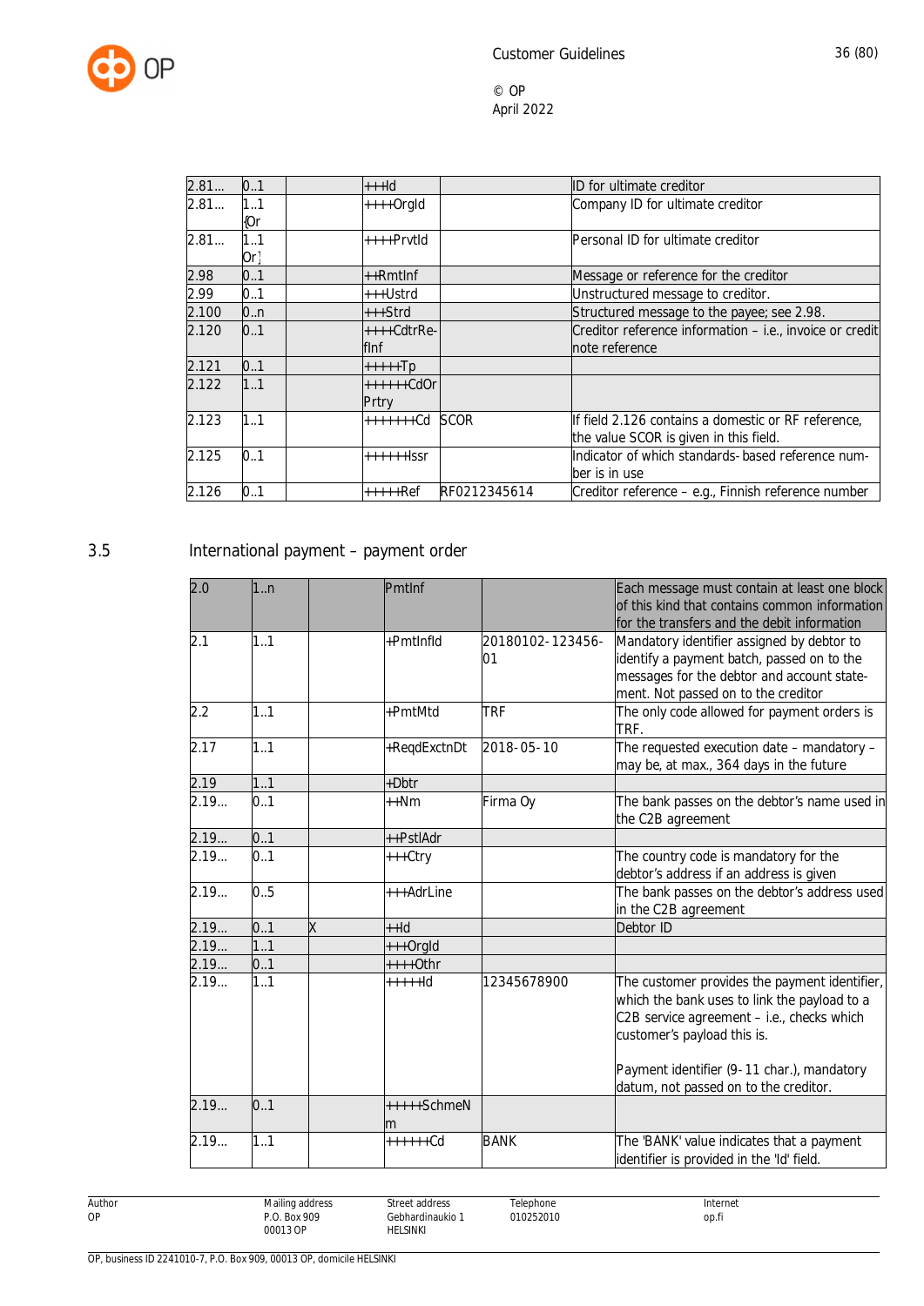| | | | | | |
|---|---|---|---|---|---|
| 2.81… | 0..1 | | +++Id | | ID for ultimate creditor |
| 2.81… | 1..1 {Or | | ++++OrgId | | Company ID for ultimate creditor |
| 2.81… | 1..1 Or} | | ++++PrvtId | | Personal ID for ultimate creditor |
| 2.98 | 0..1 | | ++RmtInf | | Message or reference for the creditor |
| 2.99 | 0..1 | | +++Ustrd | | Unstructured message to creditor. |
| 2.100 | 0..n | | +++Strd | | Structured message to the payee; see 2.98. |
| 2.120 | 0..1 | | ++++CdtrRefInf | | Creditor reference information – i.e., invoice or credit note reference |
| 2.121 | 0..1 | | +++++Tp | | |
| 2.122 | 1..1 | | ++++++CdOrPrtry | | |
| 2.123 | 1..1 | | +++++++Cd | SCOR | If field 2.126 contains a domestic or RF reference, the value SCOR is given in this field. |
| 2.125 | 0..1 | | ++++++Issr | | Indicator of which standards-based reference number is in use |
| 2.126 | 0..1 | | +++++Ref | RF0212345614 | Creditor reference – e.g., Finnish reference number |

## 3.5 International payment – payment order

| 2.0 | 1..n | | PmtInf | | Each message must contain at least one block of this kind that contains common information for the transfers and the debit information |
|---|---|---|---|---|---|
| 2.1 | 1..1 | | +PmtInfId | 20180102-123456-01 | Mandatory identifier assigned by debtor to identify a payment batch, passed on to the messages for the debtor and account statement. Not passed on to the creditor |
| 2.2 | 1..1 | | +PmtMtd | TRF | The only code allowed for payment orders is TRF. |
| 2.17 | 1..1 | | +ReqdExctnDt | 2018-05-10 | The requested execution date – mandatory – may be, at max., 364 days in the future |
| 2.19 | 1..1 | | +Dbtr | | |
| 2.19… | 0..1 | | ++Nm | Firma Oy | The bank passes on the debtor's name used in the C2B agreement |
| 2.19… | 0..1 | | ++PstlAdr | | |
| 2.19… | 0..1 | | +++Ctry | | The country code is mandatory for the debtor's address if an address is given |
| 2.19… | 0..5 | | +++AdrLine | | The bank passes on the debtor's address used in the C2B agreement |
| 2.19… | 0..1 | X | ++Id | | Debtor ID |
| 2.19… | 1..1 | | +++OrgId | | |
| 2.19… | 0..1 | | ++++Othr | | |
| 2.19… | 1..1 | | +++++Id | 12345678900 | The customer provides the payment identifier, which the bank uses to link the payload to a C2B service agreement – i.e., checks which customer's payload this is.<br><br>Payment identifier (9-11 char.), mandatory datum, not passed on to the creditor. |
| 2.19… | 0..1 | | +++++SchmeNm | | |
| 2.19… | 1..1 | | ++++++Cd | BANK | The 'BANK' value indicates that a payment identifier is provided in the 'Id' field. |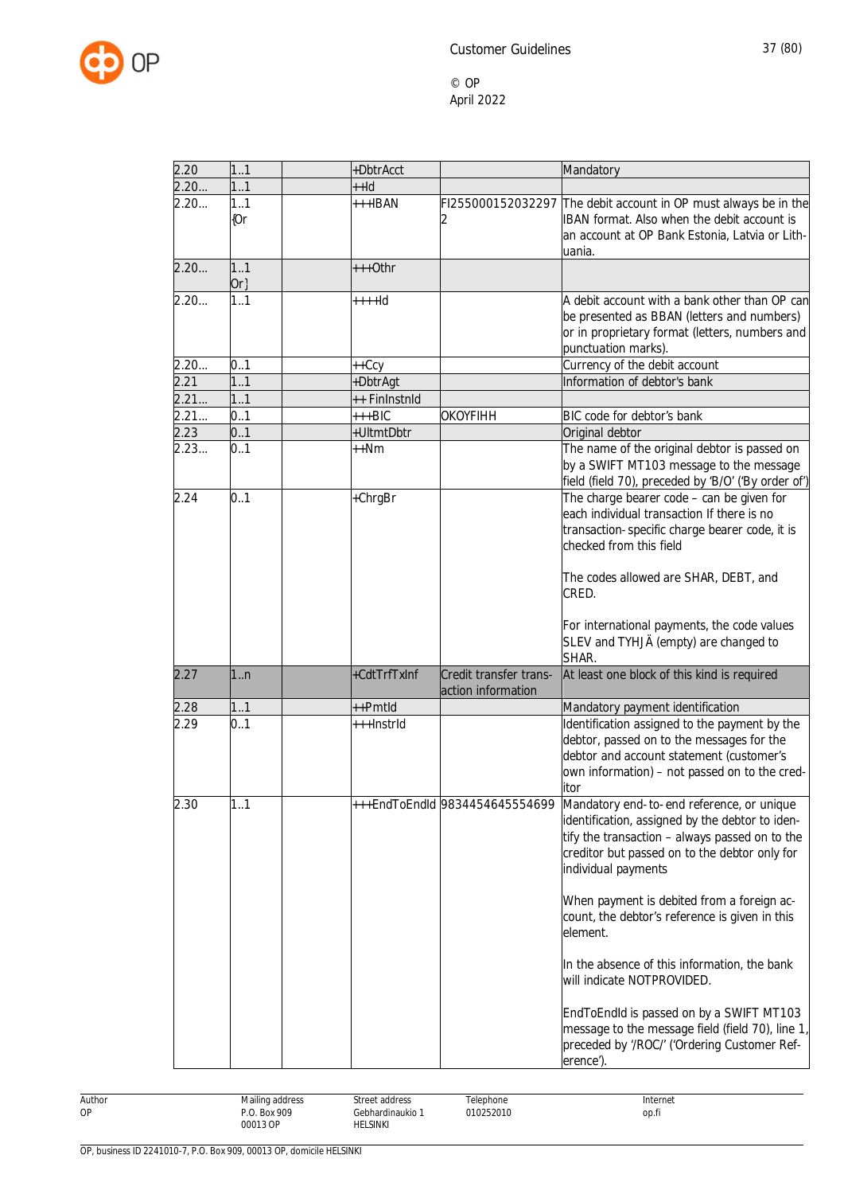| | | | | | |
|---|---|---|---|---|---|
| 2.20 | 1..1 | | +DbtrAcct | | Mandatory |
| 2.20... | 1..1 | | ++Id | | |
| 2.20... | 1..1 {Or | | +++IBAN | FI2550001520322972 | The debit account in OP must always be in the IBAN format. Also when the debit account is an account at OP Bank Estonia, Latvia or Lithuania. |
| 2.20... | 1..1 Or} | | +++Othr | | |
| 2.20... | 1..1 | | ++++Id | | A debit account with a bank other than OP can be presented as BBAN (letters and numbers) or in proprietary format (letters, numbers and punctuation marks). |
| 2.20... | 0..1 | | ++Ccy | | Currency of the debit account |
| 2.21 | 1..1 | | +DbtrAgt | | Information of debtor's bank |
| 2.21... | 1..1 | | ++ FinInstnId | | |
| 2.21... | 0..1 | | +++BIC | OKOYFIHH | BIC code for debtor's bank |
| 2.23 | 0..1 | | +UltmtDbtr | | Original debtor |
| 2.23... | 0..1 | | ++Nm | | The name of the original debtor is passed on by a SWIFT MT103 message to the message field (field 70), preceded by 'B/O' ('By order of') |
| 2.24 | 0..1 | | +ChrgBr | | The charge bearer code – can be given for each individual transaction If there is no transaction-specific charge bearer code, it is checked from this field<br><br>The codes allowed are SHAR, DEBT, and CRED.<br><br>For international payments, the code values SLEV and TYHJÄ (empty) are changed to SHAR. |
| 2.27 | 1..n | | +CdtTrfTxInf | Credit transfer transaction information | At least one block of this kind is required |
| 2.28 | 1..1 | | ++PmtId | | Mandatory payment identification |
| 2.29 | 0..1 | | +++InstrId | | Identification assigned to the payment by the debtor, passed on to the messages for the debtor and account statement (customer's own information) – not passed on to the creditor |
| 2.30 | 1..1 | | +++EndToEndId | 9834454645554699 | Mandatory end-to-end reference, or unique identification, assigned by the debtor to identify the transaction – always passed on to the creditor but passed on to the debtor only for individual payments<br><br>When payment is debited from a foreign account, the debtor's reference is given in this element.<br><br>In the absence of this information, the bank will indicate NOTPROVIDED.<br><br>EndToEndId is passed on by a SWIFT MT103 message to the message field (field 70), line 1, preceded by '/ROC/' ('Ordering Customer Reference'). |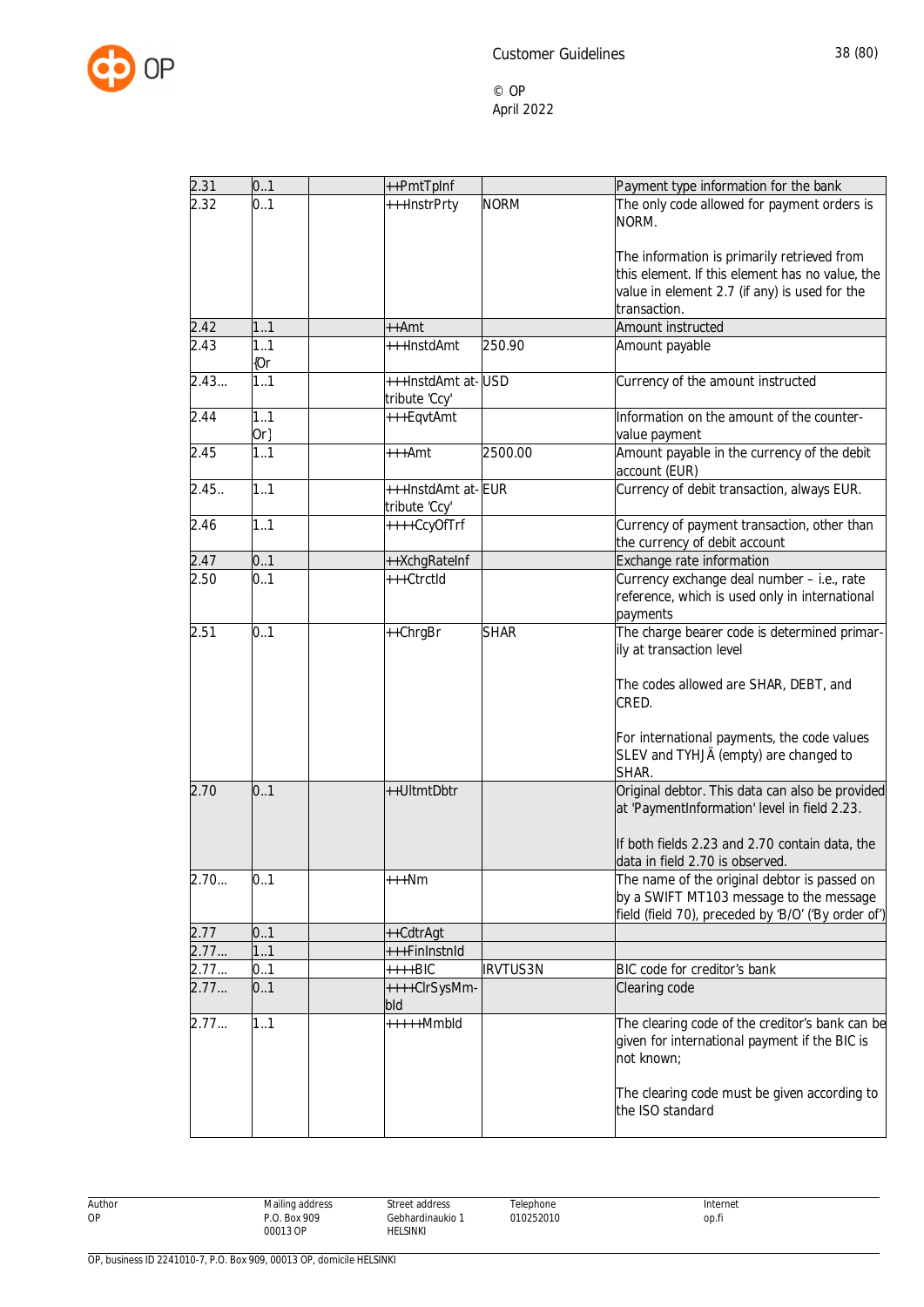| 2.31 | 0..1 | | ++PmtTpInf | | Payment type information for the bank |
|---|---|---|---|---|---|
| 2.32 | 0..1 | | +++InstrPrty | NORM | The only code allowed for payment orders is NORM.<br><br>The information is primarily retrieved from this element. If this element has no value, the value in element 2.7 (if any) is used for the transaction. |
| 2.42 | 1..1 | | ++Amt | | Amount instructed |
| 2.43 | 1..1 {Or | | +++InstdAmt | 250.90 | Amount payable |
| 2.43... | 1..1 | | +++InstdAmt attribute 'Ccy' | USD | Currency of the amount instructed |
| 2.44 | 1..1 Or} | | +++EqvtAmt | | Information on the amount of the countervalue payment |
| 2.45 | 1..1 | | +++Amt | 2500.00 | Amount payable in the currency of the debit account (EUR) |
| 2.45.. | 1..1 | | +++InstdAmt attribute 'Ccy' | EUR | Currency of debit transaction, always EUR. |
| 2.46 | 1..1 | | ++++CcyOfTrf | | Currency of payment transaction, other than the currency of debit account |
| 2.47 | 0..1 | | ++XchgRateInf | | Exchange rate information |
| 2.50 | 0..1 | | +++CtrctId | | Currency exchange deal number – i.e., rate reference, which is used only in international payments |
| 2.51 | 0..1 | | ++ChrgBr | SHAR | The charge bearer code is determined primarily at transaction level<br><br>The codes allowed are SHAR, DEBT, and CRED.<br><br>For international payments, the code values SLEV and TYHJÄ (empty) are changed to SHAR. |
| 2.70 | 0..1 | | ++UltmtDbtr | | Original debtor. This data can also be provided at 'PaymentInformation' level in field 2.23.<br><br>If both fields 2.23 and 2.70 contain data, the data in field 2.70 is observed. |
| 2.70... | 0..1 | | +++Nm | | The name of the original debtor is passed on by a SWIFT MT103 message to the message field (field 70), preceded by 'B/O' ('By order of') |
| 2.77 | 0..1 | | ++CdtrAgt | | |
| 2.77... | 1..1 | | +++FinInstnId | | |
| 2.77... | 0..1 | | ++++BIC | IRVTUS3N | BIC code for creditor's bank |
| 2.77... | 0..1 | | ++++ClrSysMmbId | | Clearing code |
| 2.77... | 1..1 | | +++++MmbId | | The clearing code of the creditor's bank can be given for international payment if the BIC is not known;<br><br>The clearing code must be given according to the ISO standard |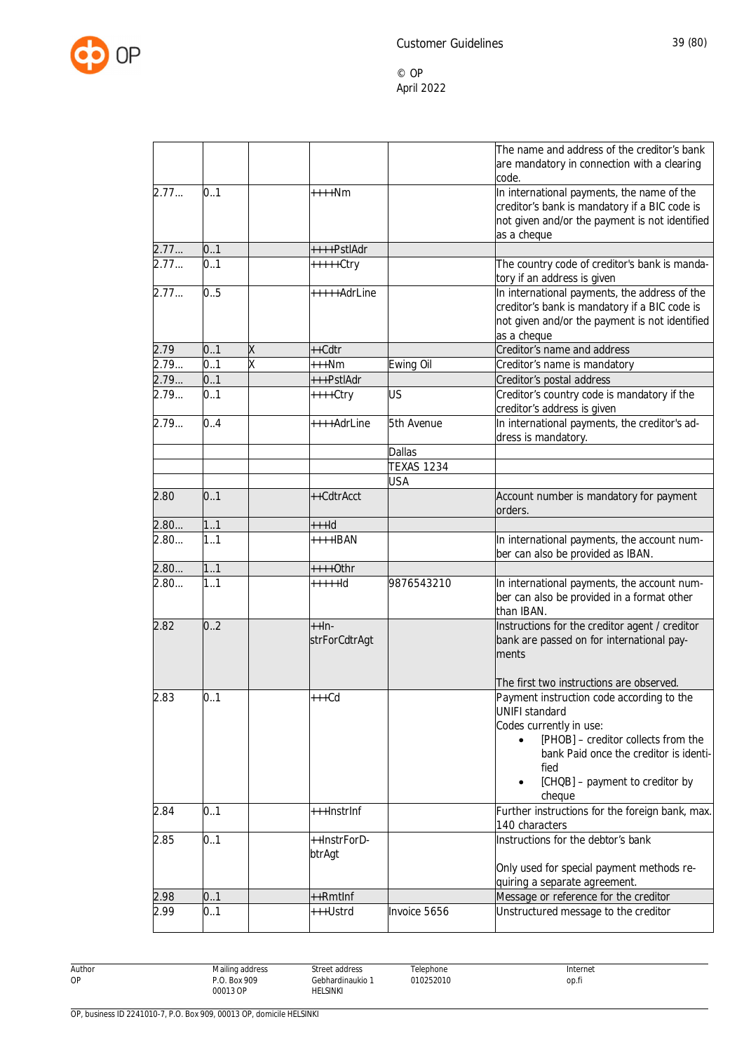| | | | | | |
|---|---|---|---|---|---|
| | | | | | The name and address of the creditor's bank are mandatory in connection with a clearing code. |
| 2.77... | 0..1 | | ++++Nm | | In international payments, the name of the creditor's bank is mandatory if a BIC code is not given and/or the payment is not identified as a cheque |
| 2.77... | 0..1 | | ++++PstlAdr | | |
| 2.77... | 0..1 | | +++++Ctry | | The country code of creditor's bank is mandatory if an address is given |
| 2.77... | 0..5 | | +++++AdrLine | | In international payments, the address of the creditor's bank is mandatory if a BIC code is not given and/or the payment is not identified as a cheque |
| 2.79 | 0..1 | X | ++Cdtr | | Creditor's name and address |
| 2.79... | 0..1 | X | +++Nm | Ewing Oil | Creditor's name is mandatory |
| 2.79... | 0..1 | | +++PstlAdr | | Creditor's postal address |
| 2.79... | 0..1 | | ++++Ctry | US | Creditor's country code is mandatory if the creditor's address is given |
| 2.79... | 0..4 | | ++++AdrLine | 5th Avenue | In international payments, the creditor's address is mandatory. |
| | | | | Dallas | |
| | | | | TEXAS 1234 | |
| | | | | USA | |
| 2.80 | 0..1 | | ++CdtrAcct | | Account number is mandatory for payment orders. |
| 2.80... | 1..1 | | +++Id | | |
| 2.80... | 1..1 | | ++++IBAN | | In international payments, the account number can also be provided as IBAN. |
| 2.80... | 1..1 | | ++++Othr | | |
| 2.80... | 1..1 | | +++++Id | 9876543210 | In international payments, the account number can also be provided in a format other than IBAN. |
| 2.82 | 0..2 | | ++InstrForCdtrAgt | | Instructions for the creditor agent / creditor bank are passed on for international payments<br><br>The first two instructions are observed. |
| 2.83 | 0..1 | | +++Cd | | Payment instruction code according to the UNIFI standard<br>Codes currently in use:<br>• [PHOB] – creditor collects from the bank Paid once the creditor is identified<br>• [CHQB] – payment to creditor by cheque |
| 2.84 | 0..1 | | +++InstrInf | | Further instructions for the foreign bank, max. 140 characters |
| 2.85 | 0..1 | | ++InstrForDbtrAgt | | Instructions for the debtor's bank<br><br>Only used for special payment methods requiring a separate agreement. |
| 2.98 | 0..1 | | ++RmtInf | | Message or reference for the creditor |
| 2.99 | 0..1 | | +++Ustrd | Invoice 5656 | Unstructured message to the creditor |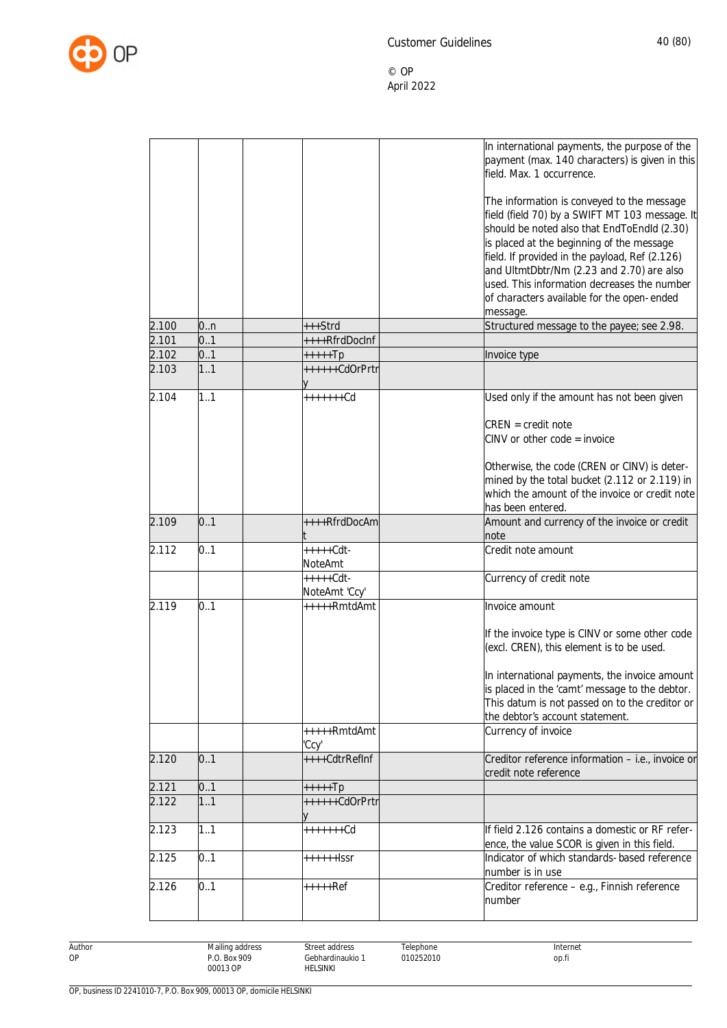| | | | | | In international payments, the purpose of the payment (max. 140 characters) is given in this field. Max. 1 occurrence.<br><br>The information is conveyed to the message field (field 70) by a SWIFT MT 103 message. It should be noted also that EndToEndId (2.30) is placed at the beginning of the message field. If provided in the payload, Ref (2.126) and UltmtDbtr/Nm (2.23 and 2.70) are also used. This information decreases the number of characters available for the open-ended message. |
|---|---|---|---|---|---|
| 2.100 | 0..n | | +++Strd | | Structured message to the payee; see 2.98. |
| 2.101 | 0..1 | | ++++RfrdDocInf | | |
| 2.102 | 0..1 | | +++++Tp | | Invoice type |
| 2.103 | 1..1 | | ++++++CdOrPrtry | | |
| 2.104 | 1..1 | | +++++++Cd | | Used only if the amount has not been given<br><br>CREN = credit note<br>CINV or other code = invoice<br><br>Otherwise, the code (CREN or CINV) is determined by the total bucket (2.112 or 2.119) in which the amount of the invoice or credit note has been entered. |
| 2.109 | 0..1 | | ++++RfrdDocAmt | | Amount and currency of the invoice or credit note |
| 2.112 | 0..1 | | +++++Cdt-NoteAmt | | Credit note amount |
| | | | +++++Cdt-NoteAmt 'Ccy' | | Currency of credit note |
| 2.119 | 0..1 | | +++++RmtdAmt | | Invoice amount<br><br>If the invoice type is CINV or some other code (excl. CREN), this element is to be used.<br><br>In international payments, the invoice amount is placed in the 'camt' message to the debtor. This datum is not passed on to the creditor or the debtor's account statement. |
| | | | +++++RmtdAmt 'Ccy' | | Currency of invoice |
| 2.120 | 0..1 | | ++++CdtrRefInf | | Creditor reference information – i.e., invoice or credit note reference |
| 2.121 | 0..1 | | +++++Tp | | |
| 2.122 | 1..1 | | ++++++CdOrPrtry | | |
| 2.123 | 1..1 | | +++++++Cd | | If field 2.126 contains a domestic or RF reference, the value SCOR is given in this field. |
| 2.125 | 0..1 | | ++++++Issr | | Indicator of which standards-based reference number is in use |
| 2.126 | 0..1 | | +++++Ref | | Creditor reference – e.g., Finnish reference number |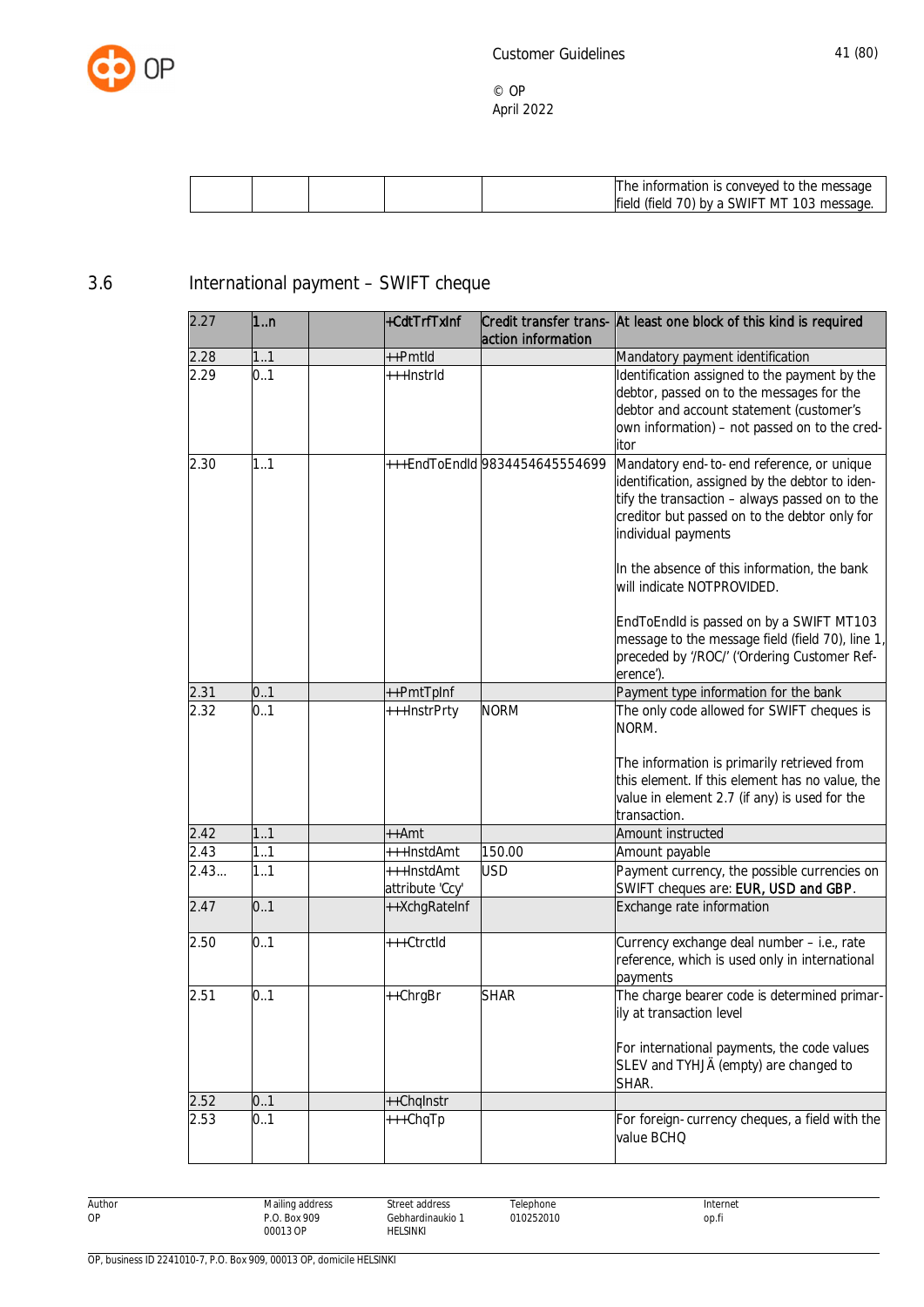| | | | | | |
|---|---|---|---|---|---|
| | | | | | The information is conveyed to the message field (field 70) by a SWIFT MT 103 message. |

## 3.6 International payment – SWIFT cheque

| 2.27 | 1..n | | +CdtTrfTxInf | Credit transfer transaction information | At least one block of this kind is required |
|---|---|---|---|---|---|
| 2.28 | 1..1 | | ++PmtId | | Mandatory payment identification |
| 2.29 | 0..1 | | +++InstrId | | Identification assigned to the payment by the debtor, passed on to the messages for the debtor and account statement (customer's own information) – not passed on to the creditor |
| 2.30 | 1..1 | | +++EndToEndId | 9834454645554699 | Mandatory end-to-end reference, or unique identification, assigned by the debtor to identify the transaction – always passed on to the creditor but passed on to the debtor only for individual payments<br><br>In the absence of this information, the bank will indicate NOTPROVIDED.<br><br>EndToEndId is passed on by a SWIFT MT103 message to the message field (field 70), line 1, preceded by '/ROC/' ('Ordering Customer Reference'). |
| 2.31 | 0..1 | | ++PmtTpInf | | Payment type information for the bank |
| 2.32 | 0..1 | | +++InstrPrty | NORM | The only code allowed for SWIFT cheques is NORM.<br><br>The information is primarily retrieved from this element. If this element has no value, the value in element 2.7 (if any) is used for the transaction. |
| 2.42 | 1..1 | | ++Amt | | Amount instructed |
| 2.43 | 1..1 | | +++InstdAmt | 150.00 | Amount payable |
| 2.43... | 1..1 | | +++InstdAmt attribute 'Ccy' | USD | Payment currency, the possible currencies on SWIFT cheques are: **EUR, USD and GBP**. |
| 2.47 | 0..1 | | ++XchgRateInf | | Exchange rate information |
| 2.50 | 0..1 | | +++CtrctId | | Currency exchange deal number – i.e., rate reference, which is used only in international payments |
| 2.51 | 0..1 | | ++ChrgBr | SHAR | The charge bearer code is determined primarily at transaction level<br><br>For international payments, the code values SLEV and TYHJÄ (empty) are changed to SHAR. |
| 2.52 | 0..1 | | ++ChqInstr | | |
| 2.53 | 0..1 | | +++ChqTp | | For foreign-currency cheques, a field with the value BCHQ |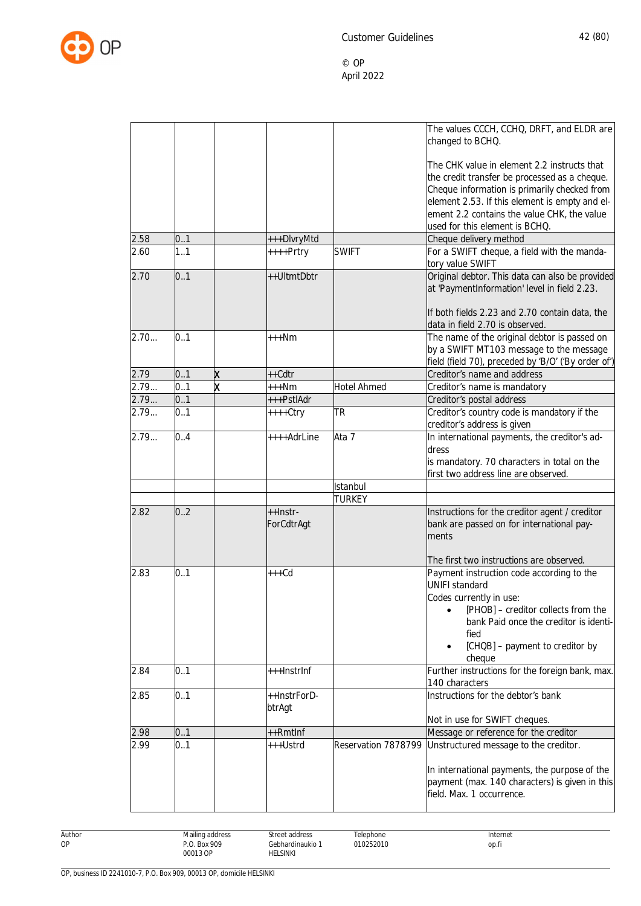| | | | | | |
|---|---|---|---|---|---|
| | | | | | The values CCCH, CCHQ, DRFT, and ELDR are changed to BCHQ.<br><br>The CHK value in element 2.2 instructs that the credit transfer be processed as a cheque. Cheque information is primarily checked from element 2.53. If this element is empty and element 2.2 contains the value CHK, the value used for this element is BCHQ. |
| 2.58 | 0..1 | | +++DlvryMtd | | Cheque delivery method |
| 2.60 | 1..1 | | ++++Prtry | SWIFT | For a SWIFT cheque, a field with the mandatory value SWIFT |
| 2.70 | 0..1 | | ++UltmtDbtr | | Original debtor. This data can also be provided at 'PaymentInformation' level in field 2.23.<br><br>If both fields 2.23 and 2.70 contain data, the data in field 2.70 is observed. |
| 2.70... | 0..1 | | +++Nm | | The name of the original debtor is passed on by a SWIFT MT103 message to the message field (field 70), preceded by 'B/O' ('By order of') |
| 2.79 | 0..1 | X | ++Cdtr | | Creditor's name and address |
| 2.79... | 0..1 | X | +++Nm | Hotel Ahmed | Creditor's name is mandatory |
| 2.79... | 0..1 | | +++PstlAdr | | Creditor's postal address |
| 2.79... | 0..1 | | ++++Ctry | TR | Creditor's country code is mandatory if the creditor's address is given |
| 2.79... | 0..4 | | ++++AdrLine | Ata 7 | In international payments, the creditor's address<br>is mandatory. 70 characters in total on the first two address line are observed. |
| | | | | Istanbul | |
| | | | | TURKEY | |
| 2.82 | 0..2 | | ++Instr-ForCdtrAgt | | Instructions for the creditor agent / creditor bank are passed on for international payments<br><br>The first two instructions are observed. |
| 2.83 | 0..1 | | +++Cd | | Payment instruction code according to the UNIFI standard<br>Codes currently in use:<br>• [PHOB] – creditor collects from the bank Paid once the creditor is identified<br>• [CHQB] – payment to creditor by cheque |
| 2.84 | 0..1 | | +++InstrInf | | Further instructions for the foreign bank, max. 140 characters |
| 2.85 | 0..1 | | ++InstrForD-btrAgt | | Instructions for the debtor's bank<br><br>Not in use for SWIFT cheques. |
| 2.98 | 0..1 | | ++RmtInf | | Message or reference for the creditor |
| 2.99 | 0..1 | | +++Ustrd | Reservation 7878799 | Unstructured message to the creditor.<br><br>In international payments, the purpose of the payment (max. 140 characters) is given in this field. Max. 1 occurrence. |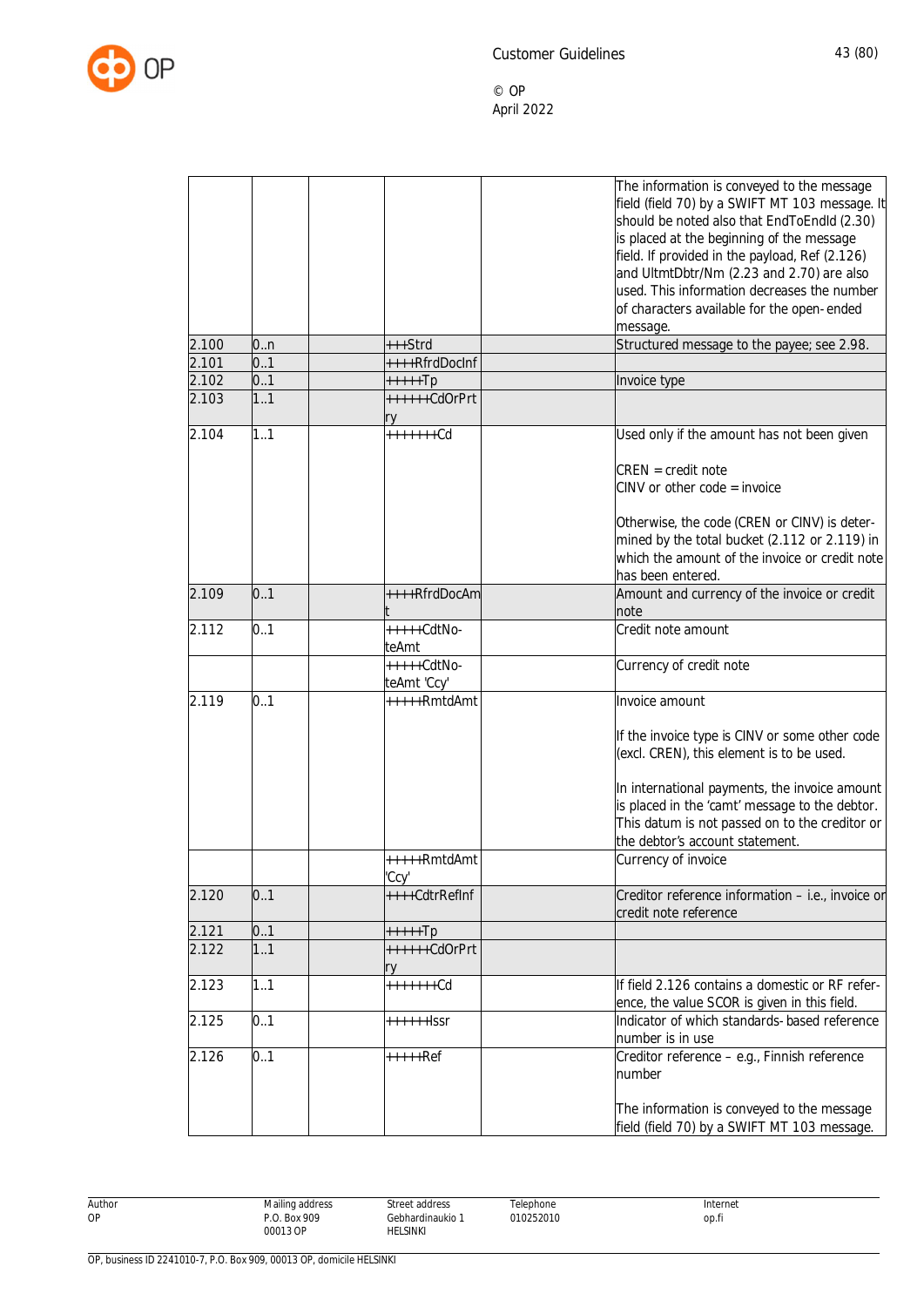| | | | | | |
|---|---|---|---|---|---|
| | | | | | The information is conveyed to the message field (field 70) by a SWIFT MT 103 message. It should be noted also that EndToEndId (2.30) is placed at the beginning of the message field. If provided in the payload, Ref (2.126) and UltmtDbtr/Nm (2.23 and 2.70) are also used. This information decreases the number of characters available for the open-ended message. |
| 2.100 | 0..n | | +++Strd | | Structured message to the payee; see 2.98. |
| 2.101 | 0..1 | | ++++RfrdDocInf | | |
| 2.102 | 0..1 | | +++++Tp | | Invoice type |
| 2.103 | 1..1 | | ++++++CdOrPrtry | | |
| 2.104 | 1..1 | | +++++++Cd | | Used only if the amount has not been given<br><br>CREN = credit note<br>CINV or other code = invoice<br><br>Otherwise, the code (CREN or CINV) is determined by the total bucket (2.112 or 2.119) in which the amount of the invoice or credit note has been entered. |
| 2.109 | 0..1 | | ++++RfrdDocAmt | | Amount and currency of the invoice or credit note |
| 2.112 | 0..1 | | +++++CdtNoteAmt | | Credit note amount |
| | | | +++++CdtNoteAmt 'Ccy' | | Currency of credit note |
| 2.119 | 0..1 | | +++++RmtdAmt | | Invoice amount<br><br>If the invoice type is CINV or some other code (excl. CREN), this element is to be used.<br><br>In international payments, the invoice amount is placed in the 'camt' message to the debtor. This datum is not passed on to the creditor or the debtor's account statement. |
| | | | +++++RmtdAmt 'Ccy' | | Currency of invoice |
| 2.120 | 0..1 | | ++++CdtrRefInf | | Creditor reference information – i.e., invoice or credit note reference |
| 2.121 | 0..1 | | +++++Tp | | |
| 2.122 | 1..1 | | ++++++CdOrPrtry | | |
| 2.123 | 1..1 | | +++++++Cd | | If field 2.126 contains a domestic or RF reference, the value SCOR is given in this field. |
| 2.125 | 0..1 | | ++++++Issr | | Indicator of which standards-based reference number is in use |
| 2.126 | 0..1 | | +++++Ref | | Creditor reference – e.g., Finnish reference number<br><br>The information is conveyed to the message field (field 70) by a SWIFT MT 103 message. |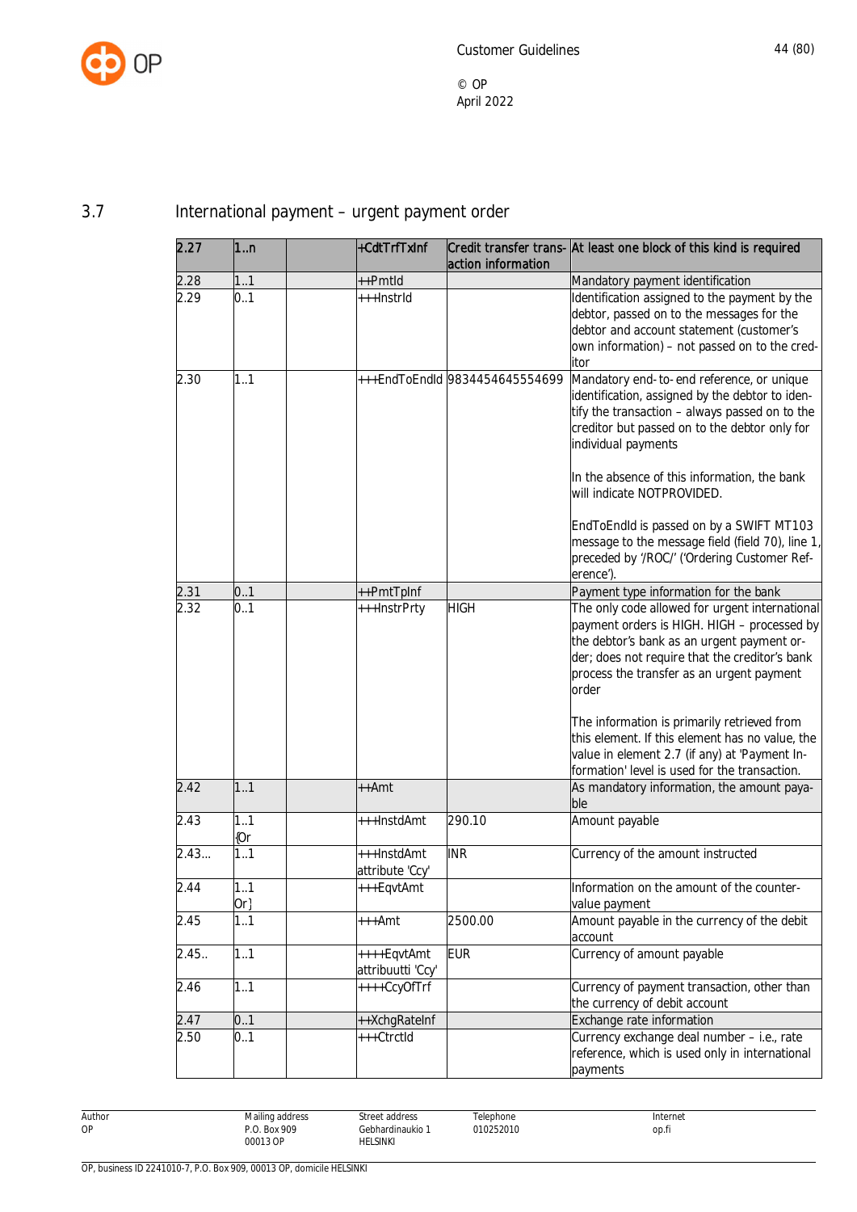## 3.7 International payment – urgent payment order

| | | | | | |
|---|---|---|---|---|---|
| **2.27** | **1..n** | | **+CdtTrfTxInf** | **Credit transfer transaction information** | **At least one block of this kind is required** |
| 2.28 | 1..1 | | ++PmtId | | Mandatory payment identification |
| 2.29 | 0..1 | | +++InstrId | | Identification assigned to the payment by the debtor, passed on to the messages for the debtor and account statement (customer's own information) – not passed on to the creditor |
| 2.30 | 1..1 | | +++EndToEndId | 9834454645554699 | Mandatory end-to-end reference, or unique identification, assigned by the debtor to identify the transaction – always passed on to the creditor but passed on to the debtor only for individual payments<br><br>In the absence of this information, the bank will indicate NOTPROVIDED.<br><br>EndToEndId is passed on by a SWIFT MT103 message to the message field (field 70), line 1, preceded by '/ROC/' ('Ordering Customer Reference'). |
| 2.31 | 0..1 | | ++PmtTpInf | | Payment type information for the bank |
| 2.32 | 0..1 | | +++InstrPrty | HIGH | The only code allowed for urgent international payment orders is HIGH. HIGH – processed by the debtor's bank as an urgent payment order; does not require that the creditor's bank process the transfer as an urgent payment order<br><br>The information is primarily retrieved from this element. If this element has no value, the value in element 2.7 (if any) at 'Payment Information' level is used for the transaction. |
| 2.42 | 1..1 | | ++Amt | | As mandatory information, the amount payable |
| 2.43 | 1..1 {Or | | +++InstdAmt | 290.10 | Amount payable |
| 2.43... | 1..1 | | +++InstdAmt attribute 'Ccy' | INR | Currency of the amount instructed |
| 2.44 | 1..1 Or} | | +++EqvtAmt | | Information on the amount of the counter-value payment |
| 2.45 | 1..1 | | +++Amt | 2500.00 | Amount payable in the currency of the debit account |
| 2.45.. | 1..1 | | ++++EqvtAmt attribuutti 'Ccy' | EUR | Currency of amount payable |
| 2.46 | 1..1 | | ++++CcyOfTrf | | Currency of payment transaction, other than the currency of debit account |
| 2.47 | 0..1 | | ++XchgRateInf | | Exchange rate information |
| 2.50 | 0..1 | | +++CtrctId | | Currency exchange deal number – i.e., rate reference, which is used only in international payments |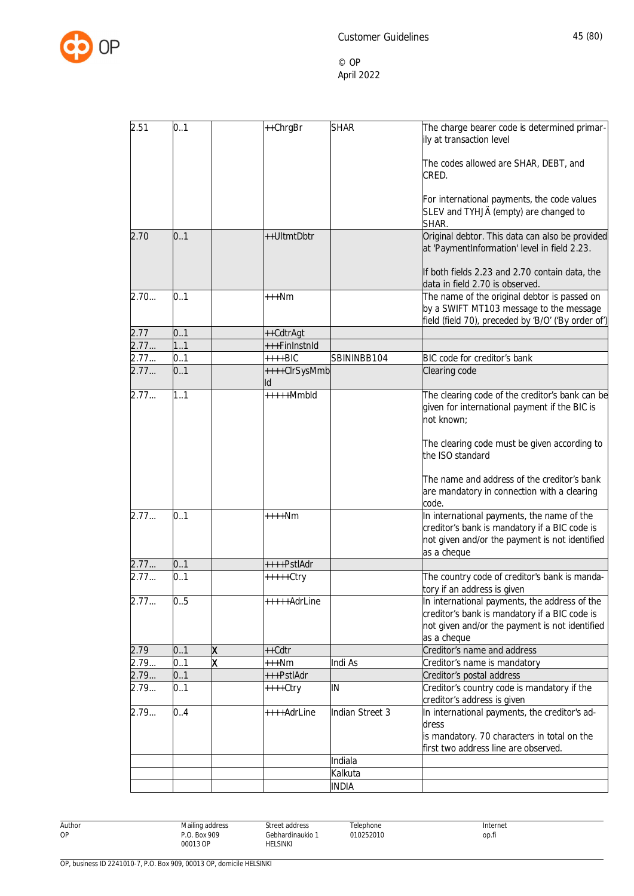| | | | | | |
|---|---|---|---|---|---|
| 2.51 | 0..1 | | ++ChrgBr | SHAR | The charge bearer code is determined primarily at transaction level<br><br>The codes allowed are SHAR, DEBT, and CRED.<br><br>For international payments, the code values SLEV and TYHJÄ (empty) are changed to SHAR. |
| 2.70 | 0..1 | | ++UltmtDbtr | | Original debtor. This data can also be provided at 'PaymentInformation' level in field 2.23.<br><br>If both fields 2.23 and 2.70 contain data, the data in field 2.70 is observed. |
| 2.70... | 0..1 | | +++Nm | | The name of the original debtor is passed on by a SWIFT MT103 message to the message field (field 70), preceded by 'B/O' ('By order of') |
| 2.77 | 0..1 | | ++CdtrAgt | | |
| 2.77... | 1..1 | | +++FinInstnId | | |
| 2.77... | 0..1 | | ++++BIC | SBININBB104 | BIC code for creditor's bank |
| 2.77... | 0..1 | | ++++ClrSysMmbId | | Clearing code |
| 2.77... | 1..1 | | +++++MmbId | | The clearing code of the creditor's bank can be given for international payment if the BIC is not known;<br><br>The clearing code must be given according to the ISO standard<br><br>The name and address of the creditor's bank are mandatory in connection with a clearing code. |
| 2.77... | 0..1 | | ++++Nm | | In international payments, the name of the creditor's bank is mandatory if a BIC code is not given and/or the payment is not identified as a cheque |
| 2.77... | 0..1 | | ++++PstlAdr | | |
| 2.77... | 0..1 | | +++++Ctry | | The country code of creditor's bank is mandatory if an address is given |
| 2.77... | 0..5 | | +++++AdrLine | | In international payments, the address of the creditor's bank is mandatory if a BIC code is not given and/or the payment is not identified as a cheque |
| 2.79 | 0..1 | X | ++Cdtr | | Creditor's name and address |
| 2.79... | 0..1 | X | +++Nm | Indi As | Creditor's name is mandatory |
| 2.79... | 0..1 | | +++PstlAdr | | Creditor's postal address |
| 2.79... | 0..1 | | ++++Ctry | IN | Creditor's country code is mandatory if the creditor's address is given |
| 2.79... | 0..4 | | ++++AdrLine | Indian Street 3 | In international payments, the creditor's address<br>is mandatory. 70 characters in total on the first two address line are observed. |
| | | | | Indiala | |
| | | | | Kalkuta | |
| | | | | INDIA | |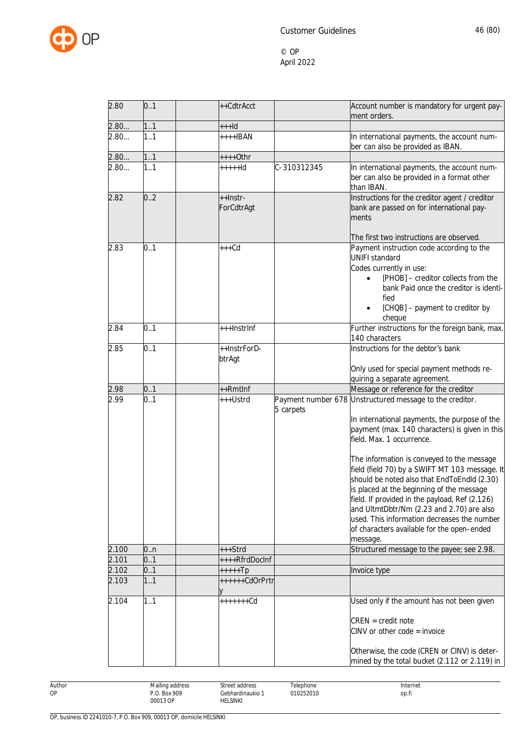| 2.80 | 0..1 | | ++CdtrAcct | | Account number is mandatory for urgent payment orders. |
|---|---|---|---|---|---|
| 2.80... | 1..1 | | +++Id | | |
| 2.80... | 1..1 | | ++++IBAN | | In international payments, the account number can also be provided as IBAN. |
| 2.80... | 1..1 | | ++++Othr | | |
| 2.80... | 1..1 | | +++++Id | C-310312345 | In international payments, the account number can also be provided in a format other than IBAN. |
| 2.82 | 0..2 | | ++Instr-ForCdtrAgt | | Instructions for the creditor agent / creditor bank are passed on for international payments<br><br>The first two instructions are observed. |
| 2.83 | 0..1 | | +++Cd | | Payment instruction code according to the UNIFI standard<br>Codes currently in use:<br>• [PHOB] – creditor collects from the bank Paid once the creditor is identified<br>• [CHQB] – payment to creditor by cheque |
| 2.84 | 0..1 | | +++InstrInf | | Further instructions for the foreign bank, max. 140 characters |
| 2.85 | 0..1 | | ++InstrForD-btrAgt | | Instructions for the debtor's bank<br><br>Only used for special payment methods requiring a separate agreement. |
| 2.98 | 0..1 | | ++RmtInf | | Message or reference for the creditor |
| 2.99 | 0..1 | | +++Ustrd | Payment number 6785 carpets | Unstructured message to the creditor.<br><br>In international payments, the purpose of the payment (max. 140 characters) is given in this field. Max. 1 occurrence.<br><br>The information is conveyed to the message field (field 70) by a SWIFT MT 103 message. It should be noted also that EndToEndId (2.30) is placed at the beginning of the message field. If provided in the payload, Ref (2.126) and UltmtDbtr/Nm (2.23 and 2.70) are also used. This information decreases the number of characters available for the open-ended message. |
| 2.100 | 0..n | | +++Strd | | Structured message to the payee; see 2.98. |
| 2.101 | 0..1 | | ++++RfrdDocInf | | |
| 2.102 | 0..1 | | +++++Tp | | Invoice type |
| 2.103 | 1..1 | | ++++++CdOrPrtry | | |
| 2.104 | 1..1 | | +++++++Cd | | Used only if the amount has not been given<br><br>CREN = credit note<br>CINV or other code = invoice<br><br>Otherwise, the code (CREN or CINV) is determined by the total bucket (2.112 or 2.119) in |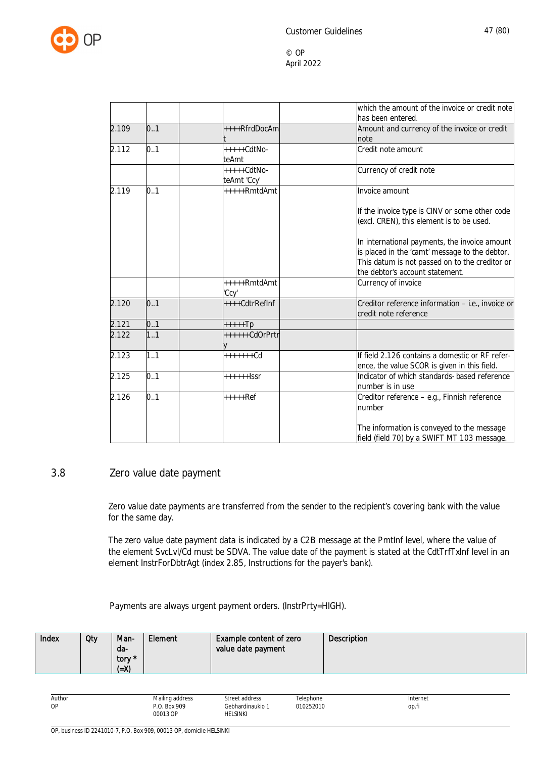| | | | | | which the amount of the invoice or credit note has been entered. |
|---|---|---|---|---|---|
| 2.109 | 0..1 | | ++++RfrdDocAmt | | Amount and currency of the invoice or credit note |
| 2.112 | 0..1 | | +++++CdtNoteAmt | | Credit note amount |
| | | | +++++CdtNoteAmt 'Ccy' | | Currency of credit note |
| 2.119 | 0..1 | | +++++RmtdAmt | | Invoice amount<br><br>If the invoice type is CINV or some other code (excl. CREN), this element is to be used.<br><br>In international payments, the invoice amount is placed in the 'camt' message to the debtor. This datum is not passed on to the creditor or the debtor's account statement. |
| | | | +++++RmtdAmt 'Ccy' | | Currency of invoice |
| 2.120 | 0..1 | | ++++CdtrRefInf | | Creditor reference information – i.e., invoice or credit note reference |
| 2.121 | 0..1 | | +++++Tp | | |
| 2.122 | 1..1 | | ++++++CdOrPrtry | | |
| 2.123 | 1..1 | | +++++++Cd | | If field 2.126 contains a domestic or RF reference, the value SCOR is given in this field. |
| 2.125 | 0..1 | | ++++++Issr | | Indicator of which standards- based reference number is in use |
| 2.126 | 0..1 | | +++++Ref | | Creditor reference – e.g., Finnish reference number<br><br>The information is conveyed to the message field (field 70) by a SWIFT MT 103 message. |

## 3.8 Zero value date payment

Zero value date payments are transferred from the sender to the recipient's covering bank with the value for the same day.

The zero value date payment data is indicated by a C2B message at the PmtInf level, where the value of the element SvcLvl/Cd must be SDVA. The value date of the payment is stated at the CdtTrfTxInf level in an element InstrForDbtrAgt (index 2.85, Instructions for the payer's bank).

Payments are always urgent payment orders. (InstrPrty=HIGH).

| Index | Qty | Mandatory * (=X) | Element | Example content of zero value date payment | Description |
|---|---|---|---|---|---|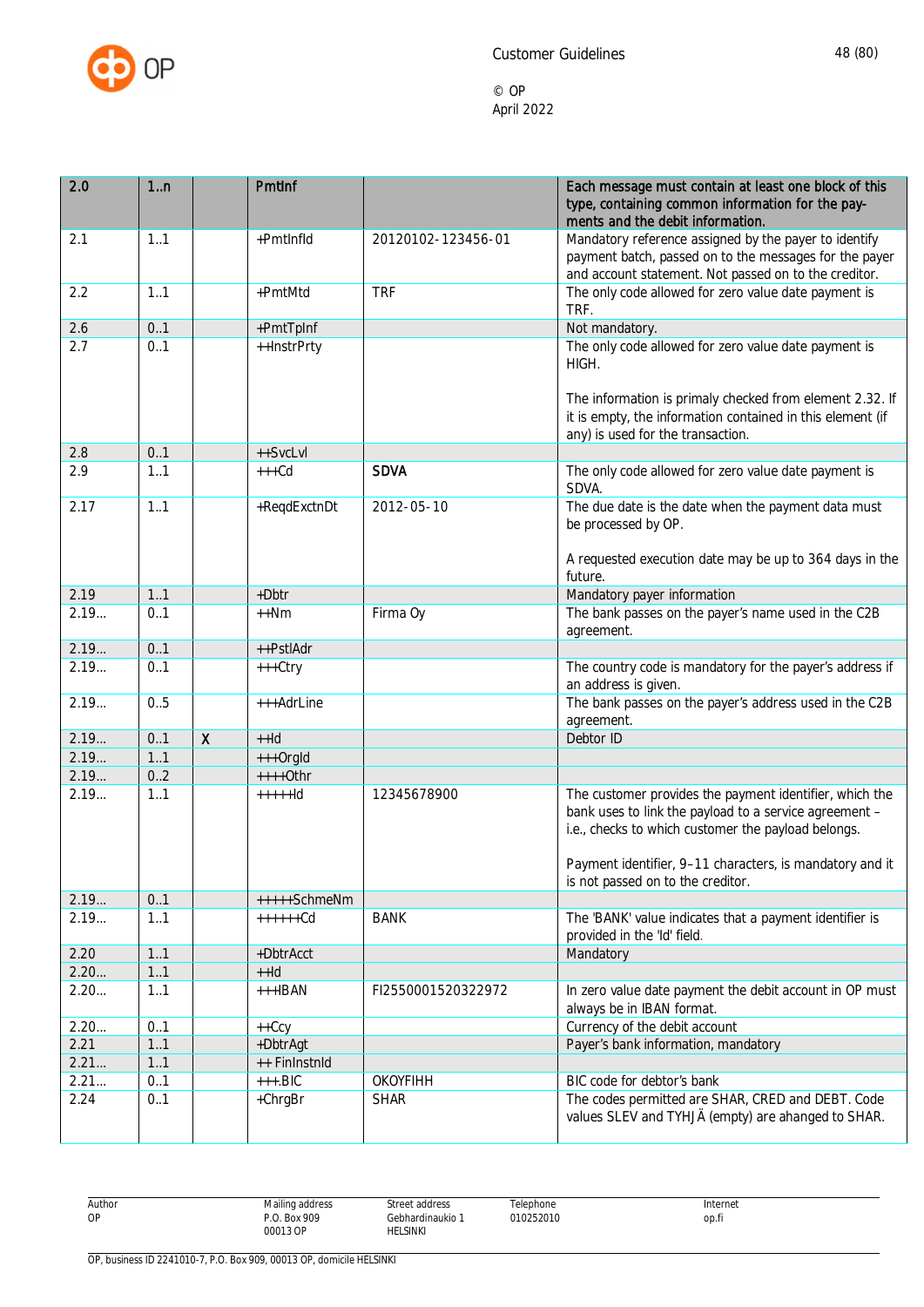| 2.0 | 1..n | | PmtInf | | Each message must contain at least one block of this type, containing common information for the payments and the debit information. |
|---|---|---|---|---|---|
| 2.1 | 1..1 | | +PmtInfId | 20120102-123456-01 | Mandatory reference assigned by the payer to identify payment batch, passed on to the messages for the payer and account statement. Not passed on to the creditor. |
| 2.2 | 1..1 | | +PmtMtd | TRF | The only code allowed for zero value date payment is TRF. |
| 2.6 | 0..1 | | +PmtTpInf | | Not mandatory. |
| 2.7 | 0..1 | | ++InstrPrty | | The only code allowed for zero value date payment is HIGH.<br><br>The information is primaly checked from element 2.32. If it is empty, the information contained in this element (if any) is used for the transaction. |
| 2.8 | 0..1 | | ++SvcLvl | | |
| 2.9 | 1..1 | | +++Cd | **SDVA** | The only code allowed for zero value date payment is SDVA. |
| 2.17 | 1..1 | | +ReqdExctnDt | 2012-05-10 | The due date is the date when the payment data must be processed by OP.<br><br>A requested execution date may be up to 364 days in the future. |
| 2.19 | 1..1 | | +Dbtr | | Mandatory payer information |
| 2.19... | 0..1 | | ++Nm | Firma Oy | The bank passes on the payer's name used in the C2B agreement. |
| 2.19... | 0..1 | | ++PstlAdr | | |
| 2.19... | 0..1 | | +++Ctry | | The country code is mandatory for the payer's address if an address is given. |
| 2.19... | 0..5 | | +++AdrLine | | The bank passes on the payer's address used in the C2B agreement. |
| 2.19... | 0..1 | X | ++Id | | Debtor ID |
| 2.19... | 1..1 | | +++OrgId | | |
| 2.19... | 0..2 | | ++++Othr | | |
| 2.19... | 1..1 | | +++++Id | 12345678900 | The customer provides the payment identifier, which the bank uses to link the payload to a service agreement – i.e., checks to which customer the payload belongs.<br><br>Payment identifier, 9–11 characters, is mandatory and it is not passed on to the creditor. |
| 2.19... | 0..1 | | +++++SchmeNm | | |
| 2.19... | 1..1 | | ++++++Cd | BANK | The 'BANK' value indicates that a payment identifier is provided in the 'Id' field. |
| 2.20 | 1..1 | | +DbtrAcct | | Mandatory |
| 2.20... | 1..1 | | ++Id | | |
| 2.20... | 1..1 | | +++IBAN | FI2550001520322972 | In zero value date payment the debit account in OP must always be in IBAN format. |
| 2.20... | 0..1 | | ++Ccy | | Currency of the debit account |
| 2.21 | 1..1 | | +DbtrAgt | | Payer's bank information, mandatory |
| 2.21... | 1..1 | | ++ FinInstnId | | |
| 2.21... | 0..1 | | +++.BIC | OKOYFIHH | BIC code for debtor's bank |
| 2.24 | 0..1 | | +ChrgBr | SHAR | The codes permitted are SHAR, CRED and DEBT. Code values SLEV and TYHJÄ (empty) are ahanged to SHAR. |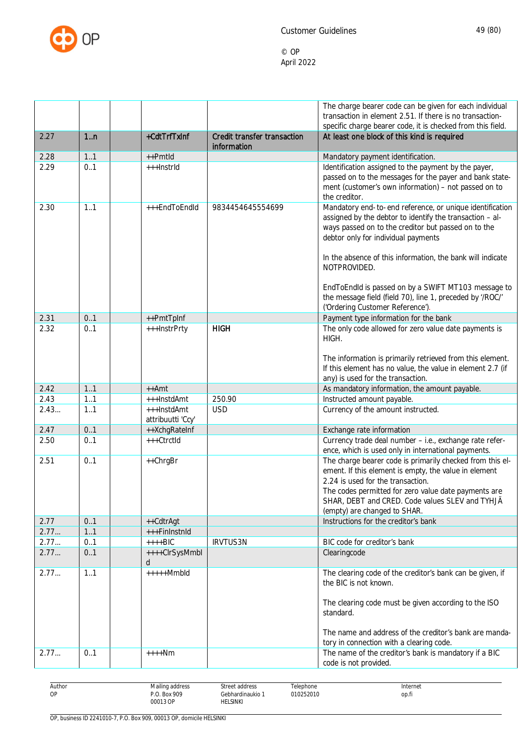| | | | | | |
|---|---|---|---|---|---|
| | | | | | The charge bearer code can be given for each individual transaction in element 2.51. If there is no transaction-specific charge bearer code, it is checked from this field. |
| 2.27 | 1..n | | +CdtTrfTxInf | Credit transfer transaction information | At least one block of this kind is required |
| 2.28 | 1..1 | | ++PmtId | | Mandatory payment identification. |
| 2.29 | 0..1 | | +++InstrId | | Identification assigned to the payment by the payer, passed on to the messages for the payer and bank statement (customer's own information) – not passed on to the creditor. |
| 2.30 | 1..1 | | +++EndToEndId | 9834454645554699 | Mandatory end-to-end reference, or unique identification assigned by the debtor to identify the transaction – always passed on to the creditor but passed on to the debtor only for individual payments<br><br>In the absence of this information, the bank will indicate NOTPROVIDED.<br><br>EndToEndId is passed on by a SWIFT MT103 message to the message field (field 70), line 1, preceded by '/ROC/' ('Ordering Customer Reference'). |
| 2.31 | 0..1 | | ++PmtTpInf | | Payment type information for the bank |
| 2.32 | 0..1 | | +++InstrPrty | HIGH | The only code allowed for zero value date payments is HIGH.<br><br>The information is primarily retrieved from this element. If this element has no value, the value in element 2.7 (if any) is used for the transaction. |
| 2.42 | 1..1 | | ++Amt | | As mandatory information, the amount payable. |
| 2.43 | 1..1 | | +++InstdAmt | 250.90 | Instructed amount payable. |
| 2.43... | 1..1 | | +++InstdAmt attribuutti 'Ccy' | USD | Currency of the amount instructed. |
| 2.47 | 0..1 | | ++XchgRateInf | | Exchange rate information |
| 2.50 | 0..1 | | +++CtrctId | | Currency trade deal number – i.e., exchange rate reference, which is used only in international payments. |
| 2.51 | 0..1 | | ++ChrgBr | | The charge bearer code is primarily checked from this element. If this element is empty, the value in element 2.24 is used for the transaction.<br>The codes permitted for zero value date payments are SHAR, DEBT and CRED. Code values SLEV and TYHJÄ (empty) are changed to SHAR. |
| 2.77 | 0..1 | | ++CdtrAgt | | Instructions for the creditor's bank |
| 2.77... | 1..1 | | +++FinInstnId | | |
| 2.77... | 0..1 | | ++++BIC | IRVTUS3N | BIC code for creditor's bank |
| 2.77... | 0..1 | | ++++ClrSysMmbId | | Clearingcode |
| 2.77... | 1..1 | | +++++MmbId | | The clearing code of the creditor's bank can be given, if the BIC is not known.<br><br>The clearing code must be given according to the ISO standard.<br><br>The name and address of the creditor's bank are mandatory in connection with a clearing code. |
| 2.77... | 0..1 | | ++++Nm | | The name of the creditor's bank is mandatory if a BIC code is not provided. |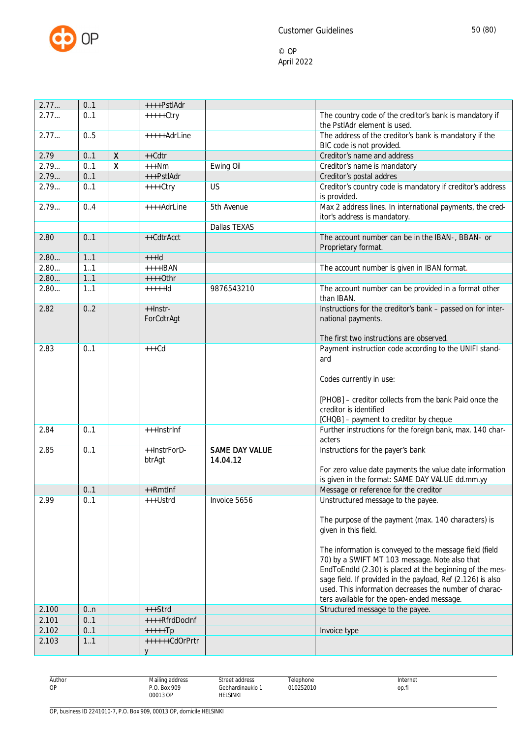| | | | | | |
|---|---|---|---|---|---|
| 2.77... | 0..1 | | ++++PstlAdr | | |
| 2.77... | 0..1 | | +++++Ctry | | The country code of the creditor's bank is mandatory if the PstlAdr element is used. |
| 2.77... | 0..5 | | +++++AdrLine | | The address of the creditor's bank is mandatory if the BIC code is not provided. |
| 2.79 | 0..1 | X | ++Cdtr | | Creditor's name and address |
| 2.79... | 0..1 | X | +++Nm | Ewing Oil | Creditor's name is mandatory |
| 2.79... | 0..1 | | +++PstlAdr | | Creditor's postal addres |
| 2.79... | 0..1 | | ++++Ctry | US | Creditor's country code is mandatory if creditor's address is provided. |
| 2.79... | 0..4 | | ++++AdrLine | 5th Avenue | Max 2 address lines. In international payments, the creditor's address is mandatory. |
| | | | | Dallas TEXAS | |
| 2.80 | 0..1 | | ++CdtrAcct | | The account number can be in the IBAN-, BBAN- or Proprietary format. |
| 2.80... | 1..1 | | +++Id | | |
| 2.80... | 1..1 | | ++++IBAN | | The account number is given in IBAN format. |
| 2.80... | 1..1 | | ++++Othr | | |
| 2.80... | 1..1 | | +++++Id | 9876543210 | The account number can be provided in a format other than IBAN. |
| 2.82 | 0..2 | | ++Instr-ForCdtrAgt | | Instructions for the creditor's bank – passed on for international payments.<br><br>The first two instructions are observed. |
| 2.83 | 0..1 | | +++Cd | | Payment instruction code according to the UNIFI standard<br><br>Codes currently in use:<br><br>[PHOB] – creditor collects from the bank Paid once the creditor is identified<br>[CHQB] – payment to creditor by cheque |
| 2.84 | 0..1 | | +++InstrInf | | Further instructions for the foreign bank, max. 140 characters |
| 2.85 | 0..1 | | ++InstrForD-btrAgt | SAME DAY VALUE 14.04.12 | Instructions for the payer's bank<br><br>For zero value date payments the value date information is given in the format: SAME DAY VALUE dd.mm.yy |
| | 0..1 | | ++RmtInf | | Message or reference for the creditor |
| 2.99 | 0..1 | | +++Ustrd | Invoice 5656 | Unstructured message to the payee.<br><br>The purpose of the payment (max. 140 characters) is given in this field.<br><br>The information is conveyed to the message field (field 70) by a SWIFT MT 103 message. Note also that EndToEndId (2.30) is placed at the beginning of the message field. If provided in the payload, Ref (2.126) is also used. This information decreases the number of characters available for the open-ended message. |
| 2.100 | 0..n | | +++Strd | | Structured message to the payee. |
| 2.101 | 0..1 | | ++++RfrdDocInf | | |
| 2.102 | 0..1 | | +++++Tp | | Invoice type |
| 2.103 | 1..1 | | ++++++CdOrPrtry | | |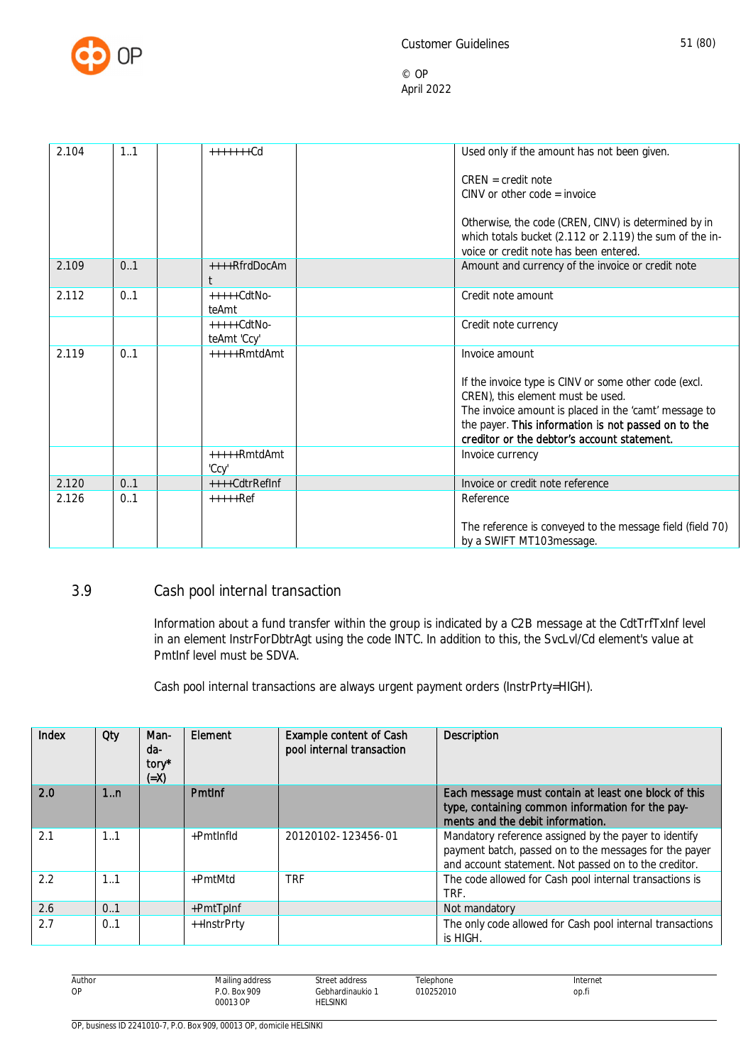| | | | | | |
|---|---|---|---|---|---|
| 2.104 | 1..1 | | +++++++Cd | | Used only if the amount has not been given.<br><br>CREN = credit note<br>CINV or other code = invoice<br><br>Otherwise, the code (CREN, CINV) is determined by in which totals bucket (2.112 or 2.119) the sum of the invoice or credit note has been entered. |
| 2.109 | 0..1 | | ++++RfrdDocAmt | | Amount and currency of the invoice or credit note |
| 2.112 | 0..1 | | +++++CdtNoteAmt | | Credit note amount |
| | | | +++++CdtNoteAmt 'Ccy' | | Credit note currency |
| 2.119 | 0..1 | | +++++RmtdAmt | | Invoice amount<br><br>If the invoice type is CINV or some other code (excl. CREN), this element must be used.<br>The invoice amount is placed in the 'camt' message to the payer. **This information is not passed on to the creditor or the debtor's account statement.** |
| | | | +++++RmtdAmt 'Ccy' | | Invoice currency |
| 2.120 | 0..1 | | ++++CdtrRefInf | | Invoice or credit note reference |
| 2.126 | 0..1 | | +++++Ref | | Reference<br><br>The reference is conveyed to the message field (field 70) by a SWIFT MT103message. |

## 3.9 Cash pool internal transaction

Information about a fund transfer within the group is indicated by a C2B message at the CdtTrfTxInf level in an element InstrForDbtrAgt using the code INTC. In addition to this, the SvcLvl/Cd element's value at PmtInf level must be SDVA.

Cash pool internal transactions are always urgent payment orders (InstrPrty=HIGH).

| Index | Qty | Mandatory* (=X) | Element | Example content of Cash pool internal transaction | Description |
|---|---|---|---|---|---|
| **2.0** | **1..n** | | **PmtInf** | | **Each message must contain at least one block of this type, containing common information for the payments and the debit information.** |
| 2.1 | 1..1 | | +PmtInfId | 20120102-123456-01 | Mandatory reference assigned by the payer to identify payment batch, passed on to the messages for the payer and account statement. Not passed on to the creditor. |
| 2.2 | 1..1 | | +PmtMtd | TRF | The code allowed for Cash pool internal transactions is TRF. |
| 2.6 | 0..1 | | +PmtTpInf | | Not mandatory |
| 2.7 | 0..1 | | ++InstrPrty | | The only code allowed for Cash pool internal transactions is HIGH. |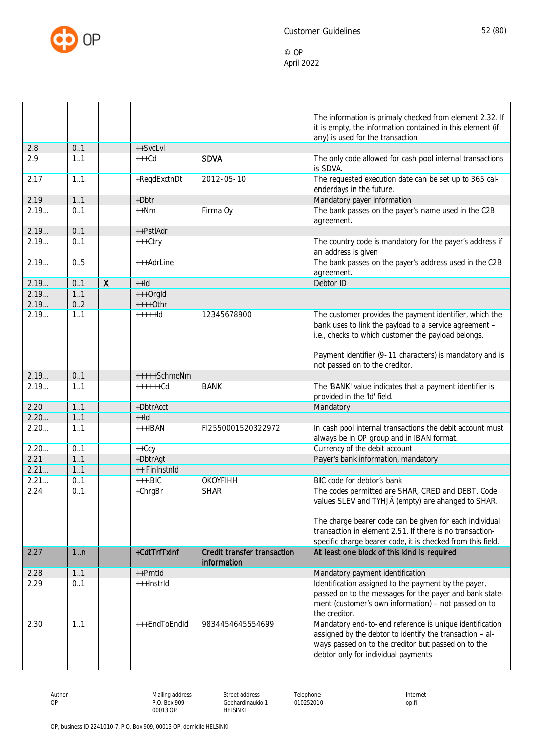| | | | | | |
|---|---|---|---|---|---|
| | | | | | The information is primaly checked from element 2.32. If it is empty, the information contained in this element (if any) is used for the transaction |
| 2.8 | 0..1 | | ++SvcLvl | | |
| 2.9 | 1..1 | | +++Cd | SDVA | The only code allowed for cash pool internal transactions is SDVA. |
| 2.17 | 1..1 | | +ReqdExctnDt | 2012-05-10 | The requested execution date can be set up to 365 calenderdays in the future. |
| 2.19 | 1..1 | | +Dbtr | | Mandatory payer information |
| 2.19... | 0..1 | | ++Nm | Firma Oy | The bank passes on the payer's name used in the C2B agreement. |
| 2.19... | 0..1 | | ++PstlAdr | | |
| 2.19... | 0..1 | | +++Ctry | | The country code is mandatory for the payer's address if an address is given |
| 2.19... | 0..5 | | +++AdrLine | | The bank passes on the payer's address used in the C2B agreement. |
| 2.19... | 0..1 | X | ++Id | | Debtor ID |
| 2.19... | 1..1 | | +++OrgId | | |
| 2.19... | 0..2 | | ++++Othr | | |
| 2.19... | 1..1 | | +++++Id | 12345678900 | The customer provides the payment identifier, which the bank uses to link the payload to a service agreement – i.e., checks to which customer the payload belongs.<br><br>Payment identifier (9-11 characters) is mandatory and is not passed on to the creditor. |
| 2.19... | 0..1 | | +++++SchmeNm | | |
| 2.19... | 1..1 | | ++++++Cd | BANK | The 'BANK' value indicates that a payment identifier is provided in the 'Id' field. |
| 2.20 | 1..1 | | +DbtrAcct | | Mandatory |
| 2.20... | 1..1 | | ++Id | | |
| 2.20... | 1..1 | | +++IBAN | FI2550001520322972 | In cash pool internal transactions the debit account must always be in OP group and in IBAN format. |
| 2.20... | 0..1 | | ++Ccy | | Currency of the debit account |
| 2.21 | 1..1 | | +DbtrAgt | | Payer's bank information, mandatory |
| 2.21... | 1..1 | | ++ FinInstnId | | |
| 2.21... | 0..1 | | +++.BIC | OKOYFIHH | BIC code for debtor's bank |
| 2.24 | 0..1 | | +ChrgBr | SHAR | The codes permitted are SHAR, CRED and DEBT. Code values SLEV and TYHJÄ (empty) are ahanged to SHAR.<br><br>The charge bearer code can be given for each individual transaction in element 2.51. If there is no transaction-specific charge bearer code, it is checked from this field. |
| **2.27** | **1..n** | | **+CdtTrfTxInf** | **Credit transfer transaction information** | **At least one block of this kind is required** |
| 2.28 | 1..1 | | ++PmtId | | Mandatory payment identification |
| 2.29 | 0..1 | | +++InstrId | | Identification assigned to the payment by the payer, passed on to the messages for the payer and bank statement (customer's own information) – not passed on to the creditor. |
| 2.30 | 1..1 | | +++EndToEndId | 9834454645554699 | Mandatory end-to-end reference is unique identification assigned by the debtor to identify the transaction – always passed on to the creditor but passed on to the debtor only for individual payments |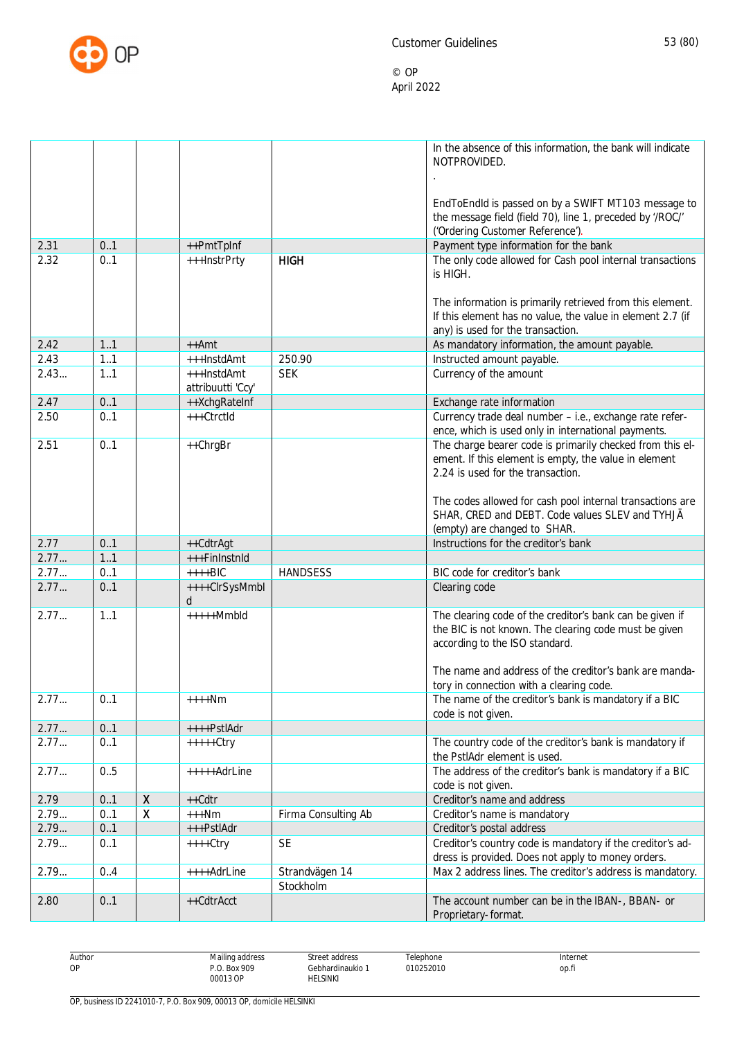| | | | | | |
|---|---|---|---|---|---|
| | | | | | In the absence of this information, the bank will indicate NOTPROVIDED.<br><br>.<br><br>EndToEndId is passed on by a SWIFT MT103 message to the message field (field 70), line 1, preceded by '/ROC/' ('Ordering Customer Reference'). |
| 2.31 | 0..1 | | ++PmtTpInf | | Payment type information for the bank |
| 2.32 | 0..1 | | +++InstrPrty | **HIGH** | The only code allowed for Cash pool internal transactions is HIGH.<br><br>The information is primarily retrieved from this element. If this element has no value, the value in element 2.7 (if any) is used for the transaction. |
| 2.42 | 1..1 | | ++Amt | | As mandatory information, the amount payable. |
| 2.43 | 1..1 | | +++InstdAmt | 250.90 | Instructed amount payable. |
| 2.43... | 1..1 | | +++InstdAmt attribuutti 'Ccy' | SEK | Currency of the amount |
| 2.47 | 0..1 | | ++XchgRateInf | | Exchange rate information |
| 2.50 | 0..1 | | +++CtrctId | | Currency trade deal number – i.e., exchange rate reference, which is used only in international payments. |
| 2.51 | 0..1 | | ++ChrgBr | | The charge bearer code is primarily checked from this element. If this element is empty, the value in element 2.24 is used for the transaction.<br><br>The codes allowed for cash pool internal transactions are SHAR, CRED and DEBT. Code values SLEV and TYHJÄ (empty) are changed to SHAR. |
| 2.77 | 0..1 | | ++CdtrAgt | | Instructions for the creditor's bank |
| 2.77... | 1..1 | | +++FinInstnId | | |
| 2.77... | 0..1 | | ++++BIC | HANDSESS | BIC code for creditor's bank |
| 2.77... | 0..1 | | ++++ClrSysMmbId | | Clearing code |
| 2.77... | 1..1 | | +++++MmbId | | The clearing code of the creditor's bank can be given if the BIC is not known. The clearing code must be given according to the ISO standard.<br><br>The name and address of the creditor's bank are mandatory in connection with a clearing code. |
| 2.77... | 0..1 | | ++++Nm | | The name of the creditor's bank is mandatory if a BIC code is not given. |
| 2.77... | 0..1 | | ++++PstlAdr | | |
| 2.77... | 0..1 | | +++++Ctry | | The country code of the creditor's bank is mandatory if the PstlAdr element is used. |
| 2.77... | 0..5 | | +++++AdrLine | | The address of the creditor's bank is mandatory if a BIC code is not given. |
| 2.79 | 0..1 | X | ++Cdtr | | Creditor's name and address |
| 2.79... | 0..1 | X | +++Nm | Firma Consulting Ab | Creditor's name is mandatory |
| 2.79... | 0..1 | | +++PstlAdr | | Creditor's postal address |
| 2.79... | 0..1 | | ++++Ctry | SE | Creditor's country code is mandatory if the creditor's address is provided. Does not apply to money orders. |
| 2.79... | 0..4 | | ++++AdrLine | Strandvägen 14<br>Stockholm | Max 2 address lines. The creditor's address is mandatory. |
| 2.80 | 0..1 | | ++CdtrAcct | | The account number can be in the IBAN-, BBAN- or Proprietary-format. |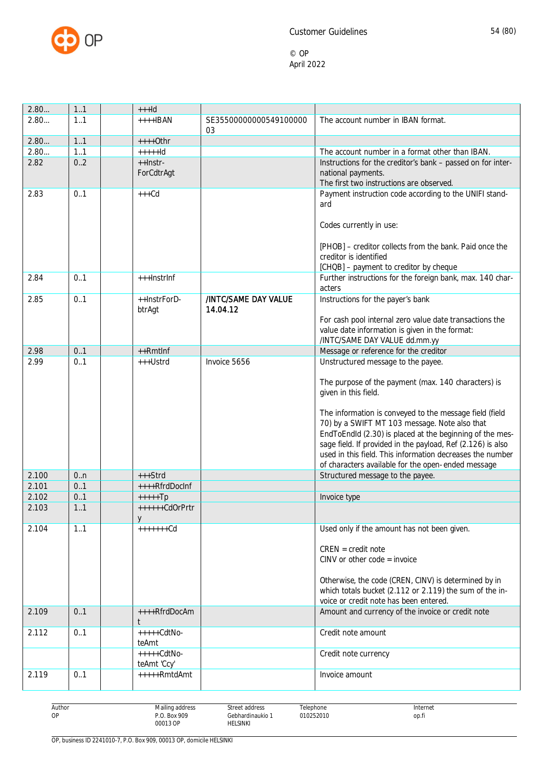| | | | | | |
|---|---|---|---|---|---|
| 2.80… | 1..1 | | +++Id | | |
| 2.80… | 1..1 | | ++++IBAN | SE3550000000054910000003 | The account number in IBAN format. |
| 2.80… | 1..1 | | ++++Othr | | |
| 2.80… | 1..1 | | +++++Id | | The account number in a format other than IBAN. |
| 2.82 | 0..2 | | ++Instr-ForCdtrAgt | | Instructions for the creditor's bank – passed on for international payments.<br>The first two instructions are observed. |
| 2.83 | 0..1 | | +++Cd | | Payment instruction code according to the UNIFI standard<br><br>Codes currently in use:<br><br>[PHOB] – creditor collects from the bank. Paid once the creditor is identified<br>[CHQB] – payment to creditor by cheque |
| 2.84 | 0..1 | | +++InstrInf | | Further instructions for the foreign bank, max. 140 characters |
| 2.85 | 0..1 | | ++InstrForD-btrAgt | **/INTC/SAME DAY VALUE 14.04.12** | Instructions for the payer's bank<br><br>For cash pool internal zero value date transactions the value date information is given in the format:<br>/INTC/SAME DAY VALUE dd.mm.yy |
| 2.98 | 0..1 | | ++RmtInf | | Message or reference for the creditor |
| 2.99 | 0..1 | | +++Ustrd | Invoice 5656 | Unstructured message to the payee.<br><br>The purpose of the payment (max. 140 characters) is given in this field.<br><br>The information is conveyed to the message field (field 70) by a SWIFT MT 103 message. Note also that EndToEndId (2.30) is placed at the beginning of the message field. If provided in the payload, Ref (2.126) is also used in this field. This information decreases the number of characters available for the open- ended message |
| 2.100 | 0..n | | +++Strd | | Structured message to the payee. |
| 2.101 | 0..1 | | ++++RfrdDocInf | | |
| 2.102 | 0..1 | | +++++Tp | | Invoice type |
| 2.103 | 1..1 | | ++++++CdOrPrtry | | |
| 2.104 | 1..1 | | +++++++Cd | | Used only if the amount has not been given.<br><br>CREN = credit note<br>CINV or other code = invoice<br><br>Otherwise, the code (CREN, CINV) is determined by in which totals bucket (2.112 or 2.119) the sum of the invoice or credit note has been entered. |
| 2.109 | 0..1 | | ++++RfrdDocAmt | | Amount and currency of the invoice or credit note |
| 2.112 | 0..1 | | +++++CdtNo-teAmt | | Credit note amount |
| | | | +++++CdtNo-teAmt 'Ccy' | | Credit note currency |
| 2.119 | 0..1 | | +++++RmtdAmt | | Invoice amount |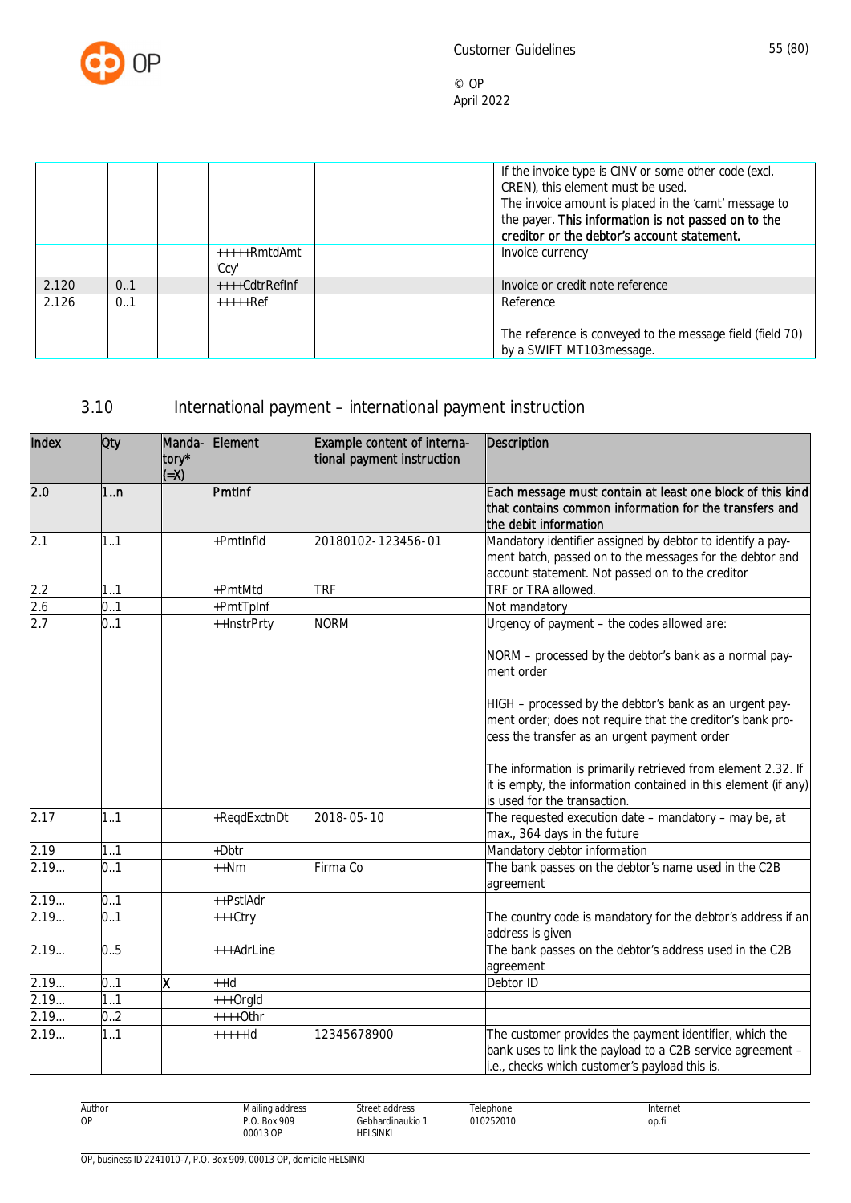| | | | | | |
|---|---|---|---|---|---|
| | | | | | If the invoice type is CINV or some other code (excl. CREN), this element must be used. The invoice amount is placed in the 'camt' message to the payer. **This information is not passed on to the creditor or the debtor's account statement.** |
| | | | +++++RmtdAmt 'Ccy' | | Invoice currency |
| 2.120 | 0..1 | | ++++CdtrRefInf | | Invoice or credit note reference |
| 2.126 | 0..1 | | +++++Ref | | Reference<br><br>The reference is conveyed to the message field (field 70) by a SWIFT MT103message. |

## 3.10 International payment – international payment instruction

| Index | Qty | Manda-tory* (=X) | Element | Example content of interna-tional payment instruction | Description |
|---|---|---|---|---|---|
| 2.0 | 1..n | | PmtInf | | Each message must contain at least one block of this kind that contains common information for the transfers and the debit information |
| 2.1 | 1..1 | | +PmtInfId | 20180102-123456-01 | Mandatory identifier assigned by debtor to identify a payment batch, passed on to the messages for the debtor and account statement. Not passed on to the creditor |
| 2.2 | 1..1 | | +PmtMtd | TRF | TRF or TRA allowed. |
| 2.6 | 0..1 | | +PmtTpInf | | Not mandatory |
| 2.7 | 0..1 | | ++InstrPrty | NORM | Urgency of payment – the codes allowed are:<br><br>NORM – processed by the debtor's bank as a normal payment order<br><br>HIGH – processed by the debtor's bank as an urgent payment order; does not require that the creditor's bank process the transfer as an urgent payment order<br><br>The information is primarily retrieved from element 2.32. If it is empty, the information contained in this element (if any) is used for the transaction. |
| 2.17 | 1..1 | | +ReqdExctnDt | 2018-05-10 | The requested execution date – mandatory – may be, at max., 364 days in the future |
| 2.19 | 1..1 | | +Dbtr | | Mandatory debtor information |
| 2.19... | 0..1 | | ++Nm | Firma Co | The bank passes on the debtor's name used in the C2B agreement |
| 2.19... | 0..1 | | ++PstlAdr | | |
| 2.19... | 0..1 | | +++Ctry | | The country code is mandatory for the debtor's address if an address is given |
| 2.19... | 0..5 | | +++AdrLine | | The bank passes on the debtor's address used in the C2B agreement |
| 2.19... | 0..1 | X | ++Id | | Debtor ID |
| 2.19... | 1..1 | | +++OrgId | | |
| 2.19... | 0..2 | | ++++Othr | | |
| 2.19... | 1..1 | | +++++Id | 12345678900 | The customer provides the payment identifier, which the bank uses to link the payload to a C2B service agreement – i.e., checks which customer's payload this is. |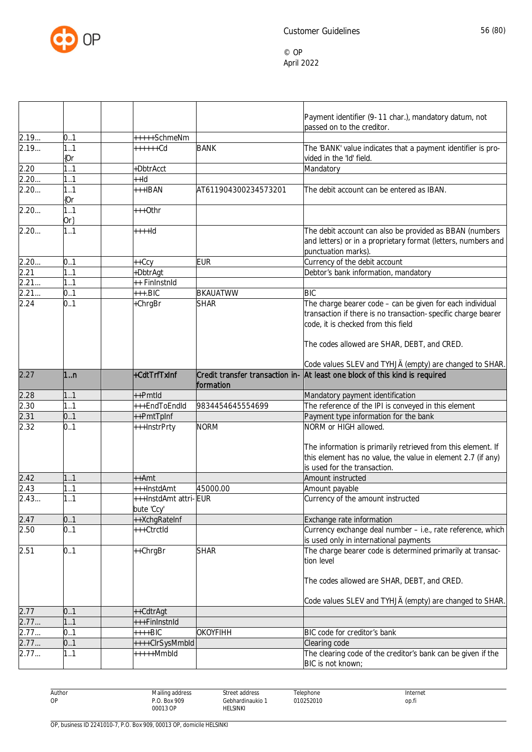| | | | | | |
|---|---|---|---|---|---|
| | | | | | Payment identifier (9-11 char.), mandatory datum, not passed on to the creditor. |
| 2.19... | 0..1 | | +++++SchmeNm | | |
| 2.19... | 1..1 {Or | | ++++++Cd | BANK | The 'BANK' value indicates that a payment identifier is provided in the 'Id' field. |
| 2.20 | 1..1 | | +DbtrAcct | | Mandatory |
| 2.20... | 1..1 | | ++Id | | |
| 2.20... | 1..1 {Or | | +++IBAN | AT611904300234573201 | The debit account can be entered as IBAN. |
| 2.20... | 1..1 Or} | | +++Othr | | |
| 2.20... | 1..1 | | ++++Id | | The debit account can also be provided as BBAN (numbers and letters) or in a proprietary format (letters, numbers and punctuation marks). |
| 2.20... | 0..1 | | ++Ccy | EUR | Currency of the debit account |
| 2.21 | 1..1 | | +DbtrAgt | | Debtor's bank information, mandatory |
| 2.21... | 1..1 | | ++ FinInstnId | | |
| 2.21... | 0..1 | | +++.BIC | BKAUATWW | BIC |
| 2.24 | 0..1 | | +ChrgBr | SHAR | The charge bearer code – can be given for each individual transaction if there is no transaction-specific charge bearer code, it is checked from this field<br><br>The codes allowed are SHAR, DEBT, and CRED.<br><br>Code values SLEV and TYHJÄ (empty) are changed to SHAR. |
| **2.27** | **1..n** | | **+CdtTrfTxInf** | **Credit transfer transaction information** | **At least one block of this kind is required** |
| 2.28 | 1..1 | | ++PmtId | | Mandatory payment identification |
| 2.30 | 1..1 | | +++EndToEndId | 9834454645554699 | The reference of the IPI is conveyed in this element |
| 2.31 | 0..1 | | ++PmtTpInf | | Payment type information for the bank |
| 2.32 | 0..1 | | +++InstrPrty | NORM | NORM or HIGH allowed.<br><br>The information is primarily retrieved from this element. If this element has no value, the value in element 2.7 (if any) is used for the transaction. |
| 2.42 | 1..1 | | ++Amt | | Amount instructed |
| 2.43 | 1..1 | | +++InstdAmt | 45000.00 | Amount payable |
| 2.43... | 1..1 | | +++InstdAmt attribute 'Ccy' | EUR | Currency of the amount instructed |
| 2.47 | 0..1 | | ++XchgRateInf | | Exchange rate information |
| 2.50 | 0..1 | | +++CtrctId | | Currency exchange deal number – i.e., rate reference, which is used only in international payments |
| 2.51 | 0..1 | | ++ChrgBr | SHAR | The charge bearer code is determined primarily at transaction level<br><br>The codes allowed are SHAR, DEBT, and CRED.<br><br>Code values SLEV and TYHJÄ (empty) are changed to SHAR. |
| 2.77 | 0..1 | | ++CdtrAgt | | |
| 2.77... | 1..1 | | +++FinInstnId | | |
| 2.77... | 0..1 | | ++++BIC | OKOYFIHH | BIC code for creditor's bank |
| 2.77... | 0..1 | | ++++ClrSysMmbId | | Clearing code |
| 2.77... | 1..1 | | +++++MmbId | | The clearing code of the creditor's bank can be given if the BIC is not known; |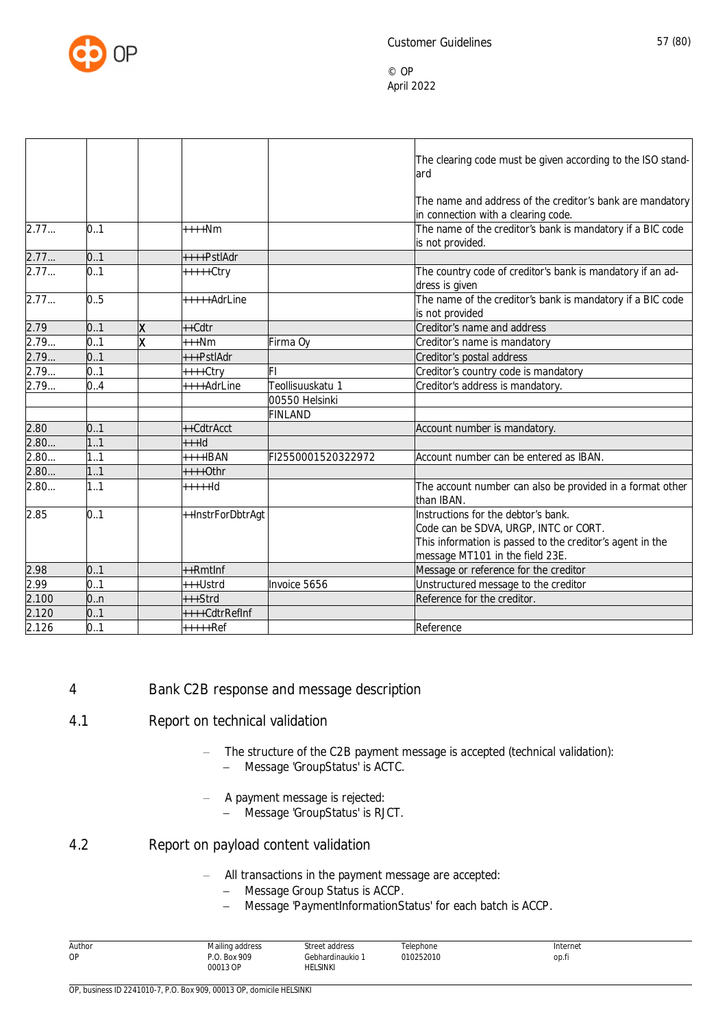| | | | | | |
|---|---|---|---|---|---|
| | | | | | The clearing code must be given according to the ISO standard<br><br>The name and address of the creditor's bank are mandatory in connection with a clearing code. |
| 2.77... | 0..1 | | ++++Nm | | The name of the creditor's bank is mandatory if a BIC code is not provided. |
| 2.77... | 0..1 | | ++++PstlAdr | | |
| 2.77... | 0..1 | | +++++Ctry | | The country code of creditor's bank is mandatory if an address is given |
| 2.77... | 0..5 | | +++++AdrLine | | The name of the creditor's bank is mandatory if a BIC code is not provided |
| 2.79 | 0..1 | X | ++Cdtr | | Creditor's name and address |
| 2.79... | 0..1 | X | +++Nm | Firma Oy | Creditor's name is mandatory |
| 2.79... | 0..1 | | +++PstlAdr | | Creditor's postal address |
| 2.79... | 0..1 | | ++++Ctry | FI | Creditor's country code is mandatory |
| 2.79... | 0..4 | | ++++AdrLine | Teollisuuskatu 1 | Creditor's address is mandatory. |
| | | | | 00550 Helsinki | |
| | | | | FINLAND | |
| 2.80 | 0..1 | | ++CdtrAcct | | Account number is mandatory. |
| 2.80... | 1..1 | | +++Id | | |
| 2.80... | 1..1 | | ++++IBAN | FI2550001520322972 | Account number can be entered as IBAN. |
| 2.80... | 1..1 | | ++++Othr | | |
| 2.80... | 1..1 | | +++++Id | | The account number can also be provided in a format other than IBAN. |
| 2.85 | 0..1 | | ++InstrForDbtrAgt | | Instructions for the debtor's bank.<br>Code can be SDVA, URGP, INTC or CORT.<br>This information is passed to the creditor's agent in the message MT101 in the field 23E. |
| 2.98 | 0..1 | | ++RmtInf | | Message or reference for the creditor |
| 2.99 | 0..1 | | +++Ustrd | Invoice 5656 | Unstructured message to the creditor |
| 2.100 | 0..n | | +++Strd | | Reference for the creditor. |
| 2.120 | 0..1 | | ++++CdtrRefInf | | |
| 2.126 | 0..1 | | +++++Ref | | Reference |

# 4 Bank C2B response and message description

## 4.1 Report on technical validation

- The structure of the C2B payment message is accepted (technical validation):
  - Message 'GroupStatus' is ACTC.
- A payment message is rejected:
  - Message 'GroupStatus' is RJCT.

## 4.2 Report on payload content validation

- All transactions in the payment message are accepted:
  - Message Group Status is ACCP.
  - Message 'PaymentInformationStatus' for each batch is ACCP.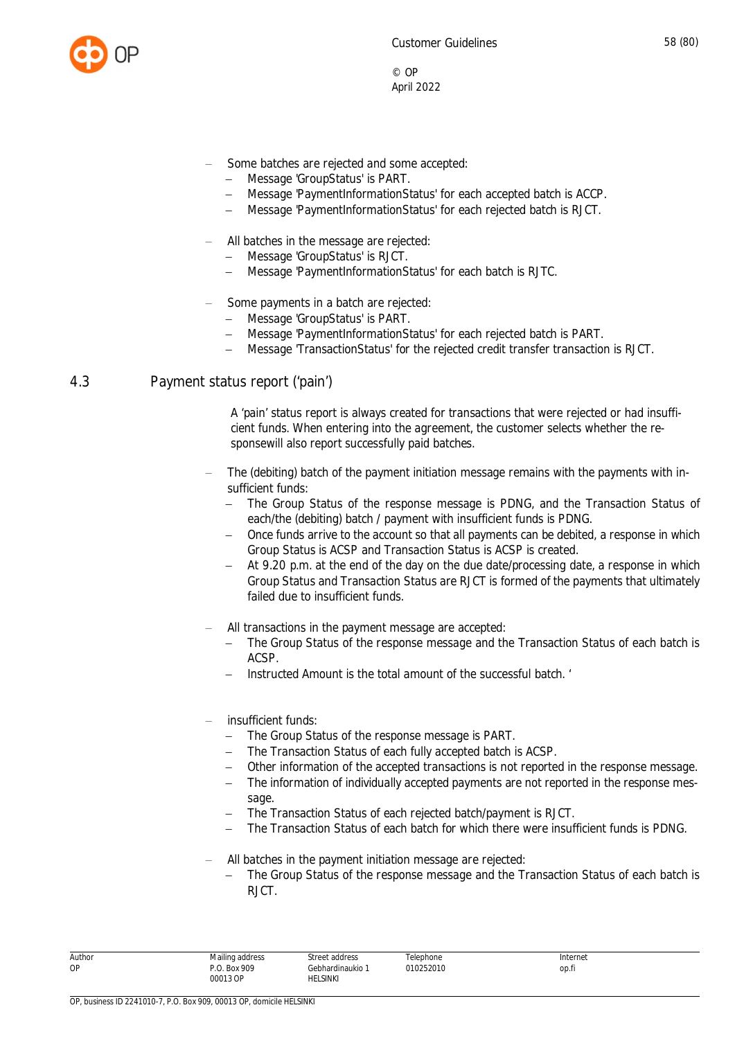- Some batches are rejected and some accepted:
  - Message 'GroupStatus' is PART.
  - Message 'PaymentInformationStatus' for each accepted batch is ACCP.
  - Message 'PaymentInformationStatus' for each rejected batch is RJCT.

- All batches in the message are rejected:
  - Message 'GroupStatus' is RJCT.
  - Message 'PaymentInformationStatus' for each batch is RJTC.

- Some payments in a batch are rejected:
  - Message 'GroupStatus' is PART.
  - Message 'PaymentInformationStatus' for each rejected batch is PART.
  - Message 'TransactionStatus' for the rejected credit transfer transaction is RJCT.

## 4.3 Payment status report ('pain')

A 'pain' status report is always created for transactions that were rejected or had insufficient funds. When entering into the agreement, the customer selects whether the responsewill also report successfully paid batches.

- The (debiting) batch of the payment initiation message remains with the payments with insufficient funds:
  - The Group Status of the response message is PDNG, and the Transaction Status of each/the (debiting) batch / payment with insufficient funds is PDNG.
  - Once funds arrive to the account so that all payments can be debited, a response in which Group Status is ACSP and Transaction Status is ACSP is created.
  - At 9.20 p.m. at the end of the day on the due date/processing date, a response in which Group Status and Transaction Status are RJCT is formed of the payments that ultimately failed due to insufficient funds.

- All transactions in the payment message are accepted:
  - The Group Status of the response message and the Transaction Status of each batch is ACSP.
  - Instructed Amount is the total amount of the successful batch. '

- insufficient funds:
  - The Group Status of the response message is PART.
  - The Transaction Status of each fully accepted batch is ACSP.
  - Other information of the accepted transactions is not reported in the response message.
  - The information of individually accepted payments are not reported in the response message.
  - The Transaction Status of each rejected batch/payment is RJCT.
  - The Transaction Status of each batch for which there were insufficient funds is PDNG.

- All batches in the payment initiation message are rejected:
  - The Group Status of the response message and the Transaction Status of each batch is RJCT.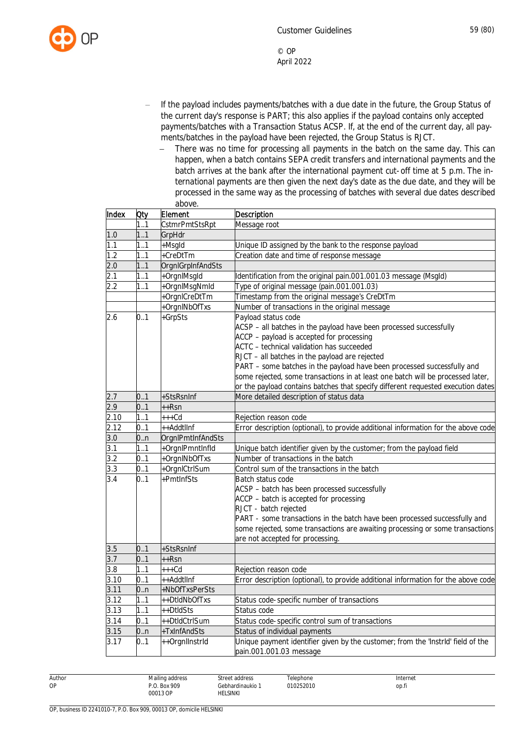- If the payload includes payments/batches with a due date in the future, the Group Status of the current day's response is PART; this also applies if the payload contains only accepted payments/batches with a Transaction Status ACSP. If, at the end of the current day, all payments/batches in the payload have been rejected, the Group Status is RJCT.
  - There was no time for processing all payments in the batch on the same day. This can happen, when a batch contains SEPA credit transfers and international payments and the batch arrives at the bank after the international payment cut-off time at 5 p.m. The international payments are then given the next day's date as the due date, and they will be processed in the same way as the processing of batches with several due dates described above.

| Index | Qty | Element | Description |
|---|---|---|---|
| | 1..1 | CstmrPmtStsRpt | Message root |
| 1.0 | 1..1 | GrpHdr | |
| 1.1 | 1..1 | +MsgId | Unique ID assigned by the bank to the response payload |
| 1.2 | 1..1 | +CreDtTm | Creation date and time of response message |
| 2.0 | 1..1 | OrgnlGrpInfAndSts | |
| 2.1 | 1..1 | +OrgnlMsgId | Identification from the original pain.001.001.03 message (MsgId) |
| 2.2 | 1..1 | +OrgnlMsgNmId | Type of original message (pain.001.001.03) |
| | | +OrgnlCreDtTm | Timestamp from the original message's CreDtTm |
| | | +OrgnlNbOfTxs | Number of transactions in the original message |
| 2.6 | 0..1 | +GrpSts | Payload status code<br>ACSP – all batches in the payload have been processed successfully<br>ACCP – payload is accepted for processing<br>ACTC – technical validation has succeeded<br>RJCT – all batches in the payload are rejected<br>PART – some batches in the payload have been processed successfully and some rejected, some transactions in at least one batch will be processed later, or the payload contains batches that specify different requested execution dates |
| 2.7 | 0..1 | +StsRsnInf | More detailed description of status data |
| 2.9 | 0..1 | ++Rsn | |
| 2.10 | 1..1 | +++Cd | Rejection reason code |
| 2.12 | 0..1 | ++AddtlInf | Error description (optional), to provide additional information for the above code |
| 3.0 | 0..n | OrgnlPmtInfAndSts | |
| 3.1 | 1..1 | +OrgnlPmntInfId | Unique batch identifier given by the customer; from the payload field |
| 3.2 | 0..1 | +OrgnlNbOfTxs | Number of transactions in the batch |
| 3.3 | 0..1 | +OrgnlCtrlSum | Control sum of the transactions in the batch |
| 3.4 | 0..1 | +PmtInfSts | Batch status code<br>ACSP – batch has been processed successfully<br>ACCP – batch is accepted for processing<br>RJCT - batch rejected<br>PART - some transactions in the batch have been processed successfully and some rejected, some transactions are awaiting processing or some transactions are not accepted for processing. |
| 3.5 | 0..1 | +StsRsnInf | |
| 3.7 | 0..1 | ++Rsn | |
| 3.8 | 1..1 | +++Cd | Rejection reason code |
| 3.10 | 0..1 | ++AddtlInf | Error description (optional), to provide additional information for the above code |
| 3.11 | 0..n | +NbOfTxsPerSts | |
| 3.12 | 1..1 | ++DtldNbOfTxs | Status code-specific number of transactions |
| 3.13 | 1..1 | ++DtldSts | Status code |
| 3.14 | 0..1 | ++DtldCtrlSum | Status code-specific control sum of transactions |
| 3.15 | 0..n | +TxInfAndSts | Status of individual payments |
| 3.17 | 0..1 | ++OrgnlInstrId | Unique payment identifier given by the customer; from the 'InstrId' field of the pain.001.001.03 message |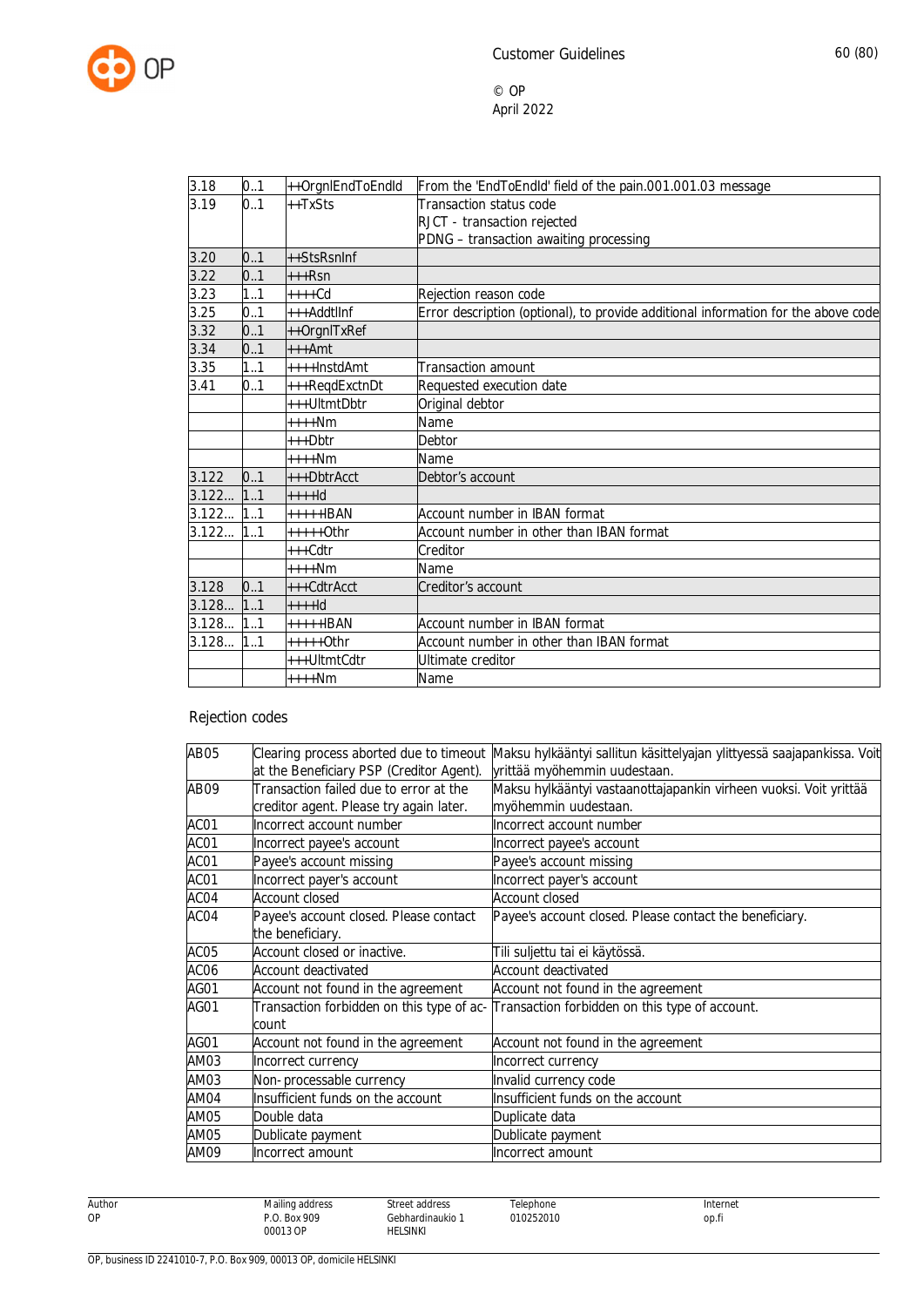| | | | |
|---|---|---|---|
| 3.18 | 0..1 | ++OrgnlEndToEndId | From the 'EndToEndId' field of the pain.001.001.03 message |
| 3.19 | 0..1 | ++TxSts | Transaction status code<br>RJCT - transaction rejected<br>PDNG – transaction awaiting processing |
| 3.20 | 0..1 | ++StsRsnInf | |
| 3.22 | 0..1 | +++Rsn | |
| 3.23 | 1..1 | ++++Cd | Rejection reason code |
| 3.25 | 0..1 | +++AddtlInf | Error description (optional), to provide additional information for the above code |
| 3.32 | 0..1 | ++OrgnlTxRef | |
| 3.34 | 0..1 | +++Amt | |
| 3.35 | 1..1 | ++++InstdAmt | Transaction amount |
| 3.41 | 0..1 | +++ReqdExctnDt | Requested execution date |
| | | +++UltmtDbtr | Original debtor |
| | | ++++Nm | Name |
| | | +++Dbtr | Debtor |
| | | ++++Nm | Name |
| 3.122 | 0..1 | +++DbtrAcct | Debtor's account |
| 3.122... | 1..1 | ++++Id | |
| 3.122... | 1..1 | +++++IBAN | Account number in IBAN format |
| 3.122... | 1..1 | +++++Othr | Account number in other than IBAN format |
| | | +++Cdtr | Creditor |
| | | ++++Nm | Name |
| 3.128 | 0..1 | +++CdtrAcct | Creditor's account |
| 3.128... | 1..1 | ++++Id | |
| 3.128... | 1..1 | +++++IBAN | Account number in IBAN format |
| 3.128... | 1..1 | +++++Othr | Account number in other than IBAN format |
| | | +++UltmtCdtr | Ultimate creditor |
| | | ++++Nm | Name |

Rejection codes

| | | |
|---|---|---|
| AB05 | Clearing process aborted due to timeout at the Beneficiary PSP (Creditor Agent). | Maksu hylkääntyi sallitun käsittelyajan ylittyessä saajapankissa. Voit yrittää myöhemmin uudestaan. |
| AB09 | Transaction failed due to error at the creditor agent. Please try again later. | Maksu hylkääntyi vastaanottajapankin virheen vuoksi. Voit yrittää myöhemmin uudestaan. |
| AC01 | Incorrect account number | Incorrect account number |
| AC01 | Incorrect payee's account | Incorrect payee's account |
| AC01 | Payee's account missing | Payee's account missing |
| AC01 | Incorrect payer's account | Incorrect payer's account |
| AC04 | Account closed | Account closed |
| AC04 | Payee's account closed. Please contact the beneficiary. | Payee's account closed. Please contact the beneficiary. |
| AC05 | Account closed or inactive. | Tili suljettu tai ei käytössä. |
| AC06 | Account deactivated | Account deactivated |
| AG01 | Account not found in the agreement | Account not found in the agreement |
| AG01 | Transaction forbidden on this type of account | Transaction forbidden on this type of account. |
| AG01 | Account not found in the agreement | Account not found in the agreement |
| AM03 | Incorrect currency | Incorrect currency |
| AM03 | Non-processable currency | Invalid currency code |
| AM04 | Insufficient funds on the account | Insufficient funds on the account |
| AM05 | Double data | Duplicate data |
| AM05 | Dublicate payment | Dublicate payment |
| AM09 | Incorrect amount | Incorrect amount |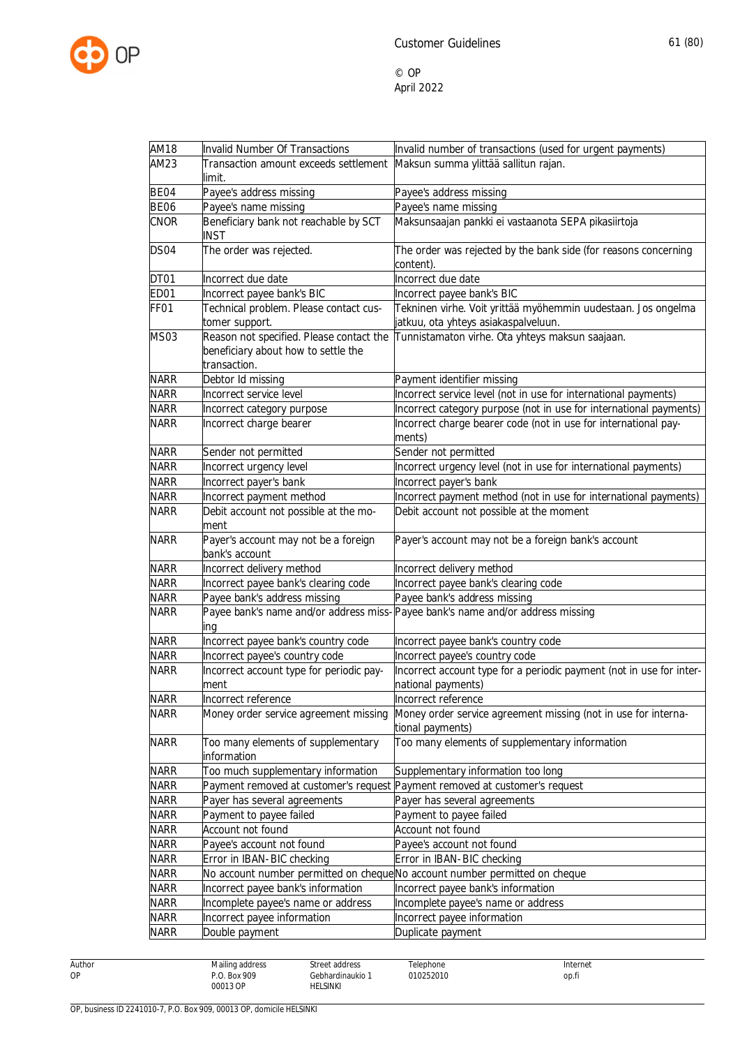| | | |
|---|---|---|
| AM18 | Invalid Number Of Transactions | Invalid number of transactions (used for urgent payments) |
| AM23 | Transaction amount exceeds settlement limit. | Maksun summa ylittää sallitun rajan. |
| BE04 | Payee's address missing | Payee's address missing |
| BE06 | Payee's name missing | Payee's name missing |
| CNOR | Beneficiary bank not reachable by SCT INST | Maksunsaajan pankki ei vastaanota SEPA pikasiirtoja |
| DS04 | The order was rejected. | The order was rejected by the bank side (for reasons concerning content). |
| DT01 | Incorrect due date | Incorrect due date |
| ED01 | Incorrect payee bank's BIC | Incorrect payee bank's BIC |
| FF01 | Technical problem. Please contact customer support. | Tekninen virhe. Voit yrittää myöhemmin uudestaan. Jos ongelma jatkuu, ota yhteys asiakaspalveluun. |
| MS03 | Reason not specified. Please contact the beneficiary about how to settle the transaction. | Tunnistamaton virhe. Ota yhteys maksun saajaan. |
| NARR | Debtor Id missing | Payment identifier missing |
| NARR | Incorrect service level | Incorrect service level (not in use for international payments) |
| NARR | Incorrect category purpose | Incorrect category purpose (not in use for international payments) |
| NARR | Incorrect charge bearer | Incorrect charge bearer code (not in use for international payments) |
| NARR | Sender not permitted | Sender not permitted |
| NARR | Incorrect urgency level | Incorrect urgency level (not in use for international payments) |
| NARR | Incorrect payer's bank | Incorrect payer's bank |
| NARR | Incorrect payment method | Incorrect payment method (not in use for international payments) |
| NARR | Debit account not possible at the moment | Debit account not possible at the moment |
| NARR | Payer's account may not be a foreign bank's account | Payer's account may not be a foreign bank's account |
| NARR | Incorrect delivery method | Incorrect delivery method |
| NARR | Incorrect payee bank's clearing code | Incorrect payee bank's clearing code |
| NARR | Payee bank's address missing | Payee bank's address missing |
| NARR | Payee bank's name and/or address missing | Payee bank's name and/or address missing |
| NARR | Incorrect payee bank's country code | Incorrect payee bank's country code |
| NARR | Incorrect payee's country code | Incorrect payee's country code |
| NARR | Incorrect account type for periodic payment | Incorrect account type for a periodic payment (not in use for international payments) |
| NARR | Incorrect reference | Incorrect reference |
| NARR | Money order service agreement missing | Money order service agreement missing (not in use for international payments) |
| NARR | Too many elements of supplementary information | Too many elements of supplementary information |
| NARR | Too much supplementary information | Supplementary information too long |
| NARR | Payment removed at customer's request | Payment removed at customer's request |
| NARR | Payer has several agreements | Payer has several agreements |
| NARR | Payment to payee failed | Payment to payee failed |
| NARR | Account not found | Account not found |
| NARR | Payee's account not found | Payee's account not found |
| NARR | Error in IBAN-BIC checking | Error in IBAN-BIC checking |
| NARR | No account number permitted on cheque | No account number permitted on cheque |
| NARR | Incorrect payee bank's information | Incorrect payee bank's information |
| NARR | Incomplete payee's name or address | Incomplete payee's name or address |
| NARR | Incorrect payee information | Incorrect payee information |
| NARR | Double payment | Duplicate payment |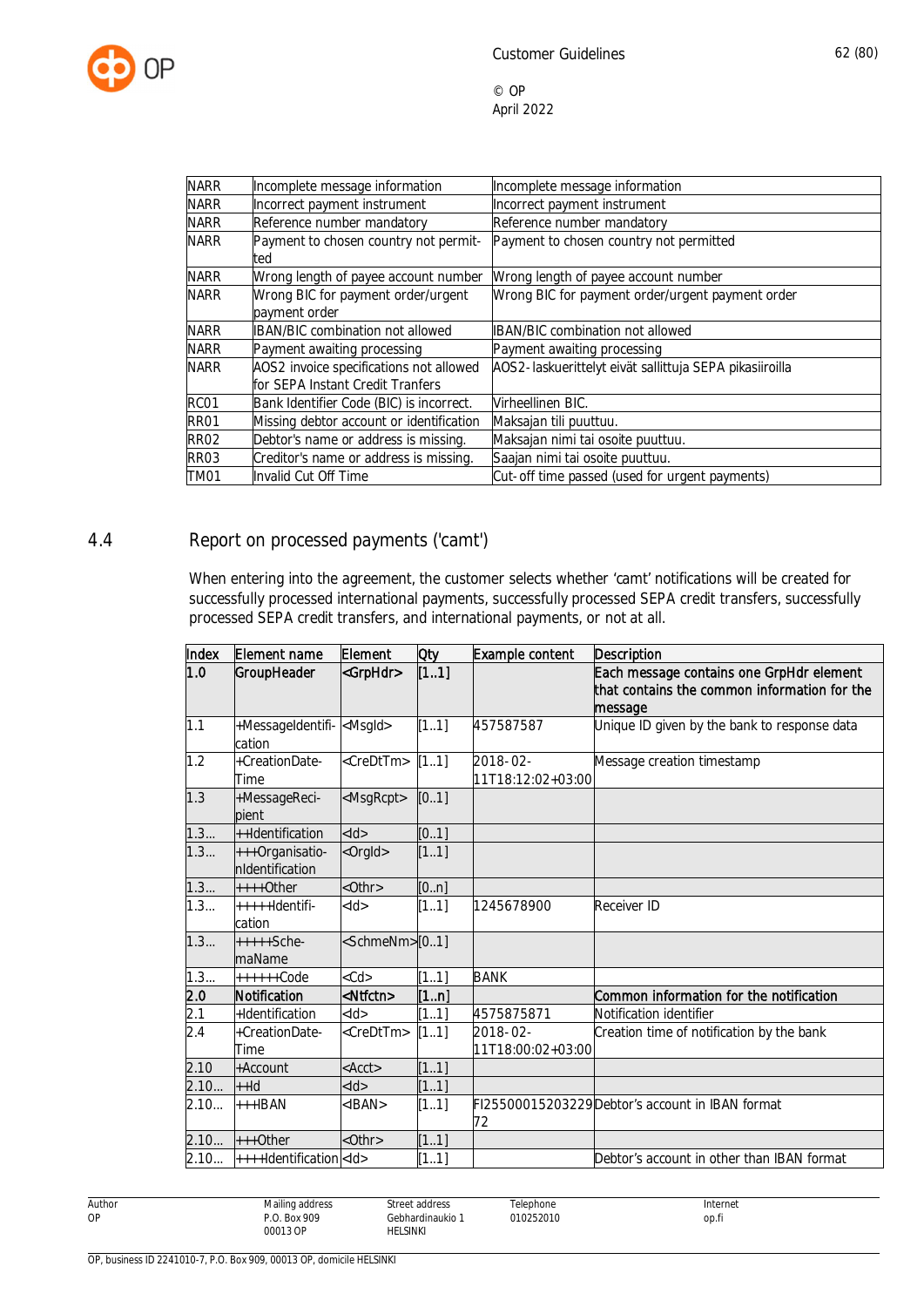| | | |
|---|---|---|
| NARR | Incomplete message information | Incomplete message information |
| NARR | Incorrect payment instrument | Incorrect payment instrument |
| NARR | Reference number mandatory | Reference number mandatory |
| NARR | Payment to chosen country not permitted | Payment to chosen country not permitted |
| NARR | Wrong length of payee account number | Wrong length of payee account number |
| NARR | Wrong BIC for payment order/urgent payment order | Wrong BIC for payment order/urgent payment order |
| NARR | IBAN/BIC combination not allowed | IBAN/BIC combination not allowed |
| NARR | Payment awaiting processing | Payment awaiting processing |
| NARR | AOS2 invoice specifications not allowed for SEPA Instant Credit Tranfers | AOS2-laskuerittelyt eivät sallittuja SEPA pikasiirroilla |
| RC01 | Bank Identifier Code (BIC) is incorrect. | Virheellinen BIC. |
| RR01 | Missing debtor account or identification | Maksajan tili puuttuu. |
| RR02 | Debtor's name or address is missing. | Maksajan nimi tai osoite puuttuu. |
| RR03 | Creditor's name or address is missing. | Saajan nimi tai osoite puuttuu. |
| TM01 | Invalid Cut Off Time | Cut-off time passed (used for urgent payments) |

## 4.4 Report on processed payments ('camt')

When entering into the agreement, the customer selects whether 'camt' notifications will be created for successfully processed international payments, successfully processed SEPA credit transfers, successfully processed SEPA credit transfers, and international payments, or not at all.

| Index | Element name | Element | Qty | Example content | Description |
|---|---|---|---|---|---|
| **1.0** | **GroupHeader** | **<GrpHdr>** | **[1..1]** | | **Each message contains one GrpHdr element that contains the common information for the message** |
| 1.1 | +MessageIdentification | <MsgId> | [1..1] | 457587587 | Unique ID given by the bank to response data |
| 1.2 | +CreationDateTime | <CreDtTm> | [1..1] | 2018-02-11T18:12:02+03:00 | Message creation timestamp |
| 1.3 | +MessageRecipient | <MsgRcpt> | [0..1] | | |
| 1.3... | ++Identification | <Id> | [0..1] | | |
| 1.3... | +++OrganisationIdentification | <OrgId> | [1..1] | | |
| 1.3... | ++++Other | <Othr> | [0..n] | | |
| 1.3... | +++++Identification | <Id> | [1..1] | 1245678900 | Receiver ID |
| 1.3... | +++++SchemeName | <SchmeNm> | [0..1] | | |
| 1.3... | ++++++Code | <Cd> | [1..1] | BANK | |
| **2.0** | **Notification** | **<Ntfctn>** | **[1..n]** | | **Common information for the notification** |
| 2.1 | +Identification | <Id> | [1..1] | 4575875871 | Notification identifier |
| 2.4 | +CreationDateTime | <CreDtTm> | [1..1] | 2018-02-11T18:00:02+03:00 | Creation time of notification by the bank |
| 2.10 | +Account | <Acct> | [1..1] | | |
| 2.10... | ++Id | <Id> | [1..1] | | |
| 2.10... | +++IBAN | <IBAN> | [1..1] | FI2550001520322972 | Debtor's account in IBAN format |
| 2.10... | +++Other | <Othr> | [1..1] | | |
| 2.10... | ++++Identification | <Id> | [1..1] | | Debtor's account in other than IBAN format |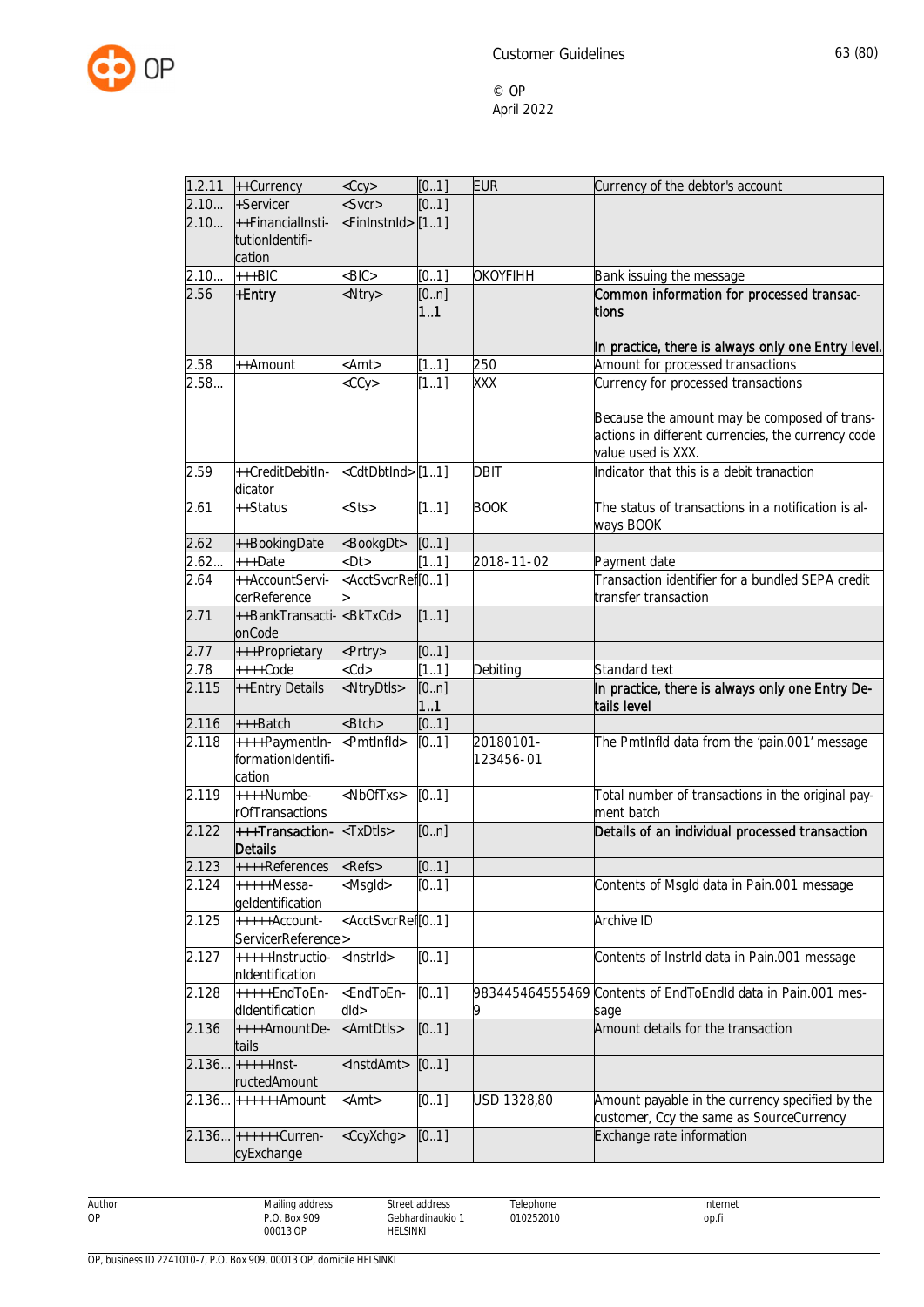| | | | | | |
|---|---|---|---|---|---|
| 1.2.11 | ++Currency | <Ccy> | [0..1] | EUR | Currency of the debtor's account |
| 2.10... | +Servicer | <Svcr> | [0..1] | | |
| 2.10... | ++FinancialInsti-tutionIdentifi-cation | <FinInstnId> | [1..1] | | |
| 2.10... | +++BIC | <BIC> | [0..1] | OKOYFIHH | Bank issuing the message |
| 2.56 | **+Entry** | <Ntry> | [0..n] **1..1** | | **Common information for processed transac-tions** <br><br> **In practice, there is always only one Entry level.** |
| 2.58 | ++Amount | <Amt> | [1..1] | 250 | Amount for processed transactions |
| 2.58... | | <CCy> | [1..1] | XXX | Currency for processed transactions <br><br> Because the amount may be composed of trans-actions in different currencies, the currency code value used is XXX. |
| 2.59 | ++CreditDebitIn-dicator | <CdtDbtInd> | [1..1] | DBIT | Indicator that this is a debit tranaction |
| 2.61 | ++Status | <Sts> | [1..1] | BOOK | The status of transactions in a notification is al-ways BOOK |
| 2.62 | ++BookingDate | <BookgDt> | [0..1] | | |
| 2.62... | +++Date | <Dt> | [1..1] | 2018-11-02 | Payment date |
| 2.64 | ++AccountServi-cerReference | <AcctSvcrRef> | [0..1] | | Transaction identifier for a bundled SEPA credit transfer transaction |
| 2.71 | ++BankTransacti-onCode | <BkTxCd> | [1..1] | | |
| 2.77 | +++Proprietary | <Prtry> | [0..1] | | |
| 2.78 | ++++Code | <Cd> | [1..1] | Debiting | Standard text |
| 2.115 | ++Entry Details | <NtryDtls> | [0..n] **1..1** | | **In practice, there is always only one Entry De-tails level** |
| 2.116 | +++Batch | <Btch> | [0..1] | | |
| 2.118 | ++++PaymentIn-formationIdentifi-cation | <PmtInfId> | [0..1] | 20180101-123456-01 | The PmtInfId data from the 'pain.001' message |
| 2.119 | ++++Numbe-rOfTransactions | <NbOfTxs> | [0..1] | | Total number of transactions in the original pay-ment batch |
| 2.122 | **+++Transaction-Details** | <TxDtls> | [0..n] | | **Details of an individual processed transaction** |
| 2.123 | ++++References | <Refs> | [0..1] | | |
| 2.124 | +++++Messa-geIdentification | <MsgId> | [0..1] | | Contents of MsgId data in Pain.001 message |
| 2.125 | +++++Account-ServicerReference | <AcctSvcrRef> | [0..1] | | Archive ID |
| 2.127 | +++++Instructio-nIdentification | <InstrId> | [0..1] | | Contents of InstrId data in Pain.001 message |
| 2.128 | +++++EndToEn-dIdentification | <EndToEn-dId> | [0..1] | 9834454645554699 | Contents of EndToEndId data in Pain.001 mes-sage |
| 2.136 | ++++AmountDe-tails | <AmtDtls> | [0..1] | | Amount details for the transaction |
| 2.136... | +++++Inst-ructedAmount | <InstdAmt> | [0..1] | | |
| 2.136... | ++++++Amount | <Amt> | [0..1] | USD 1328,80 | Amount payable in the currency specified by the customer, Ccy the same as SourceCurrency |
| 2.136... | ++++++Curren-cyExchange | <CcyXchg> | [0..1] | | Exchange rate information |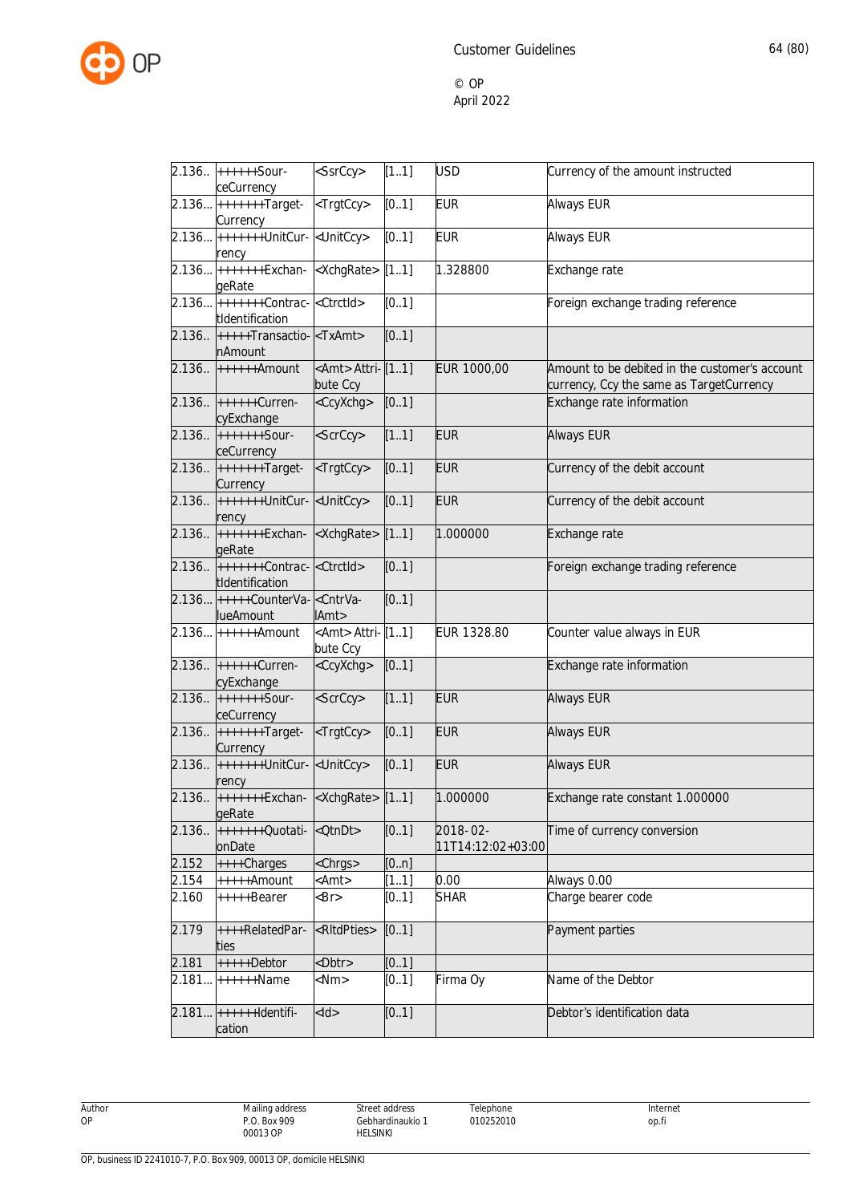| 2.136.. | ++++++SourceCurrency | <SrcCcy> | [1..1] | USD | Currency of the amount instructed |
|---|---|---|---|---|---|
| 2.136... | +++++++TargetCurrency | <TrgtCcy> | [0..1] | EUR | Always EUR |
| 2.136... | +++++++UnitCurrency | <UnitCcy> | [0..1] | EUR | Always EUR |
| 2.136... | +++++++ExchangeRate | <XchgRate> | [1..1] | 1.328800 | Exchange rate |
| 2.136... | +++++++ContractIdentification | <CtrctId> | [0..1] | | Foreign exchange trading reference |
| 2.136.. | +++++TransactionAmount | <TxAmt> | [0..1] | | |
| 2.136.. | ++++++Amount | <Amt> Attribute Ccy | [1..1] | EUR 1000,00 | Amount to be debited in the customer's account currency, Ccy the same as TargetCurrency |
| 2.136.. | ++++++CurrencyExchange | <CcyXchg> | [0..1] | | Exchange rate information |
| 2.136.. | +++++++SourceCurrency | <ScrCcy> | [1..1] | EUR | Always EUR |
| 2.136.. | +++++++TargetCurrency | <TrgtCcy> | [0..1] | EUR | Currency of the debit account |
| 2.136.. | +++++++UnitCurrency | <UnitCcy> | [0..1] | EUR | Currency of the debit account |
| 2.136.. | +++++++ExchangeRate | <XchgRate> | [1..1] | 1.000000 | Exchange rate |
| 2.136.. | +++++++ContractIdentification | <CtrctId> | [0..1] | | Foreign exchange trading reference |
| 2.136... | +++++CounterValueAmount | <CntrValAmt> | [0..1] | | |
| 2.136... | ++++++Amount | <Amt> Attribute Ccy | [1..1] | EUR 1328.80 | Counter value always in EUR |
| 2.136.. | ++++++CurrencyExchange | <CcyXchg> | [0..1] | | Exchange rate information |
| 2.136.. | +++++++SourceCurrency | <ScrCcy> | [1..1] | EUR | Always EUR |
| 2.136.. | +++++++TargetCurrency | <TrgtCcy> | [0..1] | EUR | Always EUR |
| 2.136.. | +++++++UnitCurrency | <UnitCcy> | [0..1] | EUR | Always EUR |
| 2.136.. | +++++++ExchangeRate | <XchgRate> | [1..1] | 1.000000 | Exchange rate constant 1.000000 |
| 2.136.. | +++++++QuotationDate | <QtnDt> | [0..1] | 2018-02-11T14:12:02+03:00 | Time of currency conversion |
| 2.152 | ++++Charges | <Chrgs> | [0..n] | | |
| 2.154 | +++++Amount | <Amt> | [1..1] | 0.00 | Always 0.00 |
| 2.160 | +++++Bearer | <Br> | [0..1] | SHAR | Charge bearer code |
| 2.179 | ++++RelatedParties | <RltdPties> | [0..1] | | Payment parties |
| 2.181 | +++++Debtor | <Dbtr> | [0..1] | | |
| 2.181... | ++++++Name | <Nm> | [0..1] | Firma Oy | Name of the Debtor |
| 2.181... | ++++++Identification | <Id> | [0..1] | | Debtor's identification data |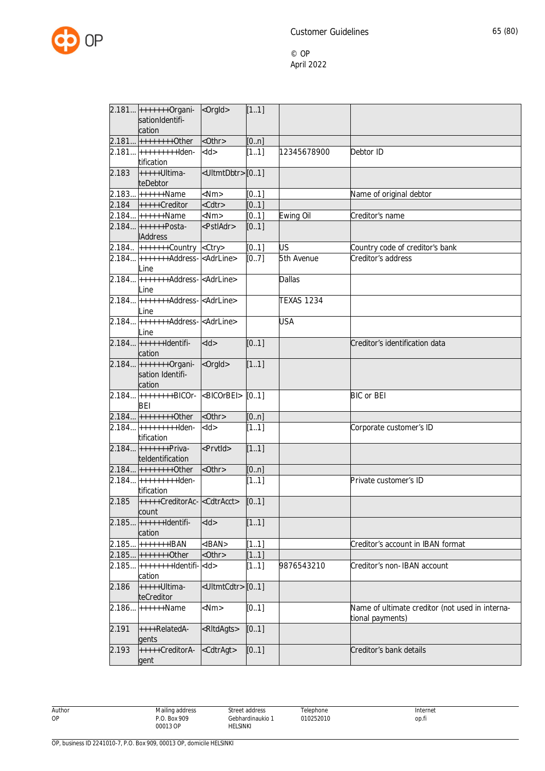| | | | | | |
|---|---|---|---|---|---|
| 2.181... | +++++++Organi-sationIdentifi-cation | <OrgId> | [1..1] | | |
| 2.181... | ++++++++Other | <Othr> | [0..n] | | |
| 2.181... | +++++++++Iden-tification | <Id> | [1..1] | 12345678900 | Debtor ID |
| 2.183 | +++++Ultima-teDebtor | <UltmtDbtr> | [0..1] | | |
| 2.183... | ++++++Name | <Nm> | [0..1] | | Name of original debtor |
| 2.184 | +++++Creditor | <Cdtr> | [0..1] | | |
| 2.184... | ++++++Name | <Nm> | [0..1] | Ewing Oil | Creditor's name |
| 2.184... | ++++++Posta-lAddress | <PstlAdr> | [0..1] | | |
| 2.184.. | +++++++Country | <Ctry> | [0..1] | US | Country code of creditor's bank |
| 2.184... | +++++++Address-Line | <AdrLine> | [0..7] | 5th Avenue | Creditor's address |
| 2.184... | +++++++Address-Line | <AdrLine> | | Dallas | |
| 2.184... | +++++++Address-Line | <AdrLine> | | TEXAS 1234 | |
| 2.184... | +++++++Address-Line | <AdrLine> | | USA | |
| 2.184... | ++++++Identifi-cation | <Id> | [0..1] | | Creditor's identification data |
| 2.184... | +++++++Organi-sation Identifi-cation | <OrgId> | [1..1] | | |
| 2.184... | ++++++++BICOr-BEI | <BICOrBEI> | [0..1] | | BIC or BEI |
| 2.184... | ++++++++Other | <Othr> | [0..n] | | |
| 2.184... | +++++++++Iden-tification | <Id> | [1..1] | | Corporate customer's ID |
| 2.184... | +++++++Priva-teIdentification | <PrvtId> | [1..1] | | |
| 2.184... | ++++++++Other | <Othr> | [0..n] | | |
| 2.184... | +++++++++Iden-tification | | [1..1] | | Private customer's ID |
| 2.185 | +++++CreditorAc-count | <CdtrAcct> | [0..1] | | |
| 2.185... | ++++++Identifi-cation | <Id> | [1..1] | | |
| 2.185... | +++++++IBAN | <IBAN> | [1..1] | | Creditor's account in IBAN format |
| 2.185... | +++++++Other | <Othr> | [1..1] | | |
| 2.185... | ++++++++Identifi-cation | <Id> | [1..1] | 9876543210 | Creditor's non- IBAN account |
| 2.186 | +++++Ultima-teCreditor | <UltmtCdtr> | [0..1] | | |
| 2.186... | ++++++Name | <Nm> | [0..1] | | Name of ultimate creditor (not used in interna-tional payments) |
| 2.191 | ++++RelatedA-gents | <RltdAgts> | [0..1] | | |
| 2.193 | +++++CreditorA-gent | <CdtrAgt> | [0..1] | | Creditor's bank details |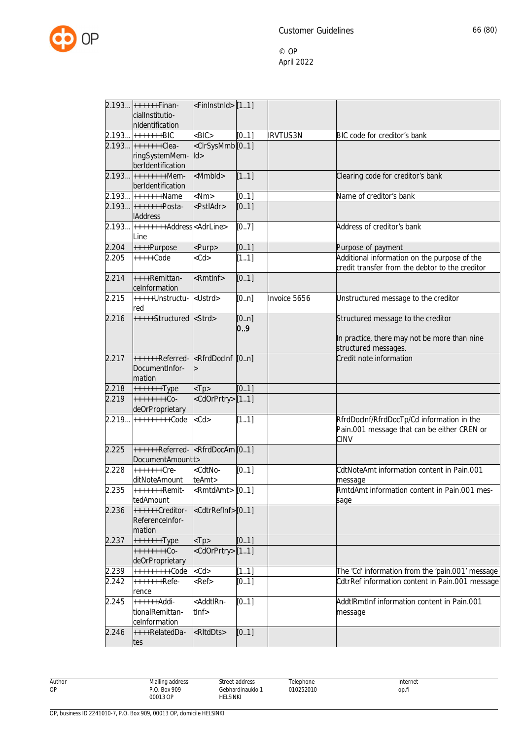| | | | | | |
|---|---|---|---|---|---|
| 2.193... | ++++++Finan-cialInstitutio-nIdentification | <FinInstnId> | [1..1] | | |
| 2.193... | +++++++BIC | <BIC> | [0..1] | IRVTUS3N | BIC code for creditor's bank |
| 2.193... | +++++++Clea-ringSystemMem-berIdentification | <ClrSysMmbId> | [0..1] | | |
| 2.193... | ++++++++Mem-berIdentification | <MmbId> | [1..1] | | Clearing code for creditor's bank |
| 2.193... | +++++++Name | <Nm> | [0..1] | | Name of creditor's bank |
| 2.193... | +++++++Posta-lAddress | <PstlAdr> | [0..1] | | |
| 2.193... | ++++++++Address Line | <AdrLine> | [0..7] | | Address of creditor's bank |
| 2.204 | ++++Purpose | <Purp> | [0..1] | | Purpose of payment |
| 2.205 | +++++Code | <Cd> | [1..1] | | Additional information on the purpose of the credit transfer from the debtor to the creditor |
| 2.214 | ++++Remittan-ceInformation | <RmtInf> | [0..1] | | |
| 2.215 | +++++Unstructu-red | <Ustrd> | [0..n] | Invoice 5656 | Unstructured message to the creditor |
| 2.216 | +++++Structured | <Strd> | [0..n] **0..9** | | Structured message to the creditor<br><br>In practice, there may not be more than nine structured messages. |
| 2.217 | ++++++Referred-DocumentInfor-mation | <RfrdDocInf> | [0..n] | | Credit note information |
| 2.218 | +++++++Type | <Tp> | [0..1] | | |
| 2.219 | ++++++++Co-deOrProprietary | <CdOrPrtry> | [1..1] | | |
| 2.219... | +++++++++Code | <Cd> | [1..1] | | RfrdDocInf/RfrdDocTp/Cd information in the Pain.001 message that can be either CREN or CINV |
| 2.225 | ++++++Referred-DocumentAmount | <RfrdDocAmt> | [0..1] | | |
| 2.228 | +++++++Cre-ditNoteAmount | <CdtNo-teAmt> | [0..1] | | CdtNoteAmt information content in Pain.001 message |
| 2.235 | +++++++Remit-tedAmount | <RmtdAmt> | [0..1] | | RmtdAmt information content in Pain.001 mes-sage |
| 2.236 | ++++++Creditor-ReferenceInfor-mation | <CdtrRefInf> | [0..1] | | |
| 2.237 | +++++++Type | <Tp> | [0..1] | | |
| | ++++++++Co-deOrProprietary | <CdOrPrtry> | [1..1] | | |
| 2.239 | +++++++++Code | <Cd> | [1..1] | | The 'Cd' information from the 'pain.001' message |
| 2.242 | +++++++Refe-rence | <Ref> | [0..1] | | CdtrRef information content in Pain.001 message |
| 2.245 | ++++++Addi-tionalRemittan-ceInformation | <AddtlRn-tInf> | [0..1] | | AddtlRmtInf information content in Pain.001 message |
| 2.246 | ++++RelatedDa-tes | <RltdDts> | [0..1] | | |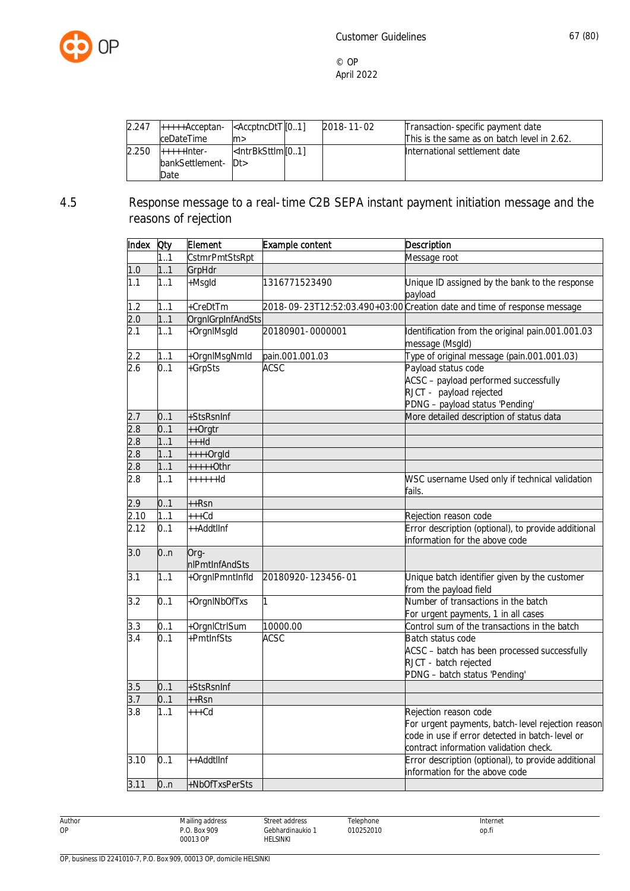| | | | | | |
|---|---|---|---|---|---|
| 2.247 | +++++Acceptan-ceDateTime | <AccptncDtTm> | [0..1] | 2018-11-02 | Transaction-specific payment date<br>This is the same as on batch level in 2.62. |
| 2.250 | +++++Inter-bankSettlement-Date | <IntrBkSttlmDt> | [0..1] | | International settlement date |

## 4.5 Response message to a real-time C2B SEPA instant payment initiation message and the reasons of rejection

| Index | Qty | Element | Example content | Description |
|---|---|---|---|---|
| | 1..1 | CstmrPmtStsRpt | | Message root |
| 1.0 | 1..1 | GrpHdr | | |
| 1.1 | 1..1 | +MsgId | 1316771523490 | Unique ID assigned by the bank to the response payload |
| 1.2 | 1..1 | +CreDtTm | 2018-09-23T12:52:03.490+03:00 | Creation date and time of response message |
| 2.0 | 1..1 | OrgnlGrpInfAndSts | | |
| 2.1 | 1..1 | +OrgnlMsgId | 20180901-0000001 | Identification from the original pain.001.001.03 message (MsgId) |
| 2.2 | 1..1 | +OrgnlMsgNmId | pain.001.001.03 | Type of original message (pain.001.001.03) |
| 2.6 | 0..1 | +GrpSts | ACSC | Payload status code<br>ACSC – payload performed successfully<br>RJCT - payload rejected<br>PDNG – payload status 'Pending' |
| 2.7 | 0..1 | +StsRsnInf | | More detailed description of status data |
| 2.8 | 0..1 | ++Orgtr | | |
| 2.8 | 1..1 | +++Id | | |
| 2.8 | 1..1 | ++++OrgId | | |
| 2.8 | 1..1 | +++++Othr | | |
| 2.8 | 1..1 | ++++++Id | | WSC username Used only if technical validation fails. |
| 2.9 | 0..1 | ++Rsn | | |
| 2.10 | 1..1 | +++Cd | | Rejection reason code |
| 2.12 | 0..1 | ++AddtlInf | | Error description (optional), to provide additional information for the above code |
| 3.0 | 0..n | Org-nlPmtInfAndSts | | |
| 3.1 | 1..1 | +OrgnlPmntInfId | 20180920-123456-01 | Unique batch identifier given by the customer from the payload field |
| 3.2 | 0..1 | +OrgnlNbOfTxs | 1 | Number of transactions in the batch<br>For urgent payments, 1 in all cases |
| 3.3 | 0..1 | +OrgnlCtrlSum | 10000.00 | Control sum of the transactions in the batch |
| 3.4 | 0..1 | +PmtInfSts | ACSC | Batch status code<br>ACSC – batch has been processed successfully<br>RJCT - batch rejected<br>PDNG – batch status 'Pending' |
| 3.5 | 0..1 | +StsRsnInf | | |
| 3.7 | 0..1 | ++Rsn | | |
| 3.8 | 1..1 | +++Cd | | Rejection reason code<br>For urgent payments, batch-level rejection reason code in use if error detected in batch-level or contract information validation check. |
| 3.10 | 0..1 | ++AddtlInf | | Error description (optional), to provide additional information for the above code |
| 3.11 | 0..n | +NbOfTxsPerSts | | |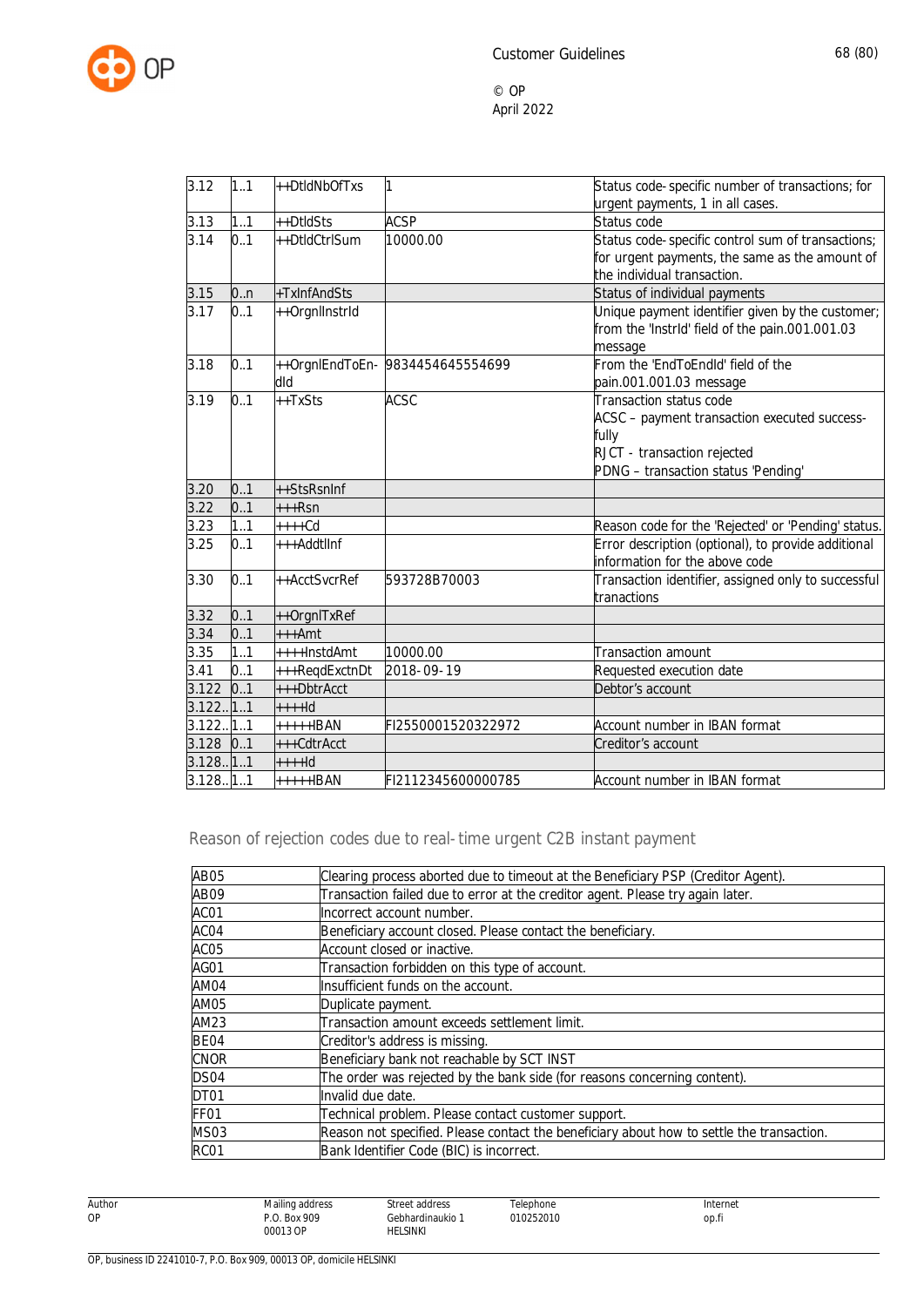| | | | | |
|---|---|---|---|---|
| 3.12 | 1..1 | ++DtldNbOfTxs | 1 | Status code-specific number of transactions; for urgent payments, 1 in all cases. |
| 3.13 | 1..1 | ++DtldSts | ACSP | Status code |
| 3.14 | 0..1 | ++DtldCtrlSum | 10000.00 | Status code-specific control sum of transactions; for urgent payments, the same as the amount of the individual transaction. |
| 3.15 | 0..n | +TxInfAndSts | | Status of individual payments |
| 3.17 | 0..1 | ++OrgnlInstrId | | Unique payment identifier given by the customer; from the 'InstrId' field of the pain.001.001.03 message |
| 3.18 | 0..1 | ++OrgnlEndToEn-dId | 9834454645554699 | From the 'EndToEndId' field of the pain.001.001.03 message |
| 3.19 | 0..1 | ++TxSts | ACSC | Transaction status code<br>ACSC – payment transaction executed success-fully<br>RJCT - transaction rejected<br>PDNG – transaction status 'Pending' |
| 3.20 | 0..1 | ++StsRsnInf | | |
| 3.22 | 0..1 | +++Rsn | | |
| 3.23 | 1..1 | ++++Cd | | Reason code for the 'Rejected' or 'Pending' status. |
| 3.25 | 0..1 | +++AddtlInf | | Error description (optional), to provide additional information for the above code |
| 3.30 | 0..1 | ++AcctSvcrRef | 593728B70003 | Transaction identifier, assigned only to successful tranactions |
| 3.32 | 0..1 | ++OrgnlTxRef | | |
| 3.34 | 0..1 | +++Amt | | |
| 3.35 | 1..1 | ++++InstdAmt | 10000.00 | Transaction amount |
| 3.41 | 0..1 | +++ReqdExctnDt | 2018-09-19 | Requested execution date |
| 3.122 | 0..1 | +++DbtrAcct | | Debtor's account |
| 3.122.. | 1..1 | ++++Id | | |
| 3.122.. | 1..1 | +++++IBAN | FI2550001520322972 | Account number in IBAN format |
| 3.128 | 0..1 | +++CdtrAcct | | Creditor's account |
| 3.128.. | 1..1 | ++++Id | | |
| 3.128.. | 1..1 | +++++IBAN | FI2112345600000785 | Account number in IBAN format |

## Reason of rejection codes due to real-time urgent C2B instant payment

| | |
|---|---|
| AB05 | Clearing process aborted due to timeout at the Beneficiary PSP (Creditor Agent). |
| AB09 | Transaction failed due to error at the creditor agent. Please try again later. |
| AC01 | Incorrect account number. |
| AC04 | Beneficiary account closed. Please contact the beneficiary. |
| AC05 | Account closed or inactive. |
| AG01 | Transaction forbidden on this type of account. |
| AM04 | Insufficient funds on the account. |
| AM05 | Duplicate payment. |
| AM23 | Transaction amount exceeds settlement limit. |
| BE04 | Creditor's address is missing. |
| CNOR | Beneficiary bank not reachable by SCT INST |
| DS04 | The order was rejected by the bank side (for reasons concerning content). |
| DT01 | Invalid due date. |
| FF01 | Technical problem. Please contact customer support. |
| MS03 | Reason not specified. Please contact the beneficiary about how to settle the transaction. |
| RC01 | Bank Identifier Code (BIC) is incorrect. |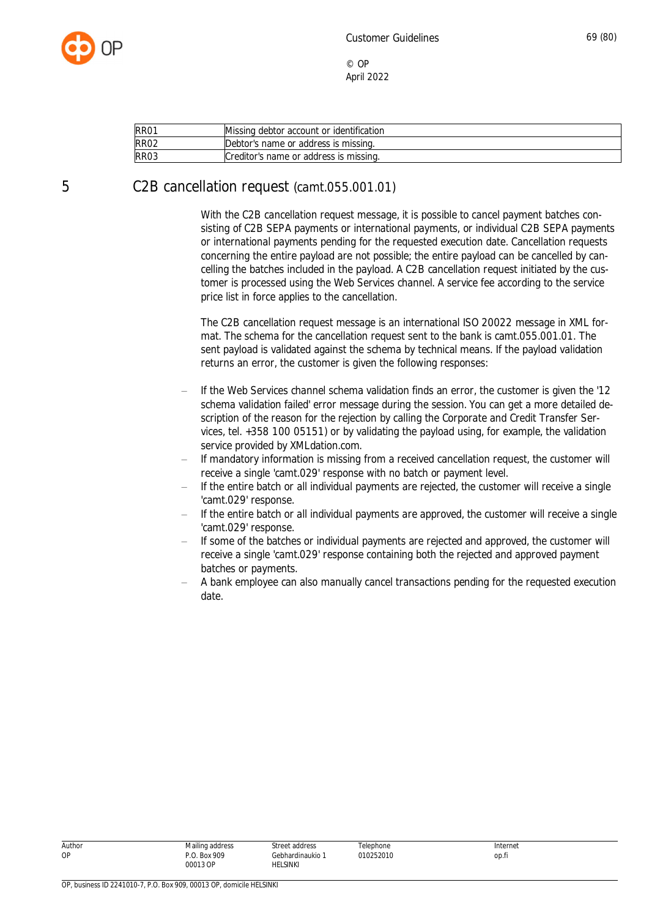| RR01 | Missing debtor account or identification |
| --- | --- |
| RR02 | Debtor's name or address is missing. |
| RR03 | Creditor's name or address is missing. |

# 5 C2B cancellation request (camt.055.001.01)

With the C2B cancellation request message, it is possible to cancel payment batches consisting of C2B SEPA payments or international payments, or individual C2B SEPA payments or international payments pending for the requested execution date. Cancellation requests concerning the entire payload are not possible; the entire payload can be cancelled by cancelling the batches included in the payload. A C2B cancellation request initiated by the customer is processed using the Web Services channel. A service fee according to the service price list in force applies to the cancellation.

The C2B cancellation request message is an international ISO 20022 message in XML format. The schema for the cancellation request sent to the bank is camt.055.001.01. The sent payload is validated against the schema by technical means. If the payload validation returns an error, the customer is given the following responses:

- If the Web Services channel schema validation finds an error, the customer is given the '12 schema validation failed' error message during the session. You can get a more detailed description of the reason for the rejection by calling the Corporate and Credit Transfer Services, tel. +358 100 05151) or by validating the payload using, for example, the validation service provided by XMLdation.com.
- If mandatory information is missing from a received cancellation request, the customer will receive a single 'camt.029' response with no batch or payment level.
- If the entire batch or all individual payments are rejected, the customer will receive a single 'camt.029' response.
- If the entire batch or all individual payments are approved, the customer will receive a single 'camt.029' response.
- If some of the batches or individual payments are rejected and approved, the customer will receive a single 'camt.029' response containing both the rejected and approved payment batches or payments.
- A bank employee can also manually cancel transactions pending for the requested execution date.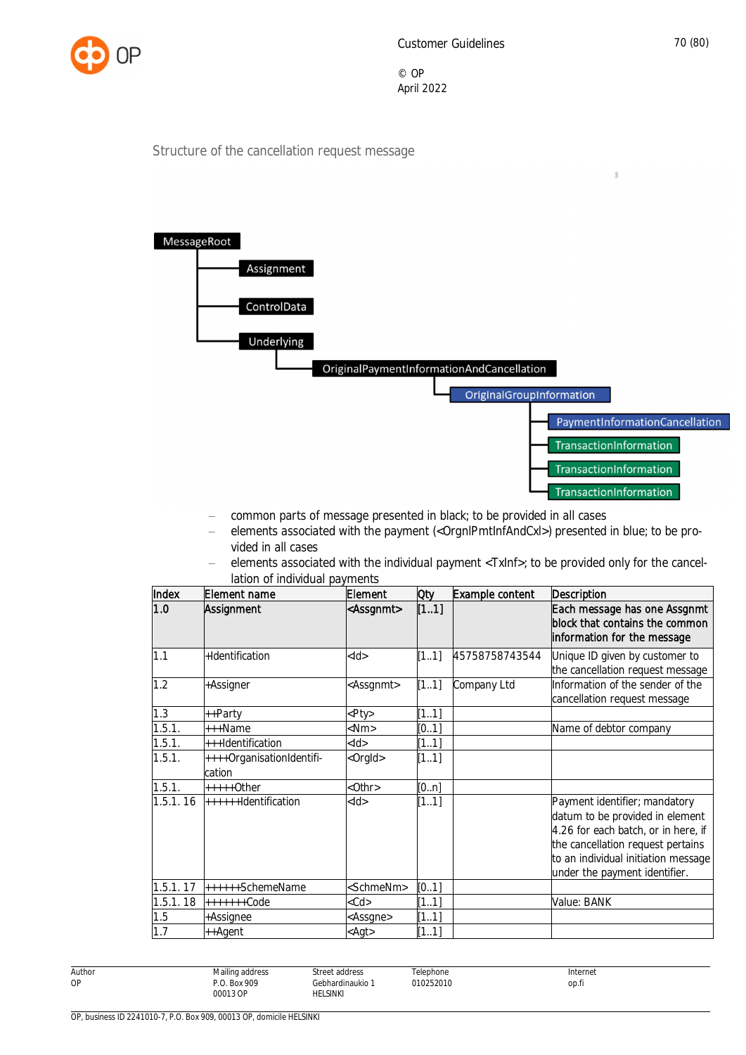Structure of the cancellation request message

MessageRoot
- Assignment
- ControlData
- Underlying
  - OriginalPaymentInformationAndCancellation
    - OriginalGroupInformation
      - PaymentInformationCancellation
      - TransactionInformation
      - TransactionInformation
      - TransactionInformation

- common parts of message presented in black; to be provided in all cases
- elements associated with the payment (<OrgnlPmtInfAndCxl>) presented in blue; to be provided in all cases
- elements associated with the individual payment <TxInf>; to be provided only for the cancellation of individual payments

| Index | Element name | Element | Qty | Example content | Description |
|---|---|---|---|---|---|
| **1.0** | **Assignment** | **<Assgnmt>** | **[1..1]** | | **Each message has one Assgnmt block that contains the common information for the message** |
| 1.1 | +Identification | <Id> | [1..1] | 45758758743544 | Unique ID given by customer to the cancellation request message |
| 1.2 | +Assigner | <Assgnmt> | [1..1] | Company Ltd | Information of the sender of the cancellation request message |
| 1.3 | ++Party | <Pty> | [1..1] | | |
| 1.5.1. | +++Name | <Nm> | [0..1] | | Name of debtor company |
| 1.5.1. | +++Identification | <Id> | [1..1] | | |
| 1.5.1. | ++++OrganisationIdentification | <OrgId> | [1..1] | | |
| 1.5.1. | +++++Other | <Othr> | [0..n] | | |
| 1.5.1. 16 | ++++++Identification | <Id> | [1..1] | | Payment identifier; mandatory datum to be provided in element 4.26 for each batch, or in here, if the cancellation request pertains to an individual initiation message under the payment identifier. |
| 1.5.1. 17 | ++++++SchemeName | <SchmeNm> | [0..1] | | |
| 1.5.1. 18 | +++++++Code | <Cd> | [1..1] | | Value: BANK |
| 1.5 | +Assignee | <Assgne> | [1..1] | | |
| 1.7 | ++Agent | <Agt> | [1..1] | | |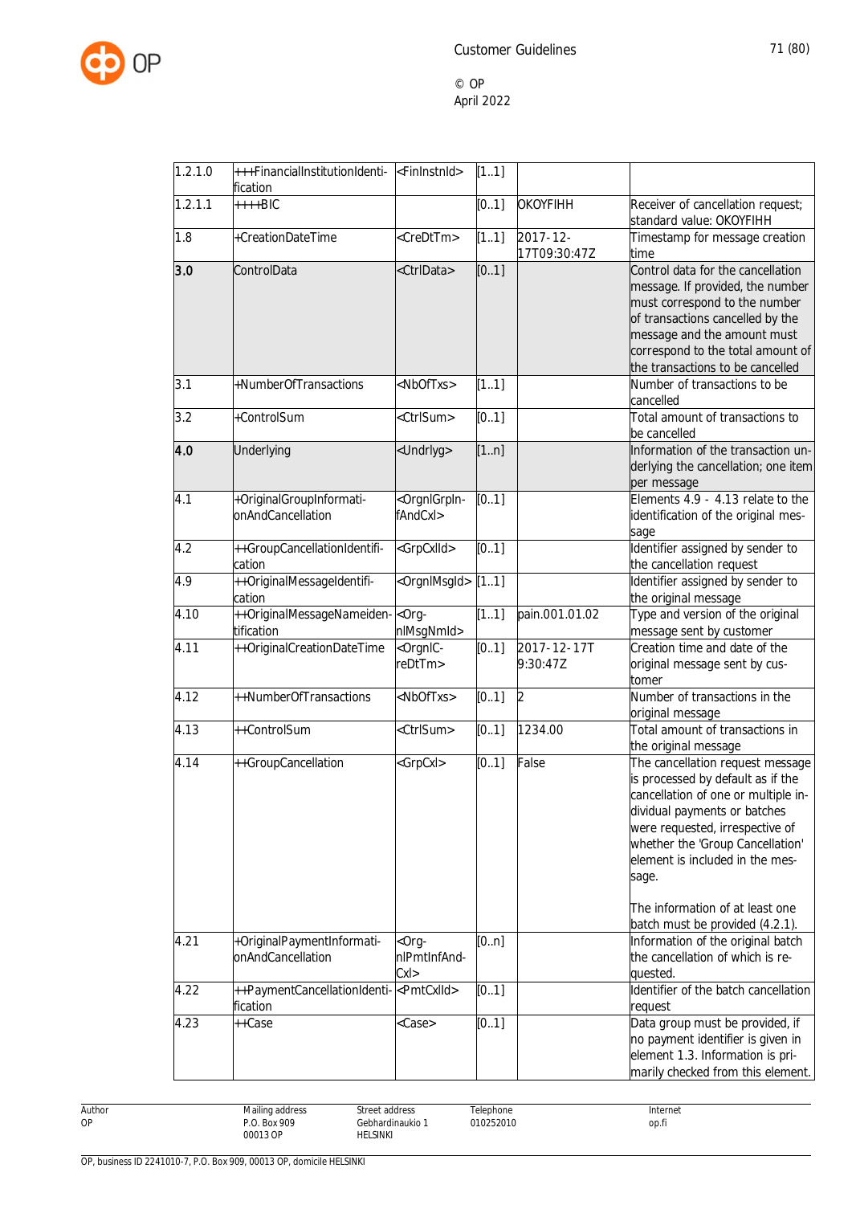| | | | | | |
|---|---|---|---|---|---|
| 1.2.1.0 | +++FinancialInstitutionIdentification | <FinInstnId> | [1..1] | | |
| 1.2.1.1 | ++++BIC | | [0..1] | OKOYFIHH | Receiver of cancellation request; standard value: OKOYFIHH |
| 1.8 | +CreationDateTime | <CreDtTm> | [1..1] | 2017-12-17T09:30:47Z | Timestamp for message creation time |
| **3.0** | ControlData | <CtrlData> | [0..1] | | Control data for the cancellation message. If provided, the number must correspond to the number of transactions cancelled by the message and the amount must correspond to the total amount of the transactions to be cancelled |
| 3.1 | +NumberOfTransactions | <NbOfTxs> | [1..1] | | Number of transactions to be cancelled |
| 3.2 | +ControlSum | <CtrlSum> | [0..1] | | Total amount of transactions to be cancelled |
| **4.0** | Underlying | <Undrlyg> | [1..n] | | Information of the transaction underlying the cancellation; one item per message |
| 4.1 | +OriginalGroupInformationAndCancellation | <OrgnlGrpInfAndCxl> | [0..1] | | Elements 4.9 - 4.13 relate to the identification of the original message |
| 4.2 | ++GroupCancellationIdentification | <GrpCxlId> | [0..1] | | Identifier assigned by sender to the cancellation request |
| 4.9 | ++OriginalMessageIdentification | <OrgnlMsgId> | [1..1] | | Identifier assigned by sender to the original message |
| 4.10 | ++OriginalMessageNameidentification | <OrgnlMsgNmId> | [1..1] | pain.001.01.02 | Type and version of the original message sent by customer |
| 4.11 | ++OriginalCreationDateTime | <OrgnlCreDtTm> | [0..1] | 2017-12-17T 9:30:47Z | Creation time and date of the original message sent by customer |
| 4.12 | ++NumberOfTransactions | <NbOfTxs> | [0..1] | 2 | Number of transactions in the original message |
| 4.13 | ++ControlSum | <CtrlSum> | [0..1] | 1234.00 | Total amount of transactions in the original message |
| 4.14 | ++GroupCancellation | <GrpCxl> | [0..1] | False | The cancellation request message is processed by default as if the cancellation of one or multiple individual payments or batches were requested, irrespective of whether the 'Group Cancellation' element is included in the message.<br><br>The information of at least one batch must be provided (4.2.1). |
| 4.21 | +OriginalPaymentInformationAndCancellation | <OrgnlPmtInfAndCxl> | [0..n] | | Information of the original batch the cancellation of which is requested. |
| 4.22 | ++PaymentCancellationIdentification | <PmtCxlId> | [0..1] | | Identifier of the batch cancellation request |
| 4.23 | ++Case | <Case> | [0..1] | | Data group must be provided, if no payment identifier is given in element 1.3. Information is primarily checked from this element. |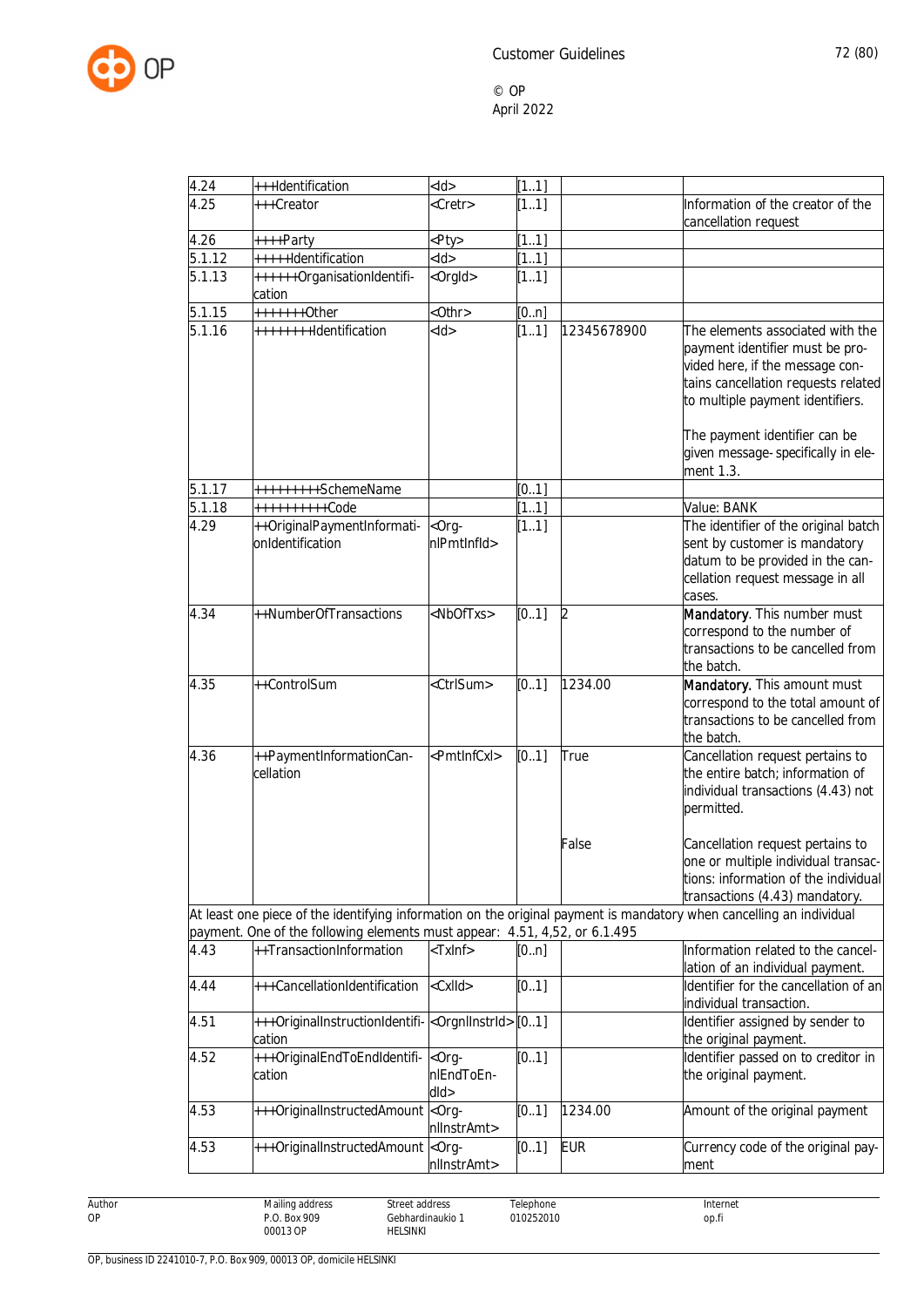| | | | | | |
|---|---|---|---|---|---|
| 4.24 | +++Identification | <Id> | [1..1] | | |
| 4.25 | +++Creator | <Cretr> | [1..1] | | Information of the creator of the cancellation request |
| 4.26 | ++++Party | <Pty> | [1..1] | | |
| 5.1.12 | +++++Identification | <Id> | [1..1] | | |
| 5.1.13 | ++++++OrganisationIdentification | <OrgId> | [1..1] | | |
| 5.1.15 | +++++++Other | <Othr> | [0..n] | | |
| 5.1.16 | ++++++++Identification | <Id> | [1..1] | 12345678900 | The elements associated with the payment identifier must be provided here, if the message contains cancellation requests related to multiple payment identifiers.<br><br>The payment identifier can be given message- specifically in element 1.3. |
| 5.1.17 | +++++++++SchemeName | | [0..1] | | |
| 5.1.18 | ++++++++++Code | | [1..1] | | Value: BANK |
| 4.29 | ++OriginalPaymentInformationIdentification | <OrgnlPmtInfId> | [1..1] | | The identifier of the original batch sent by customer is mandatory datum to be provided in the cancellation request message in all cases. |
| 4.34 | ++NumberOfTransactions | <NbOfTxs> | [0..1] | 2 | **Mandatory**. This number must correspond to the number of transactions to be cancelled from the batch. |
| 4.35 | ++ControlSum | <CtrlSum> | [0..1] | 1234.00 | **Mandatory.** This amount must correspond to the total amount of transactions to be cancelled from the batch. |
| 4.36 | ++PaymentInformationCancellation | <PmtInfCxl> | [0..1] | True<br><br>False | Cancellation request pertains to the entire batch; information of individual transactions (4.43) not permitted.<br><br>Cancellation request pertains to one or multiple individual transactions: information of the individual transactions (4.43) mandatory. |
| At least one piece of the identifying information on the original payment is mandatory when cancelling an individual payment. One of the following elements must appear: 4.51, 4,52, or 6.1.495 | | | | | |
| 4.43 | ++TransactionInformation | <TxInf> | [0..n] | | Information related to the cancellation of an individual payment. |
| 4.44 | +++CancellationIdentification | <CxlId> | [0..1] | | Identifier for the cancellation of an individual transaction. |
| 4.51 | +++OriginalInstructionIdentification | <OrgnlInstrId> | [0..1] | | Identifier assigned by sender to the original payment. |
| 4.52 | +++OriginalEndToEndIdentification | <OrgnlEndToEndId> | [0..1] | | Identifier passed on to creditor in the original payment. |
| 4.53 | +++OriginalInstructedAmount | <OrgnlInstrAmt> | [0..1] | 1234.00 | Amount of the original payment |
| 4.53 | +++OriginalInstructedAmount | <OrgnlInstrAmt> | [0..1] | EUR | Currency code of the original payment |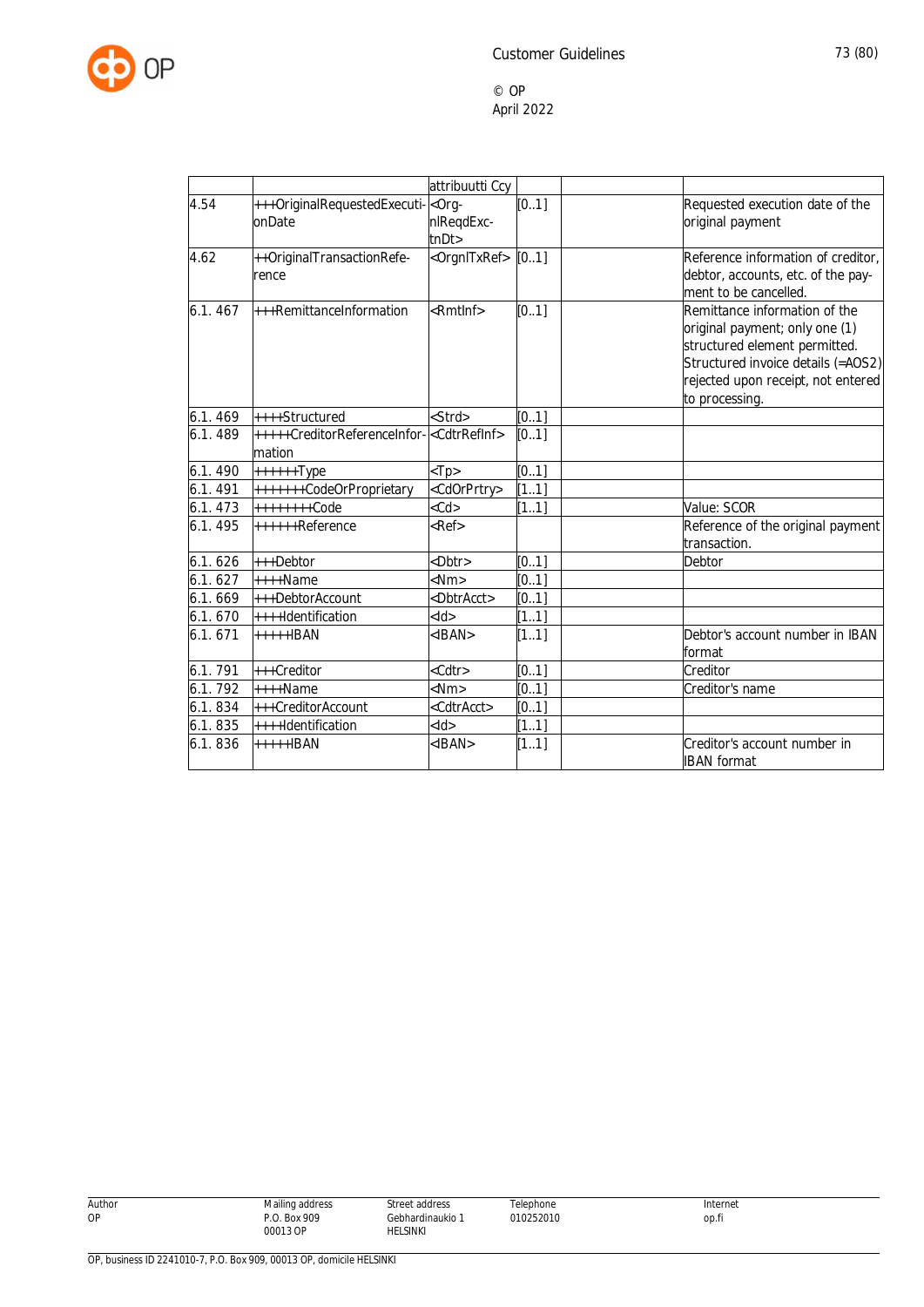| | | attribuutti Ccy | | | |
|---|---|---|---|---|---|
| 4.54 | +++OriginalRequestedExecutionDate | <OrgnlReqdExctnDt> | [0..1] | | Requested execution date of the original payment |
| 4.62 | ++OriginalTransactionReference | <OrgnlTxRef> | [0..1] | | Reference information of creditor, debtor, accounts, etc. of the payment to be cancelled. |
| 6.1. 467 | +++RemittanceInformation | <RmtInf> | [0..1] | | Remittance information of the original payment; only one (1) structured element permitted. Structured invoice details (=AOS2) rejected upon receipt, not entered to processing. |
| 6.1. 469 | ++++Structured | <Strd> | [0..1] | | |
| 6.1. 489 | +++++CreditorReferenceInformation | <CdtrRefInf> | [0..1] | | |
| 6.1. 490 | ++++++Type | <Tp> | [0..1] | | |
| 6.1. 491 | +++++++CodeOrProprietary | <CdOrPrtry> | [1..1] | | |
| 6.1. 473 | ++++++++Code | <Cd> | [1..1] | | Value: SCOR |
| 6.1. 495 | ++++++Reference | <Ref> | | | Reference of the original payment transaction. |
| 6.1. 626 | +++Debtor | <Dbtr> | [0..1] | | Debtor |
| 6.1. 627 | ++++Name | <Nm> | [0..1] | | |
| 6.1. 669 | +++DebtorAccount | <DbtrAcct> | [0..1] | | |
| 6.1. 670 | ++++Identification | <Id> | [1..1] | | |
| 6.1. 671 | +++++IBAN | <IBAN> | [1..1] | | Debtor's account number in IBAN format |
| 6.1. 791 | +++Creditor | <Cdtr> | [0..1] | | Creditor |
| 6.1. 792 | ++++Name | <Nm> | [0..1] | | Creditor's name |
| 6.1. 834 | +++CreditorAccount | <CdtrAcct> | [0..1] | | |
| 6.1. 835 | ++++Identification | <Id> | [1..1] | | |
| 6.1. 836 | +++++IBAN | <IBAN> | [1..1] | | Creditor's account number in IBAN format |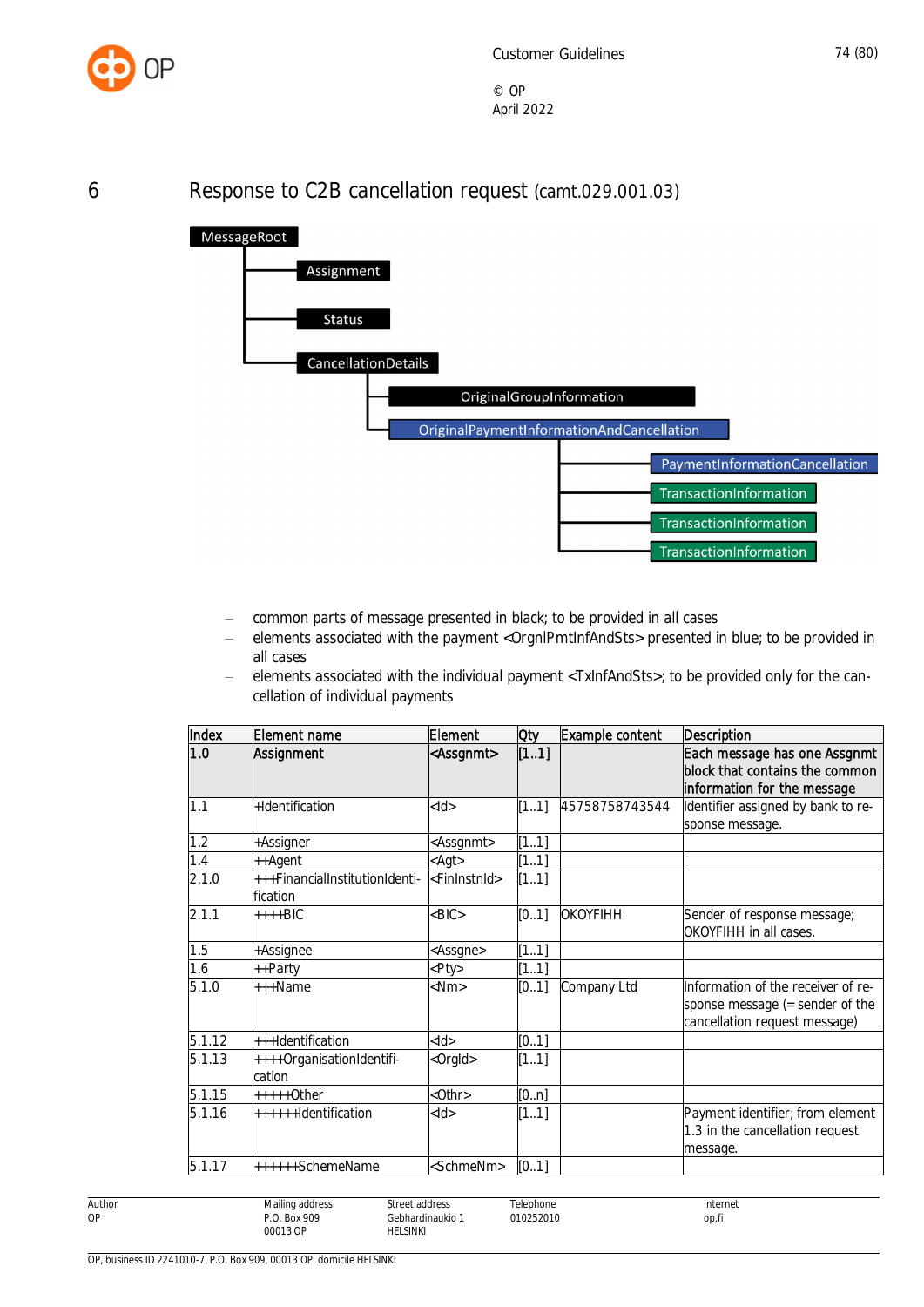# 6 Response to C2B cancellation request (camt.029.001.03)

MessageRoot
- Assignment
- Status
- CancellationDetails
  - OriginalGroupInformation
  - OriginalPaymentInformationAndCancellation
    - PaymentInformationCancellation
    - TransactionInformation
    - TransactionInformation
    - TransactionInformation

- common parts of message presented in black; to be provided in all cases
- elements associated with the payment <OrgnlPmtInfAndSts> presented in blue; to be provided in all cases
- elements associated with the individual payment <TxInfAndSts>; to be provided only for the cancellation of individual payments

| Index | Element name | Element | Qty | Example content | Description |
|---|---|---|---|---|---|
| **1.0** | **Assignment** | **<Assgnmt>** | **[1..1]** | | **Each message has one Assgnmt block that contains the common information for the message** |
| 1.1 | +Identification | <Id> | [1..1] | 45758758743544 | Identifier assigned by bank to response message. |
| 1.2 | +Assigner | <Assgnmt> | [1..1] | | |
| 1.4 | ++Agent | <Agt> | [1..1] | | |
| 2.1.0 | +++FinancialInstitutionIdentification | <FinInstnId> | [1..1] | | |
| 2.1.1 | ++++BIC | <BIC> | [0..1] | OKOYFIHH | Sender of response message; OKOYFIHH in all cases. |
| 1.5 | +Assignee | <Assgne> | [1..1] | | |
| 1.6 | ++Party | <Pty> | [1..1] | | |
| 5.1.0 | +++Name | <Nm> | [0..1] | Company Ltd | Information of the receiver of response message (= sender of the cancellation request message) |
| 5.1.12 | +++Identification | <Id> | [0..1] | | |
| 5.1.13 | ++++OrganisationIdentification | <OrgId> | [1..1] | | |
| 5.1.15 | +++++Other | <Othr> | [0..n] | | |
| 5.1.16 | ++++++Identification | <Id> | [1..1] | | Payment identifier; from element 1.3 in the cancellation request message. |
| 5.1.17 | ++++++SchemeName | <SchmeNm> | [0..1] | | |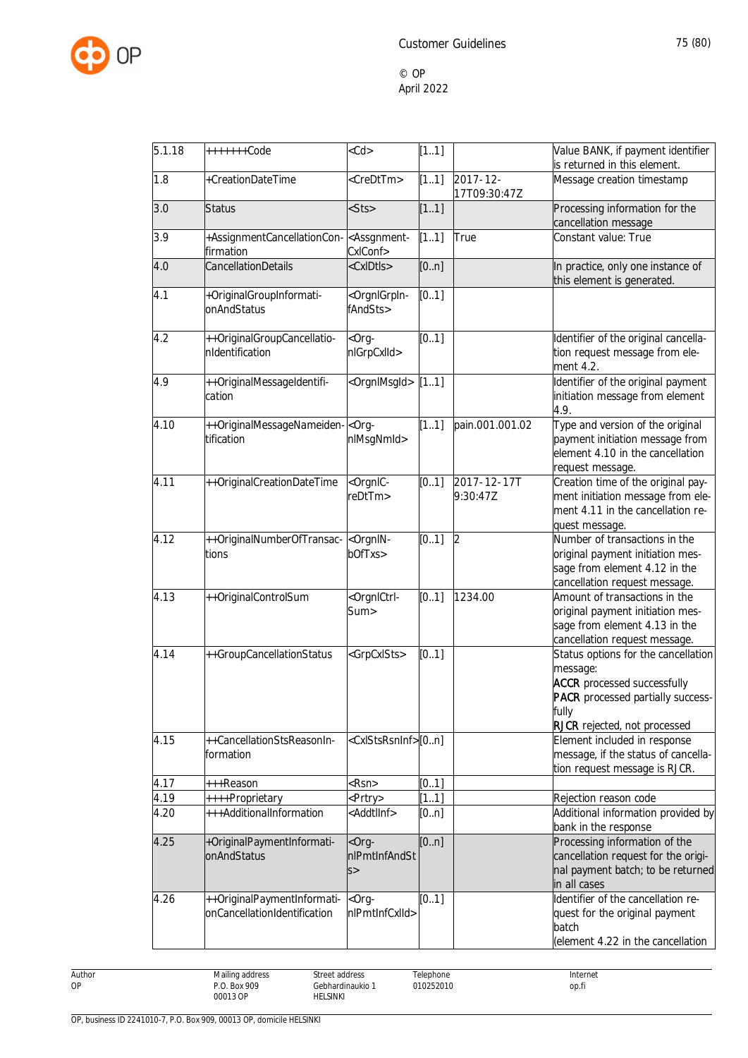| | | | | | |
|---|---|---|---|---|---|
| 5.1.18 | +++++++Code | <Cd> | [1..1] | | Value BANK, if payment identifier is returned in this element. |
| 1.8 | +CreationDateTime | <CreDtTm> | [1..1] | 2017-12-17T09:30:47Z | Message creation timestamp |
| 3.0 | Status | <Sts> | [1..1] | | Processing information for the cancellation message |
| 3.9 | +AssignmentCancellationConfirmation | <AssgnmentCxlConf> | [1..1] | True | Constant value: True |
| 4.0 | CancellationDetails | <CxlDtls> | [0..n] | | In practice, only one instance of this element is generated. |
| 4.1 | +OriginalGroupInformationAndStatus | <OrgnlGrpInfAndSts> | [0..1] | | |
| 4.2 | ++OriginalGroupCancellationIdentification | <OrgnlGrpCxlId> | [0..1] | | Identifier of the original cancellation request message from element 4.2. |
| 4.9 | ++OriginalMessageIdentification | <OrgnlMsgId> | [1..1] | | Identifier of the original payment initiation message from element 4.9. |
| 4.10 | ++OriginalMessageNameidentification | <OrgnlMsgNmId> | [1..1] | pain.001.001.02 | Type and version of the original payment initiation message from element 4.10 in the cancellation request message. |
| 4.11 | ++OriginalCreationDateTime | <OrgnlCreDtTm> | [0..1] | 2017-12-17T9:30:47Z | Creation time of the original payment initiation message from element 4.11 in the cancellation request message. |
| 4.12 | ++OriginalNumberOfTransactions | <OrgnlNbOfTxs> | [0..1] | 2 | Number of transactions in the original payment initiation message from element 4.12 in the cancellation request message. |
| 4.13 | ++OriginalControlSum | <OrgnlCtrlSum> | [0..1] | 1234.00 | Amount of transactions in the original payment initiation message from element 4.13 in the cancellation request message. |
| 4.14 | ++GroupCancellationStatus | <GrpCxlSts> | [0..1] | | Status options for the cancellation message:<br>**ACCR** processed successfully<br>**PACR** processed partially successfully<br>**RJCR** rejected, not processed |
| 4.15 | ++CancellationStsReasonInformation | <CxlStsRsnInf> | [0..n] | | Element included in response message, if the status of cancellation request message is RJCR. |
| 4.17 | +++Reason | <Rsn> | [0..1] | | |
| 4.19 | ++++Proprietary | <Prtry> | [1..1] | | Rejection reason code |
| 4.20 | +++AdditionalInformation | <AddtlInf> | [0..n] | | Additional information provided by bank in the response |
| 4.25 | +OriginalPaymentInformationAndStatus | <OrgnlPmtInfAndSts> | [0..n] | | Processing information of the cancellation request for the original payment batch; to be returned in all cases |
| 4.26 | ++OriginalPaymentInformationCancellationIdentification | <OrgnlPmtInfCxlId> | [0..1] | | Identifier of the cancellation request for the original payment batch<br>(element 4.22 in the cancellation |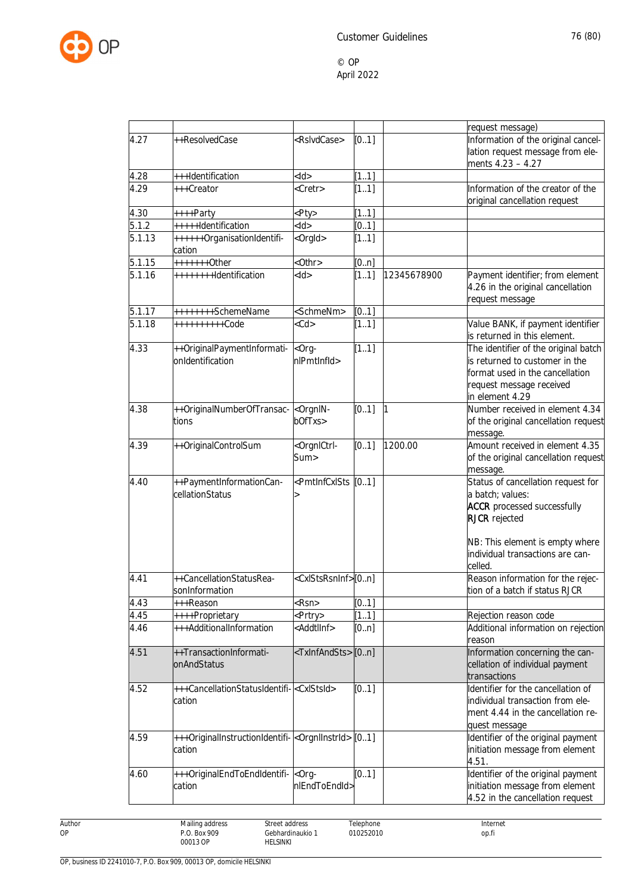| | | | | | |
|---|---|---|---|---|---|
| | | | | | request message) |
| 4.27 | ++ResolvedCase | <RslvdCase> | [0..1] | | Information of the original cancellation request message from elements 4.23 – 4.27 |
| 4.28 | +++Identification | <Id> | [1..1] | | |
| 4.29 | +++Creator | <Cretr> | [1..1] | | Information of the creator of the original cancellation request |
| 4.30 | ++++Party | <Pty> | [1..1] | | |
| 5.1.2 | +++++Identification | <Id> | [0..1] | | |
| 5.1.13 | ++++++OrganisationIdentification | <OrgId> | [1..1] | | |
| 5.1.15 | +++++++Other | <Othr> | [0..n] | | |
| 5.1.16 | ++++++++Identification | <Id> | [1..1] | 12345678900 | Payment identifier; from element 4.26 in the original cancellation request message |
| 5.1.17 | ++++++++SchemeName | <SchmeNm> | [0..1] | | |
| 5.1.18 | +++++++++Code | <Cd> | [1..1] | | Value BANK, if payment identifier is returned in this element. |
| 4.33 | ++OriginalPaymentInformationIdentification | <OrgnlPmtInfId> | [1..1] | | The identifier of the original batch is returned to customer in the format used in the cancellation request message received in element 4.29 |
| 4.38 | ++OriginalNumberOfTransactions | <OrgnlNbOfTxs> | [0..1] | 1 | Number received in element 4.34 of the original cancellation request message. |
| 4.39 | ++OriginalControlSum | <OrgnlCtrlSum> | [0..1] | 1200.00 | Amount received in element 4.35 of the original cancellation request message. |
| 4.40 | ++PaymentInformationCancellationStatus | <PmtInfCxlSts> | [0..1] | | Status of cancellation request for a batch; values:<br>**ACCR** processed successfully<br>**RJCR** rejected<br><br>NB: This element is empty where individual transactions are cancelled. |
| 4.41 | ++CancellationStatusReasonInformation | <CxlStsRsnInf> | [0..n] | | Reason information for the rejection of a batch if status RJCR |
| 4.43 | +++Reason | <Rsn> | [0..1] | | |
| 4.45 | ++++Proprietary | <Prtry> | [1..1] | | Rejection reason code |
| 4.46 | +++AdditionalInformation | <AddtlInf> | [0..n] | | Additional information on rejection reason |
| 4.51 | ++TransactionInformationAndStatus | <TxInfAndSts> | [0..n] | | Information concerning the cancellation of individual payment transactions |
| 4.52 | +++CancellationStatusIdentification | <CxlStsId> | [0..1] | | Identifier for the cancellation of individual transaction from element 4.44 in the cancellation request message |
| 4.59 | +++OriginalInstructionIdentification | <OrgnlInstrId> | [0..1] | | Identifier of the original payment initiation message from element 4.51. |
| 4.60 | +++OriginalEndToEndIdentification | <OrgnlEndToEndId> | [0..1] | | Identifier of the original payment initiation message from element 4.52 in the cancellation request |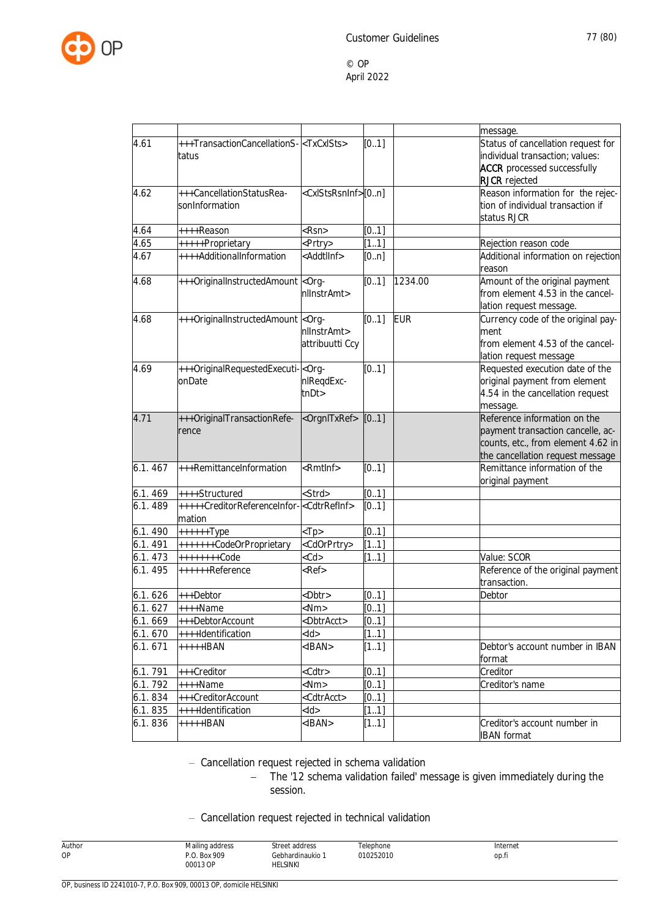| | | | | | message. |
|---|---|---|---|---|---|
| 4.61 | +++TransactionCancellationStatus | <TxCxlSts> | [0..1] | | Status of cancellation request for individual transaction; values: **ACCR** processed successfully **RJCR** rejected |
| 4.62 | +++CancellationStatusReasonInformation | <CxlStsRsnInf> | [0..n] | | Reason information for the rejection of individual transaction if status RJCR |
| 4.64 | ++++Reason | <Rsn> | [0..1] | | |
| 4.65 | +++++Proprietary | <Prtry> | [1..1] | | Rejection reason code |
| 4.67 | ++++AdditionalInformation | <AddtlInf> | [0..n] | | Additional information on rejection reason |
| 4.68 | +++OriginalInstructedAmount | <OrgnlInstrAmt> | [0..1] | 1234.00 | Amount of the original payment from element 4.53 in the cancellation request message. |
| 4.68 | +++OriginalInstructedAmount | <OrgnlInstrAmt> attribuutti Ccy | [0..1] | EUR | Currency code of the original payment from element 4.53 of the cancellation request message |
| 4.69 | +++OriginalRequestedExecutionDate | <OrgnlReqdExctnDt> | [0..1] | | Requested execution date of the original payment from element 4.54 in the cancellation request message. |
| 4.71 | +++OriginalTransactionReference | <OrgnlTxRef> | [0..1] | | Reference information on the payment transaction cancelle, accounts, etc., from element 4.62 in the cancellation request message |
| 6.1. 467 | +++RemittanceInformation | <RmtInf> | [0..1] | | Remittance information of the original payment |
| 6.1. 469 | ++++Structured | <Strd> | [0..1] | | |
| 6.1. 489 | +++++CreditorReferenceInformation | <CdtrRefInf> | [0..1] | | |
| 6.1. 490 | ++++++Type | <Tp> | [0..1] | | |
| 6.1. 491 | +++++++CodeOrProprietary | <CdOrPrtry> | [1..1] | | |
| 6.1. 473 | ++++++++Code | <Cd> | [1..1] | | Value: SCOR |
| 6.1. 495 | ++++++Reference | <Ref> | | | Reference of the original payment transaction. |
| 6.1. 626 | +++Debtor | <Dbtr> | [0..1] | | Debtor |
| 6.1. 627 | ++++Name | <Nm> | [0..1] | | |
| 6.1. 669 | +++DebtorAccount | <DbtrAcct> | [0..1] | | |
| 6.1. 670 | ++++Identification | <Id> | [1..1] | | |
| 6.1. 671 | +++++IBAN | <IBAN> | [1..1] | | Debtor's account number in IBAN format |
| 6.1. 791 | +++Creditor | <Cdtr> | [0..1] | | Creditor |
| 6.1. 792 | ++++Name | <Nm> | [0..1] | | Creditor's name |
| 6.1. 834 | +++CreditorAccount | <CdtrAcct> | [0..1] | | |
| 6.1. 835 | ++++Identification | <Id> | [1..1] | | |
| 6.1. 836 | +++++IBAN | <IBAN> | [1..1] | | Creditor's account number in IBAN format |

- Cancellation request rejected in schema validation
  - The '12 schema validation failed' message is given immediately during the session.

- Cancellation request rejected in technical validation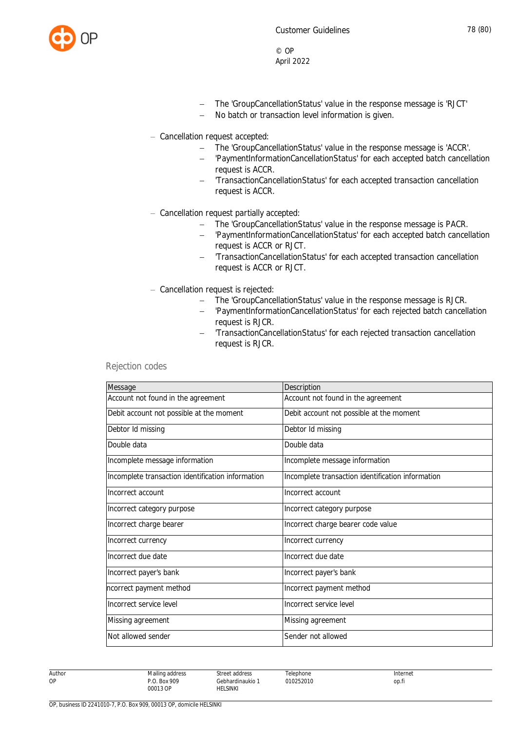- The 'GroupCancellationStatus' value in the response message is 'RJCT'
- No batch or transaction level information is given.

- Cancellation request accepted:
  - The 'GroupCancellationStatus' value in the response message is 'ACCR'.
  - 'PaymentInformationCancellationStatus' for each accepted batch cancellation request is ACCR.
  - 'TransactionCancellationStatus' for each accepted transaction cancellation request is ACCR.

- Cancellation request partially accepted:
  - The 'GroupCancellationStatus' value in the response message is PACR.
  - 'PaymentInformationCancellationStatus' for each accepted batch cancellation request is ACCR or RJCT.
  - 'TransactionCancellationStatus' for each accepted transaction cancellation request is ACCR or RJCT.

- Cancellation request is rejected:
  - The 'GroupCancellationStatus' value in the response message is RJCR.
  - 'PaymentInformationCancellationStatus' for each rejected batch cancellation request is RJCR.
  - 'TransactionCancellationStatus' for each rejected transaction cancellation request is RJCR.

### Rejection codes

| Message | Description |
|---|---|
| Account not found in the agreement | Account not found in the agreement |
| Debit account not possible at the moment | Debit account not possible at the moment |
| Debtor Id missing | Debtor Id missing |
| Double data | Double data |
| Incomplete message information | Incomplete message information |
| Incomplete transaction identification information | Incomplete transaction identification information |
| Incorrect account | Incorrect account |
| Incorrect category purpose | Incorrect category purpose |
| Incorrect charge bearer | Incorrect charge bearer code value |
| Incorrect currency | Incorrect currency |
| Incorrect due date | Incorrect due date |
| Incorrect payer's bank | Incorrect payer's bank |
| ncorrect payment method | Incorrect payment method |
| Incorrect service level | Incorrect service level |
| Missing agreement | Missing agreement |
| Not allowed sender | Sender not allowed |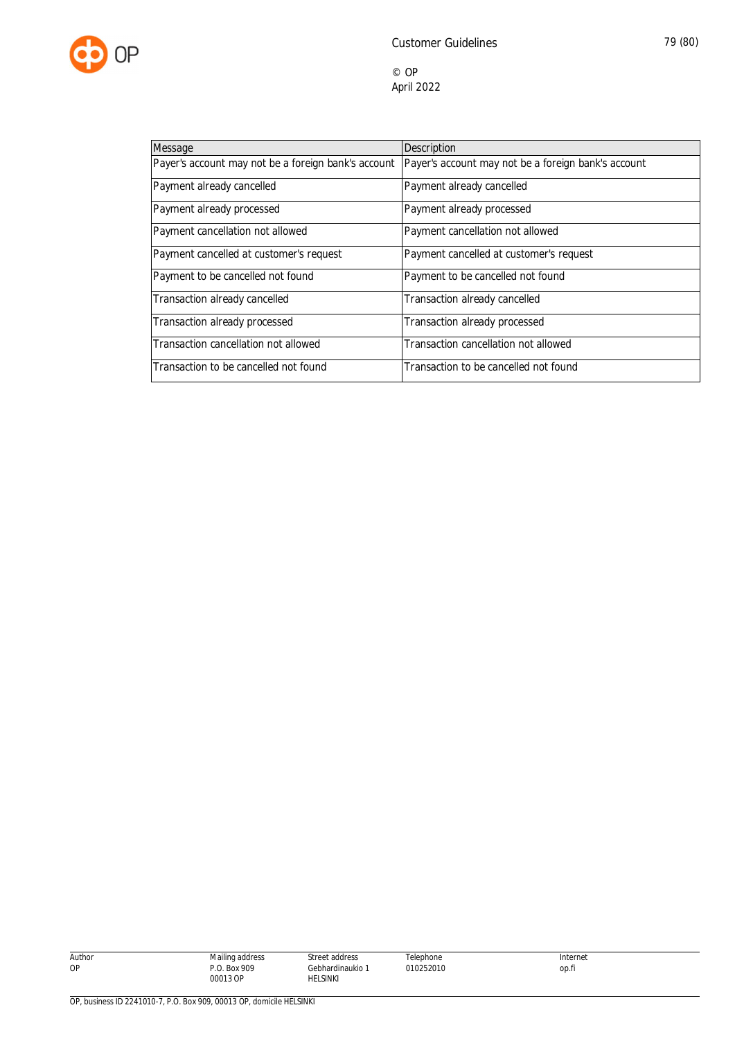| Message | Description |
|---|---|
| Payer's account may not be a foreign bank's account | Payer's account may not be a foreign bank's account |
| Payment already cancelled | Payment already cancelled |
| Payment already processed | Payment already processed |
| Payment cancellation not allowed | Payment cancellation not allowed |
| Payment cancelled at customer's request | Payment cancelled at customer's request |
| Payment to be cancelled not found | Payment to be cancelled not found |
| Transaction already cancelled | Transaction already cancelled |
| Transaction already processed | Transaction already processed |
| Transaction cancellation not allowed | Transaction cancellation not allowed |
| Transaction to be cancelled not found | Transaction to be cancelled not found |